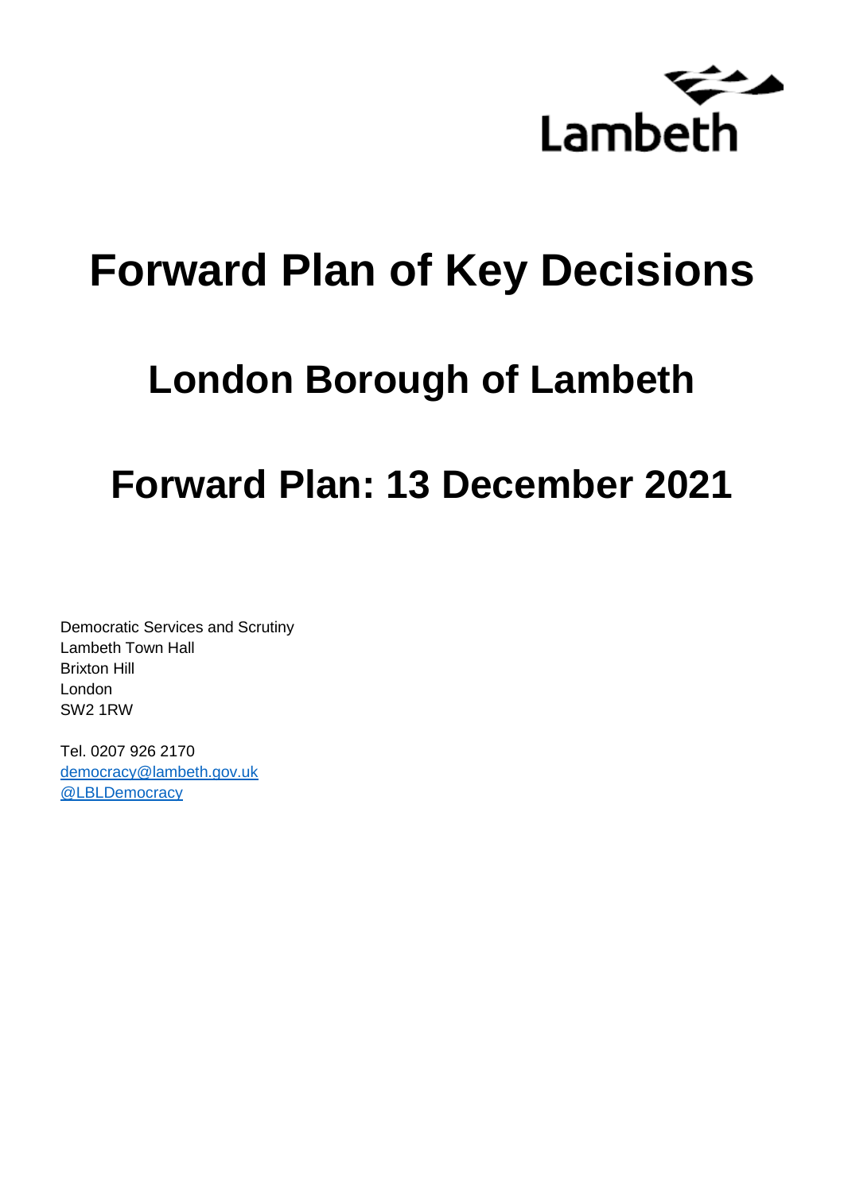Lambeth

# Forward Plan of Key Decisions

## London Borough of Lambeth

## Forward Plan: 13 December 2021

Democratic Services and Scrutiny
Lambeth Town Hall
Brixton Hill
London
SW2 1RW

Tel. 0207 926 2170
democracy@lambeth.gov.uk
@LBLDemocracy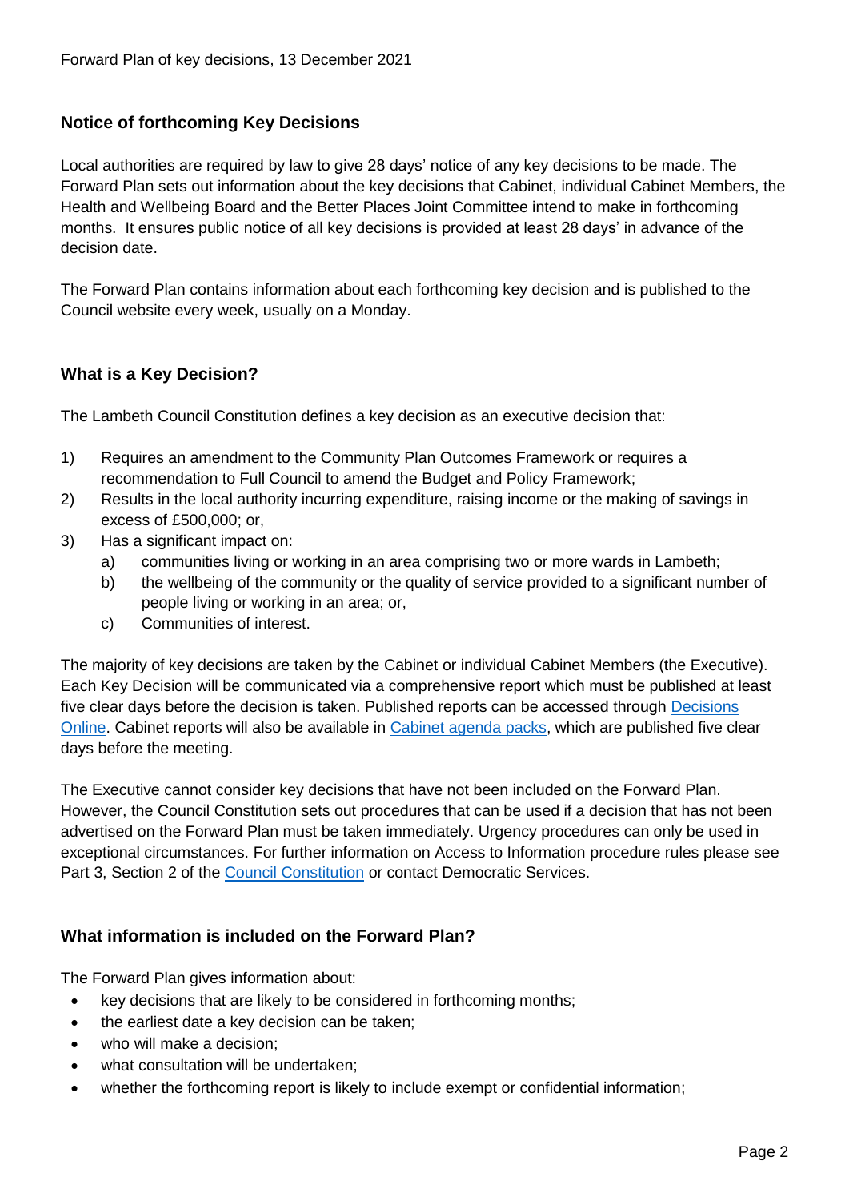Forward Plan of key decisions, 13 December 2021

## Notice of forthcoming Key Decisions

Local authorities are required by law to give 28 days' notice of any key decisions to be made. The Forward Plan sets out information about the key decisions that Cabinet, individual Cabinet Members, the Health and Wellbeing Board and the Better Places Joint Committee intend to make in forthcoming months. It ensures public notice of all key decisions is provided at least 28 days' in advance of the decision date.

The Forward Plan contains information about each forthcoming key decision and is published to the Council website every week, usually on a Monday.

## What is a Key Decision?

The Lambeth Council Constitution defines a key decision as an executive decision that:

1) Requires an amendment to the Community Plan Outcomes Framework or requires a recommendation to Full Council to amend the Budget and Policy Framework;
2) Results in the local authority incurring expenditure, raising income or the making of savings in excess of £500,000; or,
3) Has a significant impact on:
   a) communities living or working in an area comprising two or more wards in Lambeth;
   b) the wellbeing of the community or the quality of service provided to a significant number of people living or working in an area; or,
   c) Communities of interest.

The majority of key decisions are taken by the Cabinet or individual Cabinet Members (the Executive). Each Key Decision will be communicated via a comprehensive report which must be published at least five clear days before the decision is taken. Published reports can be accessed through Decisions Online. Cabinet reports will also be available in Cabinet agenda packs, which are published five clear days before the meeting.

The Executive cannot consider key decisions that have not been included on the Forward Plan. However, the Council Constitution sets out procedures that can be used if a decision that has not been advertised on the Forward Plan must be taken immediately. Urgency procedures can only be used in exceptional circumstances. For further information on Access to Information procedure rules please see Part 3, Section 2 of the Council Constitution or contact Democratic Services.

## What information is included on the Forward Plan?

The Forward Plan gives information about:

- key decisions that are likely to be considered in forthcoming months;
- the earliest date a key decision can be taken;
- who will make a decision;
- what consultation will be undertaken;
- whether the forthcoming report is likely to include exempt or confidential information;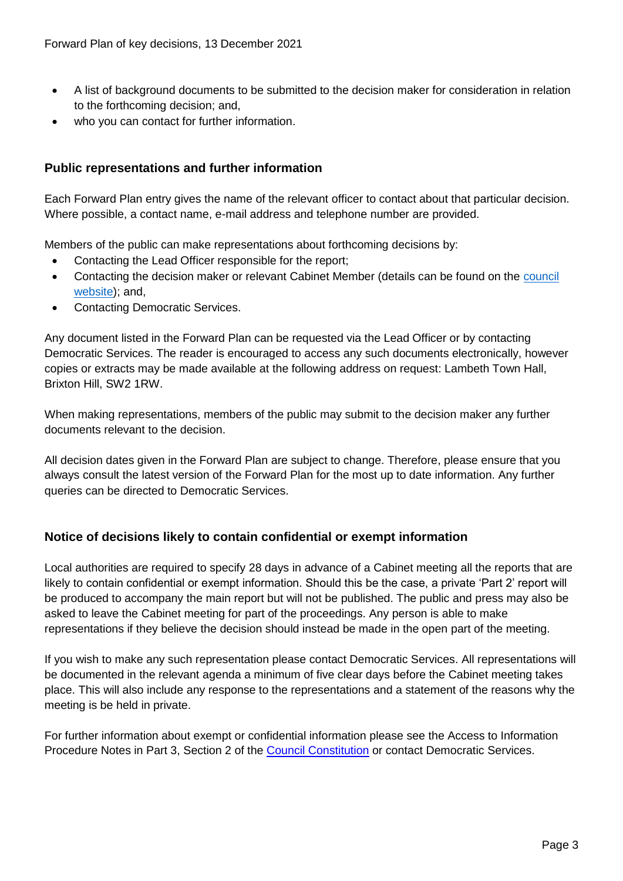- A list of background documents to be submitted to the decision maker for consideration in relation to the forthcoming decision; and,
- who you can contact for further information.

### Public representations and further information

Each Forward Plan entry gives the name of the relevant officer to contact about that particular decision. Where possible, a contact name, e-mail address and telephone number are provided.

Members of the public can make representations about forthcoming decisions by:

- Contacting the Lead Officer responsible for the report;
- Contacting the decision maker or relevant Cabinet Member (details can be found on the council website); and,
- Contacting Democratic Services.

Any document listed in the Forward Plan can be requested via the Lead Officer or by contacting Democratic Services. The reader is encouraged to access any such documents electronically, however copies or extracts may be made available at the following address on request: Lambeth Town Hall, Brixton Hill, SW2 1RW.

When making representations, members of the public may submit to the decision maker any further documents relevant to the decision.

All decision dates given in the Forward Plan are subject to change. Therefore, please ensure that you always consult the latest version of the Forward Plan for the most up to date information. Any further queries can be directed to Democratic Services.

### Notice of decisions likely to contain confidential or exempt information

Local authorities are required to specify 28 days in advance of a Cabinet meeting all the reports that are likely to contain confidential or exempt information. Should this be the case, a private 'Part 2' report will be produced to accompany the main report but will not be published. The public and press may also be asked to leave the Cabinet meeting for part of the proceedings. Any person is able to make representations if they believe the decision should instead be made in the open part of the meeting.

If you wish to make any such representation please contact Democratic Services. All representations will be documented in the relevant agenda a minimum of five clear days before the Cabinet meeting takes place. This will also include any response to the representations and a statement of the reasons why the meeting is be held in private.

For further information about exempt or confidential information please see the Access to Information Procedure Notes in Part 3, Section 2 of the Council Constitution or contact Democratic Services.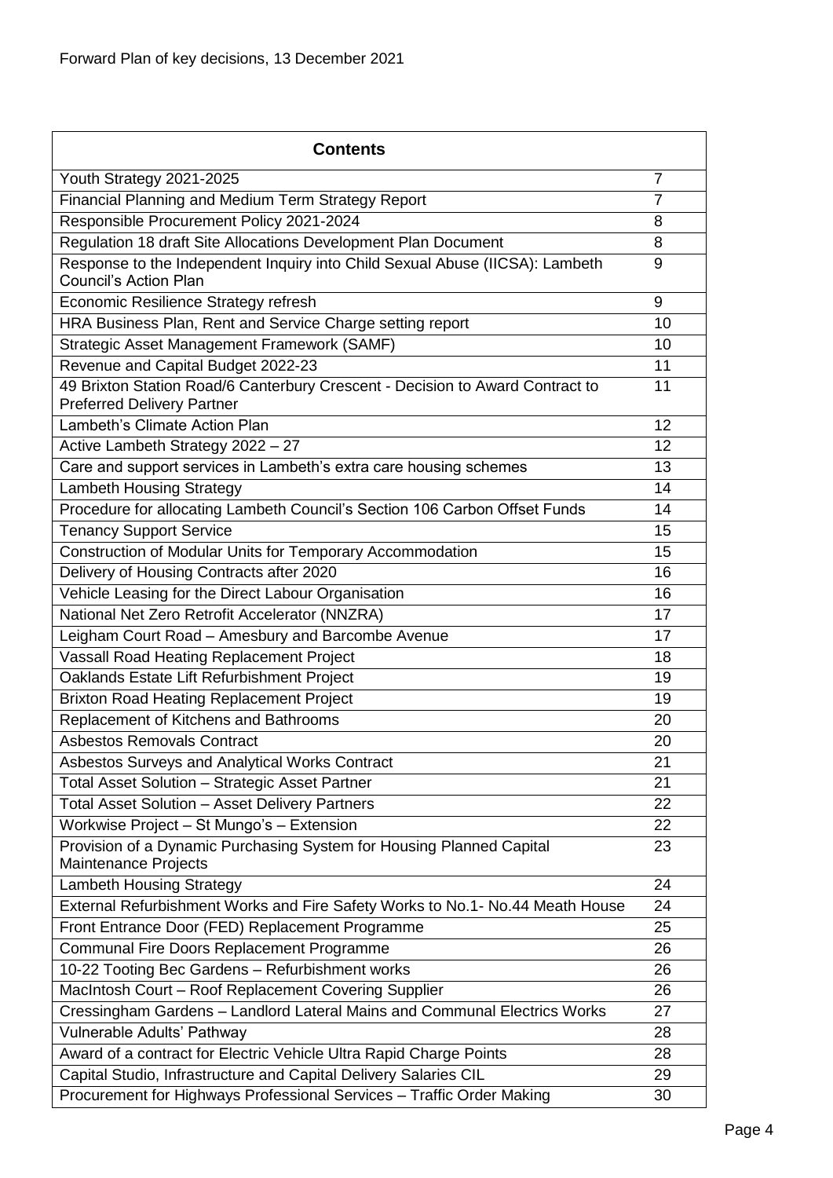Forward Plan of key decisions, 13 December 2021

| Contents | |
|---|---|
| Youth Strategy 2021-2025 | 7 |
| Financial Planning and Medium Term Strategy Report | 7 |
| Responsible Procurement Policy 2021-2024 | 8 |
| Regulation 18 draft Site Allocations Development Plan Document | 8 |
| Response to the Independent Inquiry into Child Sexual Abuse (IICSA): Lambeth Council's Action Plan | 9 |
| Economic Resilience Strategy refresh | 9 |
| HRA Business Plan, Rent and Service Charge setting report | 10 |
| Strategic Asset Management Framework (SAMF) | 10 |
| Revenue and Capital Budget 2022-23 | 11 |
| 49 Brixton Station Road/6 Canterbury Crescent - Decision to Award Contract to Preferred Delivery Partner | 11 |
| Lambeth's Climate Action Plan | 12 |
| Active Lambeth Strategy 2022 – 27 | 12 |
| Care and support services in Lambeth's extra care housing schemes | 13 |
| Lambeth Housing Strategy | 14 |
| Procedure for allocating Lambeth Council's Section 106 Carbon Offset Funds | 14 |
| Tenancy Support Service | 15 |
| Construction of Modular Units for Temporary Accommodation | 15 |
| Delivery of Housing Contracts after 2020 | 16 |
| Vehicle Leasing for the Direct Labour Organisation | 16 |
| National Net Zero Retrofit Accelerator (NNZRA) | 17 |
| Leigham Court Road – Amesbury and Barcombe Avenue | 17 |
| Vassall Road Heating Replacement Project | 18 |
| Oaklands Estate Lift Refurbishment Project | 19 |
| Brixton Road Heating Replacement Project | 19 |
| Replacement of Kitchens and Bathrooms | 20 |
| Asbestos Removals Contract | 20 |
| Asbestos Surveys and Analytical Works Contract | 21 |
| Total Asset Solution – Strategic Asset Partner | 21 |
| Total Asset Solution – Asset Delivery Partners | 22 |
| Workwise Project – St Mungo's – Extension | 22 |
| Provision of a Dynamic Purchasing System for Housing Planned Capital Maintenance Projects | 23 |
| Lambeth Housing Strategy | 24 |
| External Refurbishment Works and Fire Safety Works to No.1- No.44 Meath House | 24 |
| Front Entrance Door (FED) Replacement Programme | 25 |
| Communal Fire Doors Replacement Programme | 26 |
| 10-22 Tooting Bec Gardens – Refurbishment works | 26 |
| MacIntosh Court – Roof Replacement Covering Supplier | 26 |
| Cressingham Gardens – Landlord Lateral Mains and Communal Electrics Works | 27 |
| Vulnerable Adults' Pathway | 28 |
| Award of a contract for Electric Vehicle Ultra Rapid Charge Points | 28 |
| Capital Studio, Infrastructure and Capital Delivery Salaries CIL | 29 |
| Procurement for Highways Professional Services – Traffic Order Making | 30 |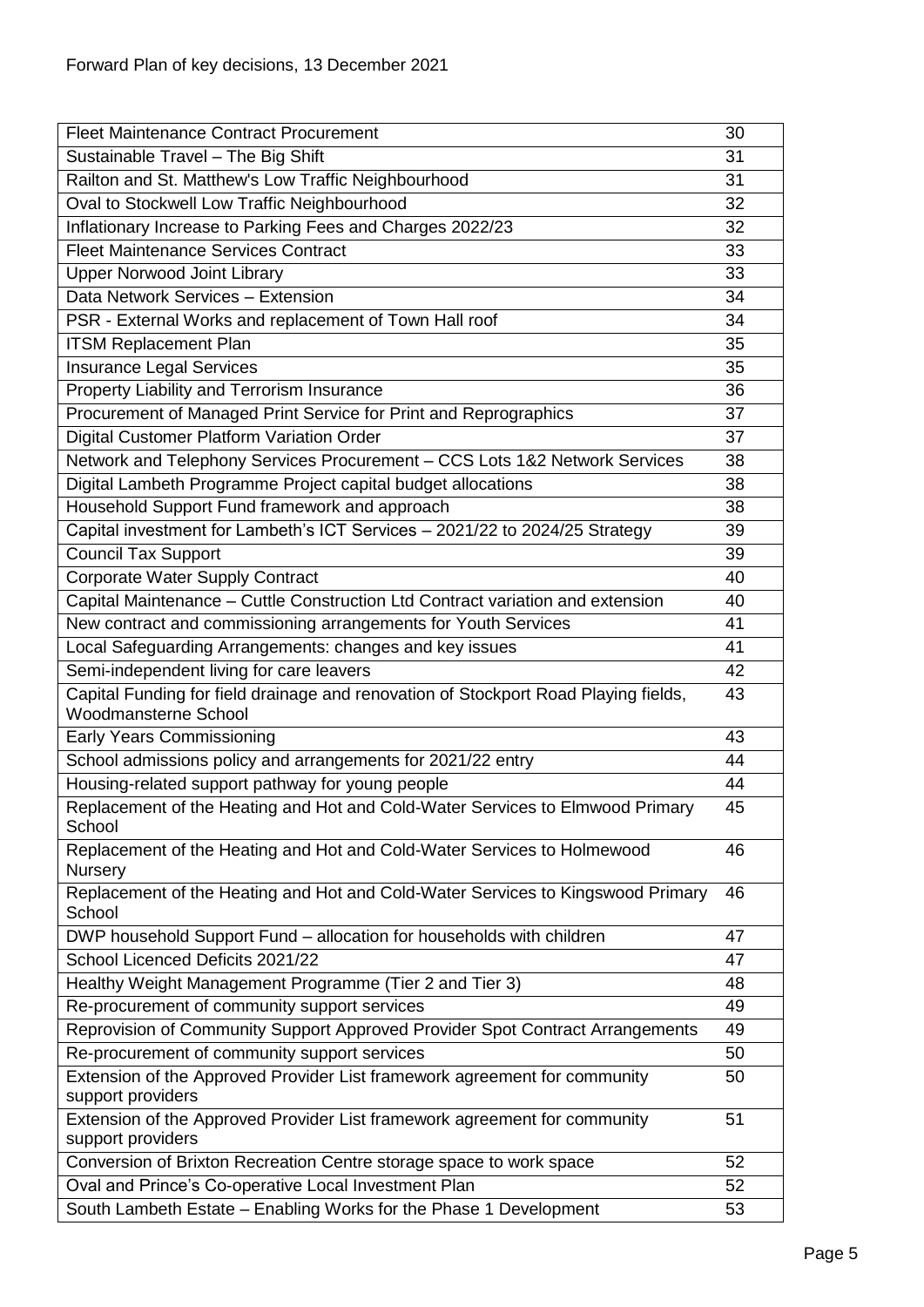Forward Plan of key decisions, 13 December 2021

| | |
|---|---|
| Fleet Maintenance Contract Procurement | 30 |
| Sustainable Travel – The Big Shift | 31 |
| Railton and St. Matthew's Low Traffic Neighbourhood | 31 |
| Oval to Stockwell Low Traffic Neighbourhood | 32 |
| Inflationary Increase to Parking Fees and Charges 2022/23 | 32 |
| Fleet Maintenance Services Contract | 33 |
| Upper Norwood Joint Library | 33 |
| Data Network Services – Extension | 34 |
| PSR - External Works and replacement of Town Hall roof | 34 |
| ITSM Replacement Plan | 35 |
| Insurance Legal Services | 35 |
| Property Liability and Terrorism Insurance | 36 |
| Procurement of Managed Print Service for Print and Reprographics | 37 |
| Digital Customer Platform Variation Order | 37 |
| Network and Telephony Services Procurement – CCS Lots 1&2 Network Services | 38 |
| Digital Lambeth Programme Project capital budget allocations | 38 |
| Household Support Fund framework and approach | 38 |
| Capital investment for Lambeth's ICT Services – 2021/22 to 2024/25 Strategy | 39 |
| Council Tax Support | 39 |
| Corporate Water Supply Contract | 40 |
| Capital Maintenance – Cuttle Construction Ltd Contract variation and extension | 40 |
| New contract and commissioning arrangements for Youth Services | 41 |
| Local Safeguarding Arrangements: changes and key issues | 41 |
| Semi-independent living for care leavers | 42 |
| Capital Funding for field drainage and renovation of Stockport Road Playing fields, Woodmansterne School | 43 |
| Early Years Commissioning | 43 |
| School admissions policy and arrangements for 2021/22 entry | 44 |
| Housing-related support pathway for young people | 44 |
| Replacement of the Heating and Hot and Cold-Water Services to Elmwood Primary School | 45 |
| Replacement of the Heating and Hot and Cold-Water Services to Holmewood Nursery | 46 |
| Replacement of the Heating and Hot and Cold-Water Services to Kingswood Primary School | 46 |
| DWP household Support Fund – allocation for households with children | 47 |
| School Licenced Deficits 2021/22 | 47 |
| Healthy Weight Management Programme (Tier 2 and Tier 3) | 48 |
| Re-procurement of community support services | 49 |
| Reprovision of Community Support Approved Provider Spot Contract Arrangements | 49 |
| Re-procurement of community support services | 50 |
| Extension of the Approved Provider List framework agreement for community support providers | 50 |
| Extension of the Approved Provider List framework agreement for community support providers | 51 |
| Conversion of Brixton Recreation Centre storage space to work space | 52 |
| Oval and Prince's Co-operative Local Investment Plan | 52 |
| South Lambeth Estate – Enabling Works for the Phase 1 Development | 53 |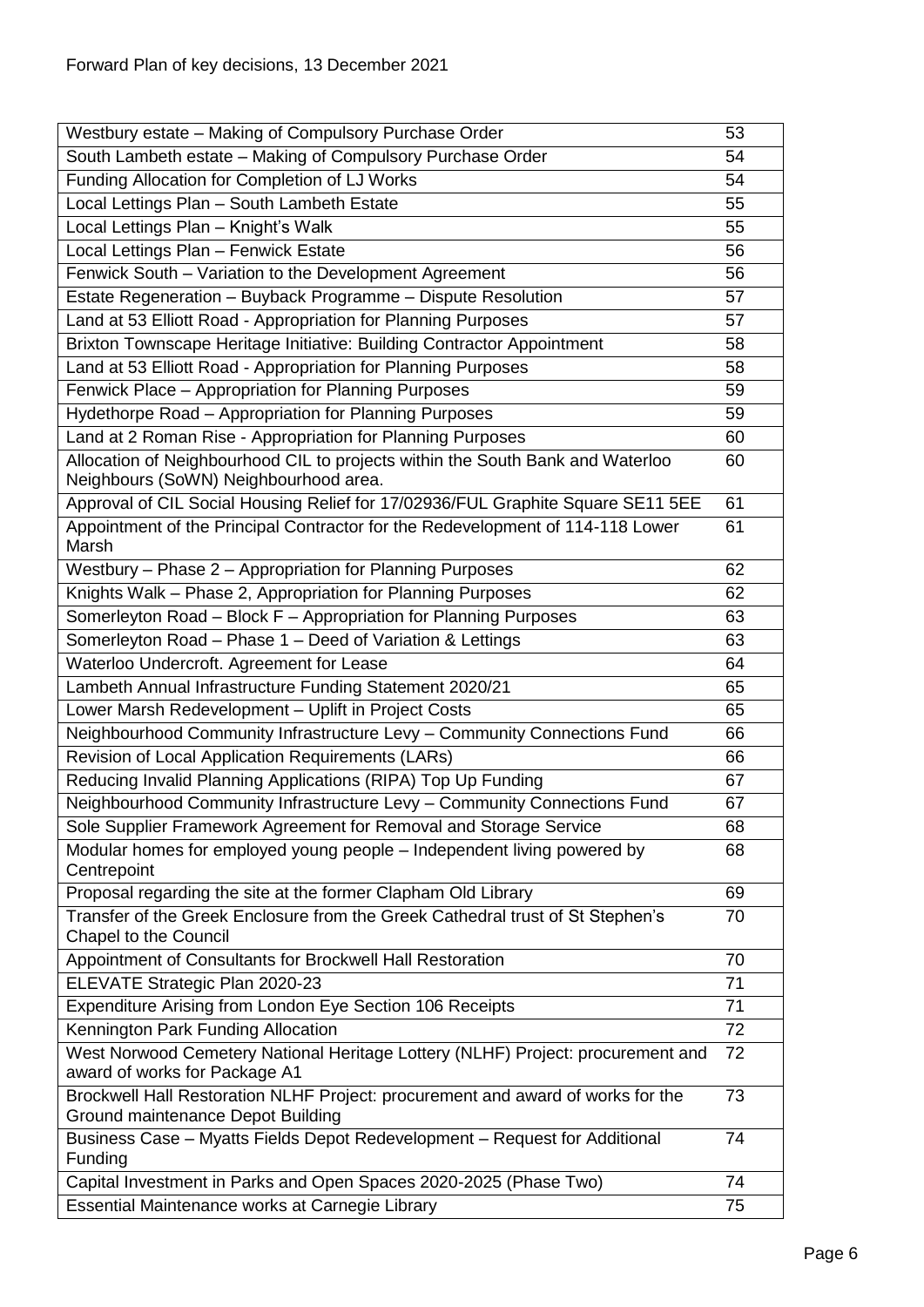Forward Plan of key decisions, 13 December 2021

| | |
|---|---|
| Westbury estate – Making of Compulsory Purchase Order | 53 |
| South Lambeth estate – Making of Compulsory Purchase Order | 54 |
| Funding Allocation for Completion of LJ Works | 54 |
| Local Lettings Plan – South Lambeth Estate | 55 |
| Local Lettings Plan – Knight's Walk | 55 |
| Local Lettings Plan – Fenwick Estate | 56 |
| Fenwick South – Variation to the Development Agreement | 56 |
| Estate Regeneration – Buyback Programme – Dispute Resolution | 57 |
| Land at 53 Elliott Road - Appropriation for Planning Purposes | 57 |
| Brixton Townscape Heritage Initiative: Building Contractor Appointment | 58 |
| Land at 53 Elliott Road - Appropriation for Planning Purposes | 58 |
| Fenwick Place – Appropriation for Planning Purposes | 59 |
| Hydethorpe Road – Appropriation for Planning Purposes | 59 |
| Land at 2 Roman Rise - Appropriation for Planning Purposes | 60 |
| Allocation of Neighbourhood CIL to projects within the South Bank and Waterloo Neighbours (SoWN) Neighbourhood area. | 60 |
| Approval of CIL Social Housing Relief for 17/02936/FUL Graphite Square SE11 5EE | 61 |
| Appointment of the Principal Contractor for the Redevelopment of 114-118 Lower Marsh | 61 |
| Westbury – Phase 2 – Appropriation for Planning Purposes | 62 |
| Knights Walk – Phase 2, Appropriation for Planning Purposes | 62 |
| Somerleyton Road – Block F – Appropriation for Planning Purposes | 63 |
| Somerleyton Road – Phase 1 – Deed of Variation & Lettings | 63 |
| Waterloo Undercroft. Agreement for Lease | 64 |
| Lambeth Annual Infrastructure Funding Statement 2020/21 | 65 |
| Lower Marsh Redevelopment – Uplift in Project Costs | 65 |
| Neighbourhood Community Infrastructure Levy – Community Connections Fund | 66 |
| Revision of Local Application Requirements (LARs) | 66 |
| Reducing Invalid Planning Applications (RIPA) Top Up Funding | 67 |
| Neighbourhood Community Infrastructure Levy – Community Connections Fund | 67 |
| Sole Supplier Framework Agreement for Removal and Storage Service | 68 |
| Modular homes for employed young people – Independent living powered by Centrepoint | 68 |
| Proposal regarding the site at the former Clapham Old Library | 69 |
| Transfer of the Greek Enclosure from the Greek Cathedral trust of St Stephen's Chapel to the Council | 70 |
| Appointment of Consultants for Brockwell Hall Restoration | 70 |
| ELEVATE Strategic Plan 2020-23 | 71 |
| Expenditure Arising from London Eye Section 106 Receipts | 71 |
| Kennington Park Funding Allocation | 72 |
| West Norwood Cemetery National Heritage Lottery (NLHF) Project: procurement and award of works for Package A1 | 72 |
| Brockwell Hall Restoration NLHF Project: procurement and award of works for the Ground maintenance Depot Building | 73 |
| Business Case – Myatts Fields Depot Redevelopment – Request for Additional Funding | 74 |
| Capital Investment in Parks and Open Spaces 2020-2025 (Phase Two) | 74 |
| Essential Maintenance works at Carnegie Library | 75 |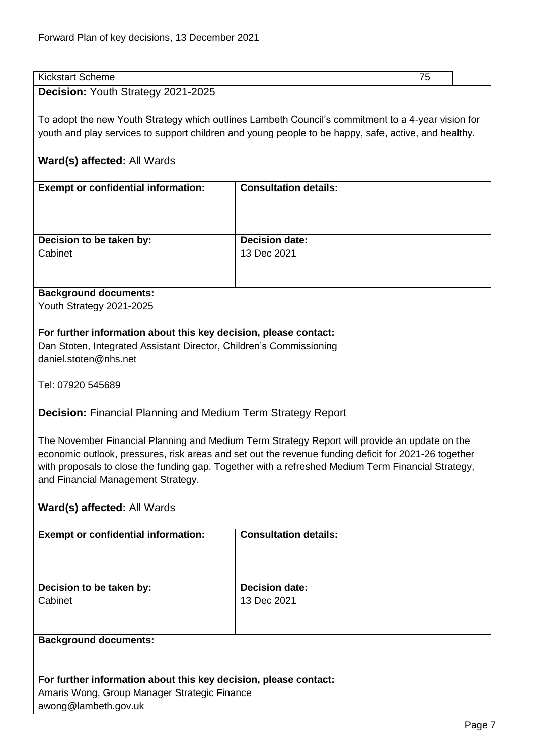| Kickstart Scheme | 75 |
|---|---|

**Decision:** Youth Strategy 2021-2025

To adopt the new Youth Strategy which outlines Lambeth Council's commitment to a 4-year vision for youth and play services to support children and young people to be happy, safe, active, and healthy.

**Ward(s) affected:** All Wards

| **Exempt or confidential information:** | **Consultation details:** |
|---|---|
| **Decision to be taken by:**<br>Cabinet | **Decision date:**<br>13 Dec 2021 |

**Background documents:**
Youth Strategy 2021-2025

**For further information about this key decision, please contact:**
Dan Stoten, Integrated Assistant Director, Children's Commissioning
daniel.stoten@nhs.net

Tel: 07920 545689

**Decision:** Financial Planning and Medium Term Strategy Report

The November Financial Planning and Medium Term Strategy Report will provide an update on the economic outlook, pressures, risk areas and set out the revenue funding deficit for 2021-26 together with proposals to close the funding gap. Together with a refreshed Medium Term Financial Strategy, and Financial Management Strategy.

**Ward(s) affected:** All Wards

| **Exempt or confidential information:** | **Consultation details:** |
|---|---|
| **Decision to be taken by:**<br>Cabinet | **Decision date:**<br>13 Dec 2021 |

**Background documents:**

**For further information about this key decision, please contact:**
Amaris Wong, Group Manager Strategic Finance
awong@lambeth.gov.uk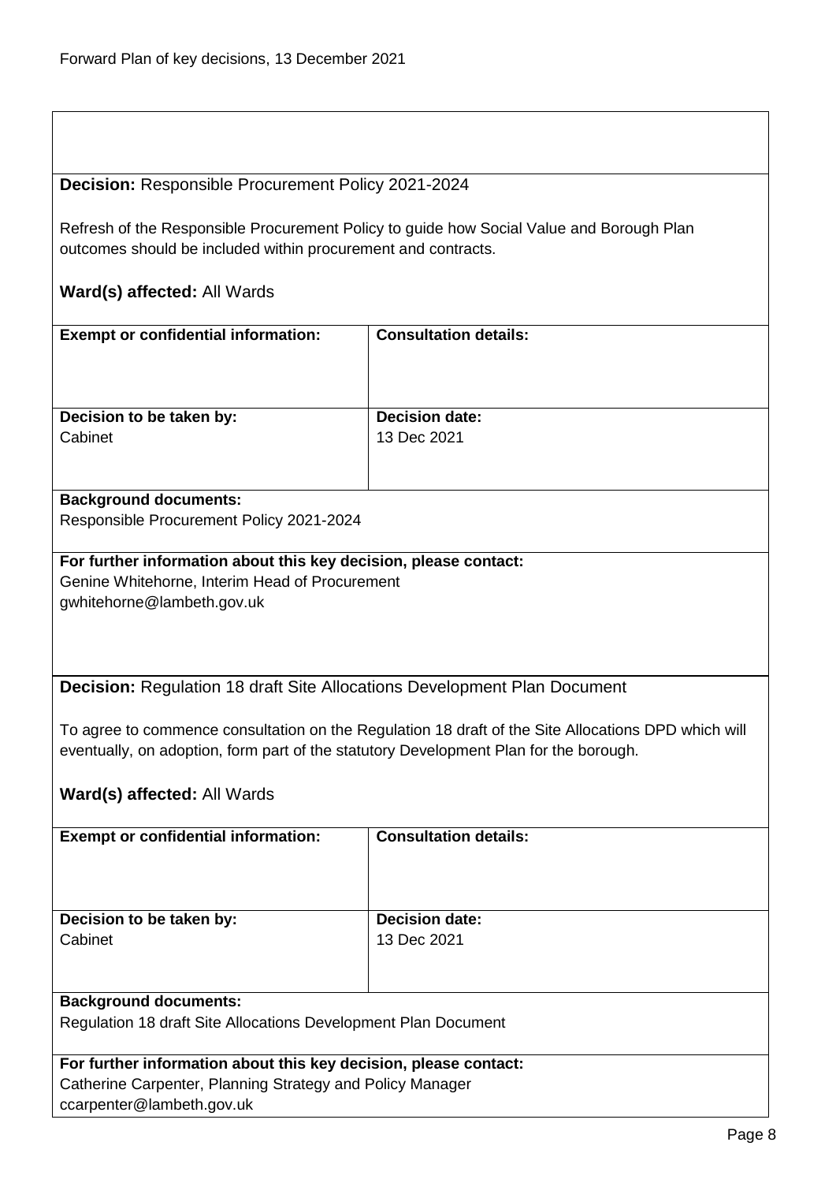**Decision:** Responsible Procurement Policy 2021-2024

Refresh of the Responsible Procurement Policy to guide how Social Value and Borough Plan outcomes should be included within procurement and contracts.

**Ward(s) affected:** All Wards

| **Exempt or confidential information:** | **Consultation details:** |
|---|---|
| **Decision to be taken by:** Cabinet | **Decision date:** 13 Dec 2021 |

**Background documents:**
Responsible Procurement Policy 2021-2024

**For further information about this key decision, please contact:**
Genine Whitehorne, Interim Head of Procurement
gwhitehorne@lambeth.gov.uk

**Decision:** Regulation 18 draft Site Allocations Development Plan Document

To agree to commence consultation on the Regulation 18 draft of the Site Allocations DPD which will eventually, on adoption, form part of the statutory Development Plan for the borough.

**Ward(s) affected:** All Wards

| **Exempt or confidential information:** | **Consultation details:** |
|---|---|
| **Decision to be taken by:** Cabinet | **Decision date:** 13 Dec 2021 |

**Background documents:**
Regulation 18 draft Site Allocations Development Plan Document

**For further information about this key decision, please contact:**
Catherine Carpenter, Planning Strategy and Policy Manager
ccarpenter@lambeth.gov.uk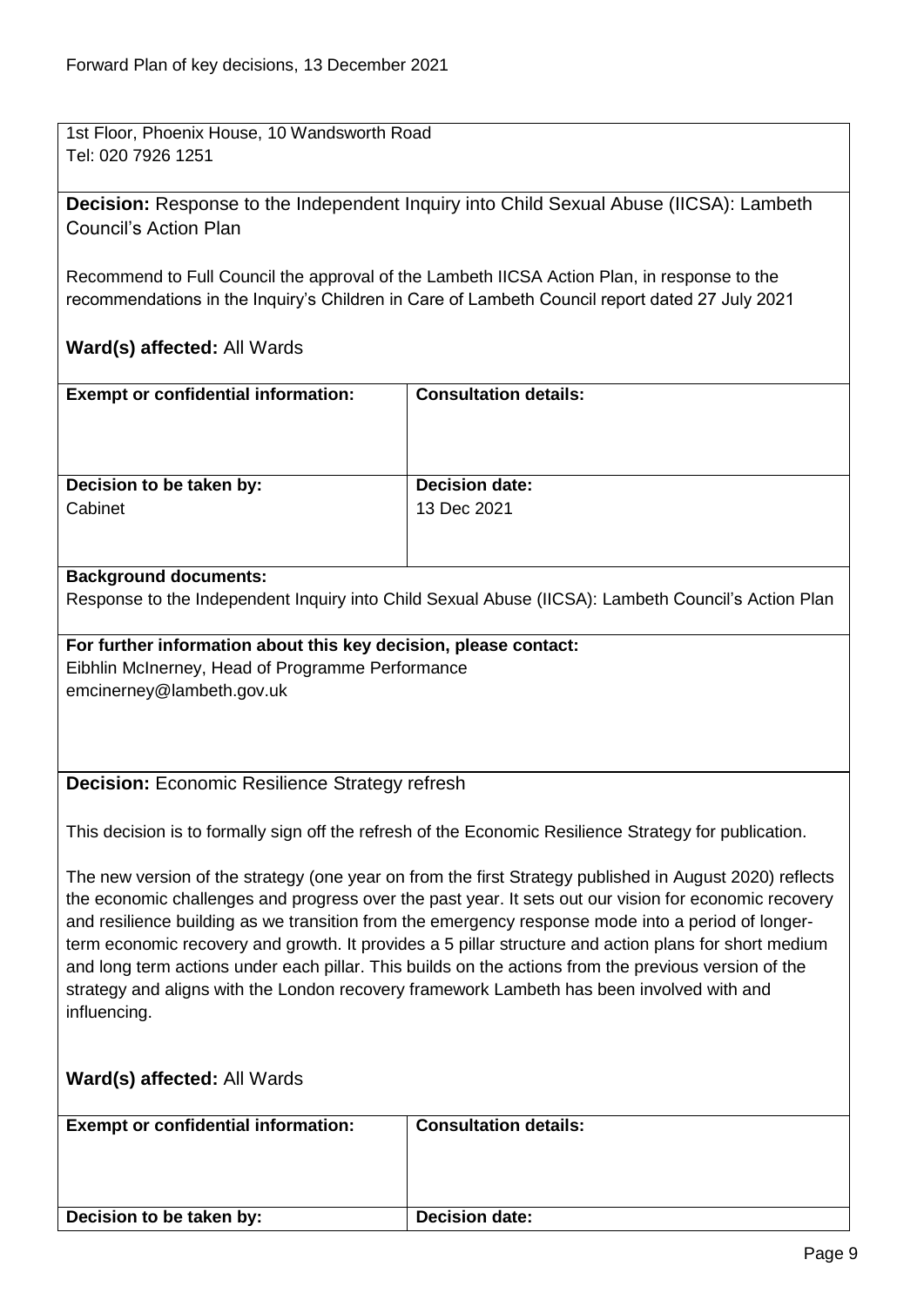1st Floor, Phoenix House, 10 Wandsworth Road
Tel: 020 7926 1251

**Decision:** Response to the Independent Inquiry into Child Sexual Abuse (IICSA): Lambeth Council's Action Plan

Recommend to Full Council the approval of the Lambeth IICSA Action Plan, in response to the recommendations in the Inquiry's Children in Care of Lambeth Council report dated 27 July 2021

**Ward(s) affected:** All Wards

| **Exempt or confidential information:** | **Consultation details:** |
|---|---|
| | |
| **Decision to be taken by:** | **Decision date:** |
| Cabinet | 13 Dec 2021 |

**Background documents:**
Response to the Independent Inquiry into Child Sexual Abuse (IICSA): Lambeth Council's Action Plan

**For further information about this key decision, please contact:**
Eibhlin McInerney, Head of Programme Performance
emcinerney@lambeth.gov.uk

**Decision:** Economic Resilience Strategy refresh

This decision is to formally sign off the refresh of the Economic Resilience Strategy for publication.

The new version of the strategy (one year on from the first Strategy published in August 2020) reflects the economic challenges and progress over the past year. It sets out our vision for economic recovery and resilience building as we transition from the emergency response mode into a period of longer-term economic recovery and growth. It provides a 5 pillar structure and action plans for short medium and long term actions under each pillar. This builds on the actions from the previous version of the strategy and aligns with the London recovery framework Lambeth has been involved with and influencing.

**Ward(s) affected:** All Wards

| **Exempt or confidential information:** | **Consultation details:** |
|---|---|
| | |
| **Decision to be taken by:** | **Decision date:** |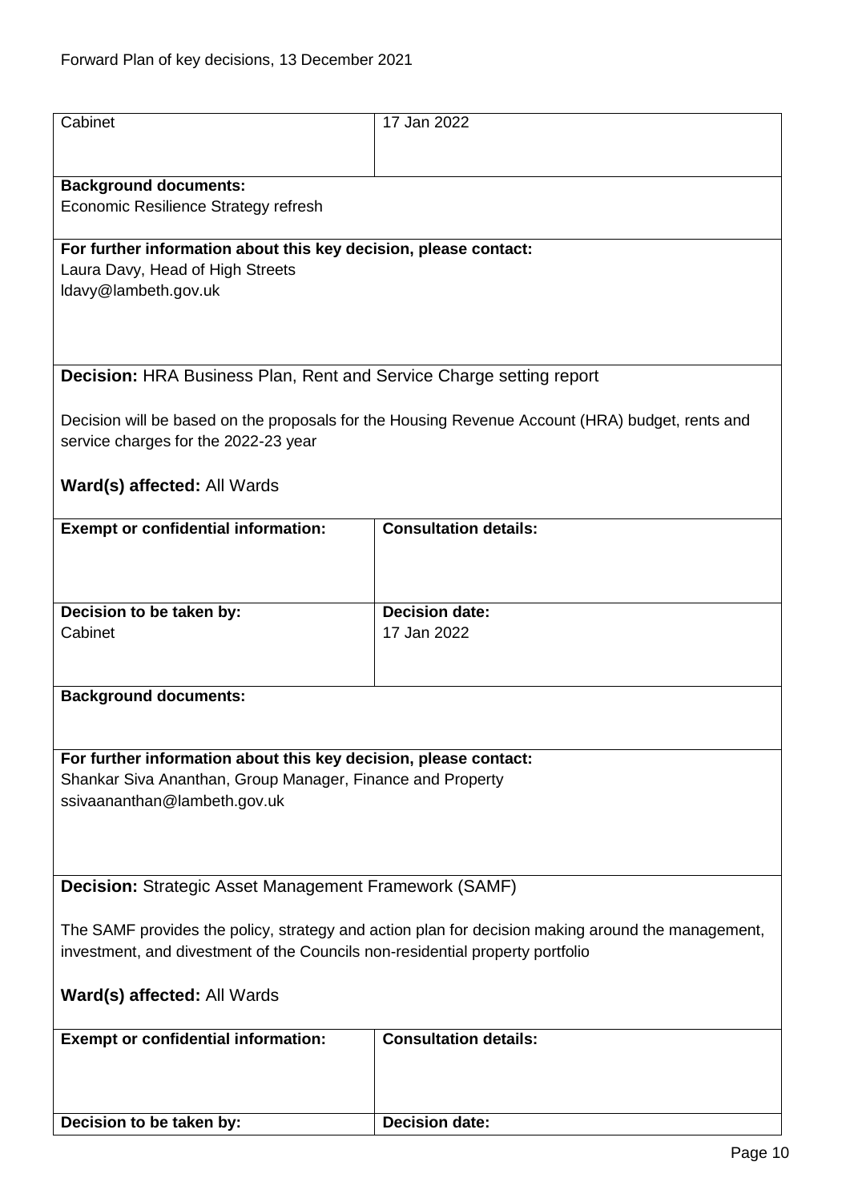| Cabinet | 17 Jan 2022 |
|---|---|

**Background documents:**
Economic Resilience Strategy refresh

**For further information about this key decision, please contact:**
Laura Davy, Head of High Streets
ldavy@lambeth.gov.uk

**Decision:** HRA Business Plan, Rent and Service Charge setting report

Decision will be based on the proposals for the Housing Revenue Account (HRA) budget, rents and service charges for the 2022-23 year

**Ward(s) affected:** All Wards

| **Exempt or confidential information:** | **Consultation details:** |
|---|---|
| **Decision to be taken by:**<br>Cabinet | **Decision date:**<br>17 Jan 2022 |

**Background documents:**

**For further information about this key decision, please contact:**
Shankar Siva Ananthan, Group Manager, Finance and Property
ssivaananthan@lambeth.gov.uk

**Decision:** Strategic Asset Management Framework (SAMF)

The SAMF provides the policy, strategy and action plan for decision making around the management, investment, and divestment of the Councils non-residential property portfolio

**Ward(s) affected:** All Wards

| **Exempt or confidential information:** | **Consultation details:** |
|---|---|
| **Decision to be taken by:** | **Decision date:** |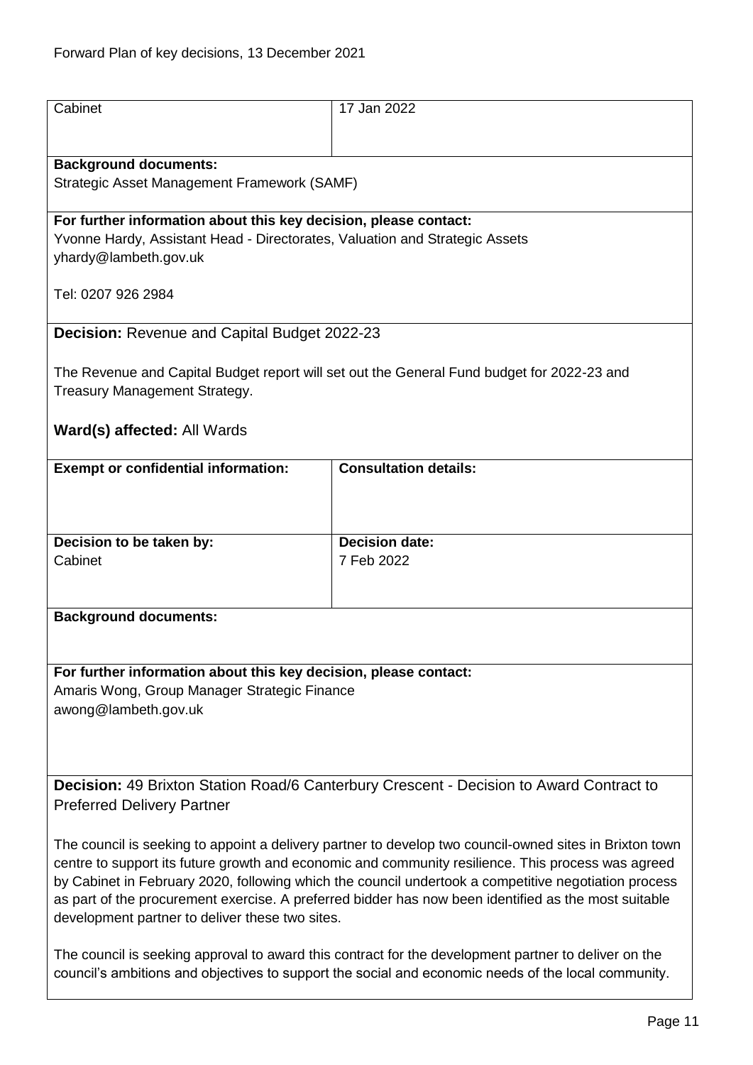| Cabinet | 17 Jan 2022 |
|---|---|

**Background documents:**
Strategic Asset Management Framework (SAMF)

**For further information about this key decision, please contact:**
Yvonne Hardy, Assistant Head - Directorates, Valuation and Strategic Assets
yhardy@lambeth.gov.uk

Tel: 0207 926 2984

**Decision:** Revenue and Capital Budget 2022-23

The Revenue and Capital Budget report will set out the General Fund budget for 2022-23 and Treasury Management Strategy.

**Ward(s) affected:** All Wards

| **Exempt or confidential information:** | **Consultation details:** |
|---|---|
| | |
| **Decision to be taken by:** | **Decision date:** |
| Cabinet | 7 Feb 2022 |

**Background documents:**

**For further information about this key decision, please contact:**
Amaris Wong, Group Manager Strategic Finance
awong@lambeth.gov.uk

**Decision:** 49 Brixton Station Road/6 Canterbury Crescent - Decision to Award Contract to Preferred Delivery Partner

The council is seeking to appoint a delivery partner to develop two council-owned sites in Brixton town centre to support its future growth and economic and community resilience. This process was agreed by Cabinet in February 2020, following which the council undertook a competitive negotiation process as part of the procurement exercise. A preferred bidder has now been identified as the most suitable development partner to deliver these two sites.

The council is seeking approval to award this contract for the development partner to deliver on the council's ambitions and objectives to support the social and economic needs of the local community.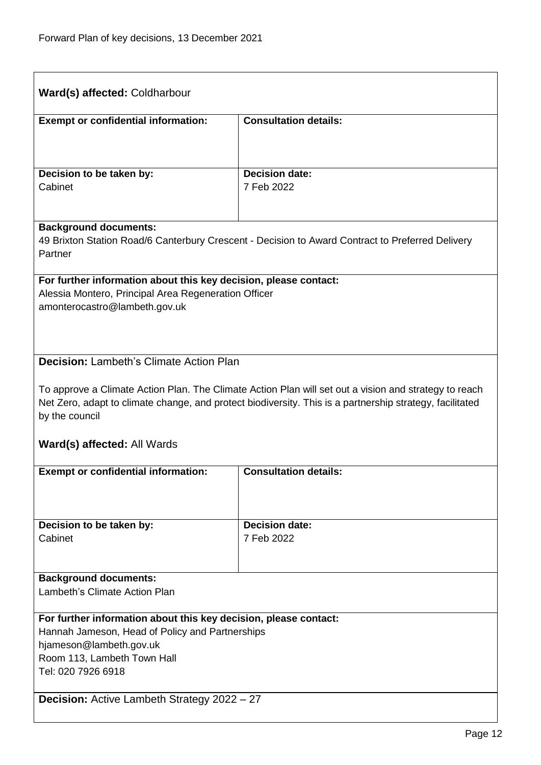**Ward(s) affected:** Coldharbour

| **Exempt or confidential information:** | **Consultation details:** |
| --- | --- |
| | |
| **Decision to be taken by:** Cabinet | **Decision date:** 7 Feb 2022 |

**Background documents:**
49 Brixton Station Road/6 Canterbury Crescent - Decision to Award Contract to Preferred Delivery Partner

**For further information about this key decision, please contact:**
Alessia Montero, Principal Area Regeneration Officer
amonterocastro@lambeth.gov.uk

**Decision:** Lambeth's Climate Action Plan

To approve a Climate Action Plan. The Climate Action Plan will set out a vision and strategy to reach Net Zero, adapt to climate change, and protect biodiversity. This is a partnership strategy, facilitated by the council

**Ward(s) affected:** All Wards

| **Exempt or confidential information:** | **Consultation details:** |
| --- | --- |
| | |
| **Decision to be taken by:** Cabinet | **Decision date:** 7 Feb 2022 |

**Background documents:**
Lambeth's Climate Action Plan

**For further information about this key decision, please contact:**
Hannah Jameson, Head of Policy and Partnerships
hjameson@lambeth.gov.uk
Room 113, Lambeth Town Hall
Tel: 020 7926 6918

**Decision:** Active Lambeth Strategy 2022 – 27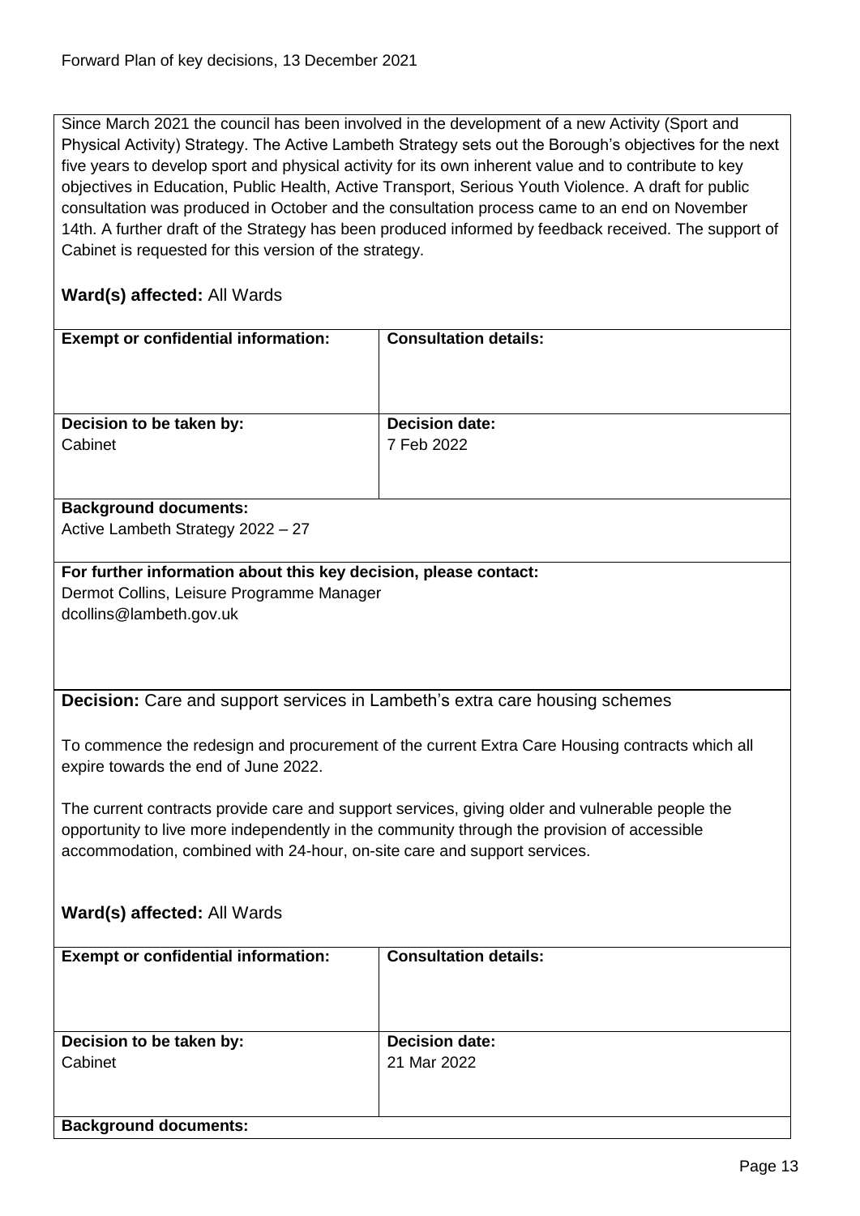Since March 2021 the council has been involved in the development of a new Activity (Sport and Physical Activity) Strategy. The Active Lambeth Strategy sets out the Borough's objectives for the next five years to develop sport and physical activity for its own inherent value and to contribute to key objectives in Education, Public Health, Active Transport, Serious Youth Violence. A draft for public consultation was produced in October and the consultation process came to an end on November 14th. A further draft of the Strategy has been produced informed by feedback received. The support of Cabinet is requested for this version of the strategy.

**Ward(s) affected:** All Wards

| **Exempt or confidential information:** | **Consultation details:** |
|---|---|
| **Decision to be taken by:** Cabinet | **Decision date:** 7 Feb 2022 |

**Background documents:**
Active Lambeth Strategy 2022 – 27

**For further information about this key decision, please contact:**
Dermot Collins, Leisure Programme Manager
dcollins@lambeth.gov.uk

**Decision:** Care and support services in Lambeth's extra care housing schemes

To commence the redesign and procurement of the current Extra Care Housing contracts which all expire towards the end of June 2022.

The current contracts provide care and support services, giving older and vulnerable people the opportunity to live more independently in the community through the provision of accessible accommodation, combined with 24-hour, on-site care and support services.

**Ward(s) affected:** All Wards

| **Exempt or confidential information:** | **Consultation details:** |
|---|---|
| **Decision to be taken by:** Cabinet | **Decision date:** 21 Mar 2022 |

**Background documents:**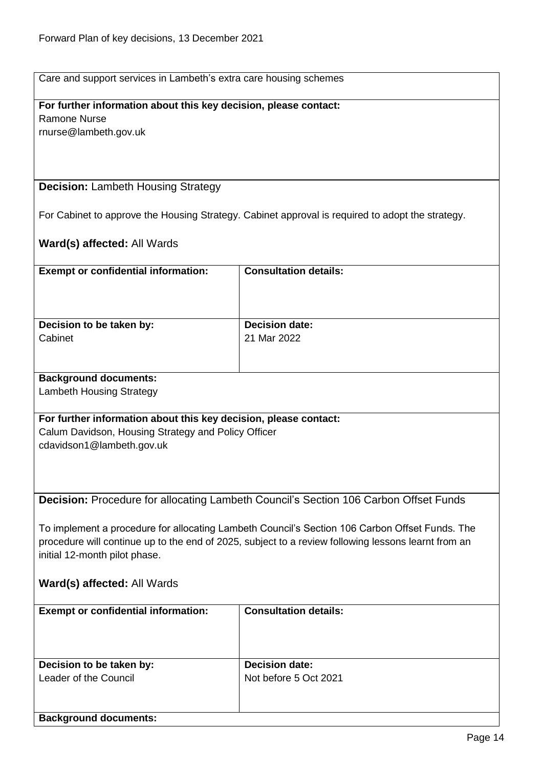Care and support services in Lambeth's extra care housing schemes

**For further information about this key decision, please contact:**
Ramone Nurse
rnurse@lambeth.gov.uk

**Decision:** Lambeth Housing Strategy

For Cabinet to approve the Housing Strategy. Cabinet approval is required to adopt the strategy.

**Ward(s) affected:** All Wards

| **Exempt or confidential information:** | **Consultation details:** |
|---|---|
| **Decision to be taken by:**<br>Cabinet | **Decision date:**<br>21 Mar 2022 |

**Background documents:**
Lambeth Housing Strategy

**For further information about this key decision, please contact:**
Calum Davidson, Housing Strategy and Policy Officer
cdavidson1@lambeth.gov.uk

**Decision:** Procedure for allocating Lambeth Council's Section 106 Carbon Offset Funds

To implement a procedure for allocating Lambeth Council's Section 106 Carbon Offset Funds. The procedure will continue up to the end of 2025, subject to a review following lessons learnt from an initial 12-month pilot phase.

**Ward(s) affected:** All Wards

| **Exempt or confidential information:** | **Consultation details:** |
|---|---|
| **Decision to be taken by:**<br>Leader of the Council | **Decision date:**<br>Not before 5 Oct 2021 |

**Background documents:**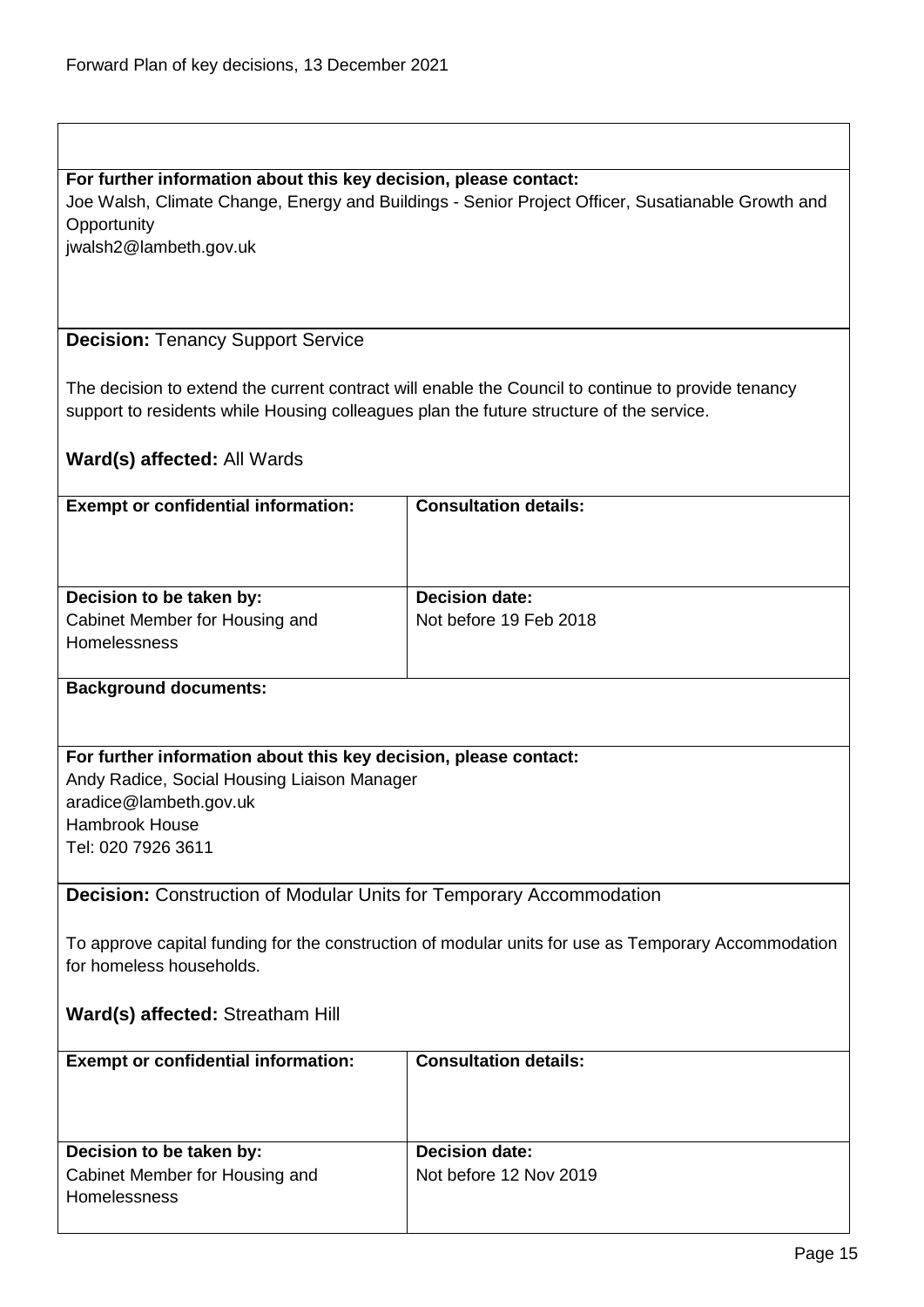**For further information about this key decision, please contact:**
Joe Walsh, Climate Change, Energy and Buildings - Senior Project Officer, Susatianable Growth and Opportunity
jwalsh2@lambeth.gov.uk

**Decision:** Tenancy Support Service

The decision to extend the current contract will enable the Council to continue to provide tenancy support to residents while Housing colleagues plan the future structure of the service.

**Ward(s) affected:** All Wards

| **Exempt or confidential information:** | **Consultation details:** |
| --- | --- |
| **Decision to be taken by:** Cabinet Member for Housing and Homelessness | **Decision date:** Not before 19 Feb 2018 |

**Background documents:**

**For further information about this key decision, please contact:**
Andy Radice, Social Housing Liaison Manager
aradice@lambeth.gov.uk
Hambrook House
Tel: 020 7926 3611

**Decision:** Construction of Modular Units for Temporary Accommodation

To approve capital funding for the construction of modular units for use as Temporary Accommodation for homeless households.

**Ward(s) affected:** Streatham Hill

| **Exempt or confidential information:** | **Consultation details:** |
| --- | --- |
| **Decision to be taken by:** Cabinet Member for Housing and Homelessness | **Decision date:** Not before 12 Nov 2019 |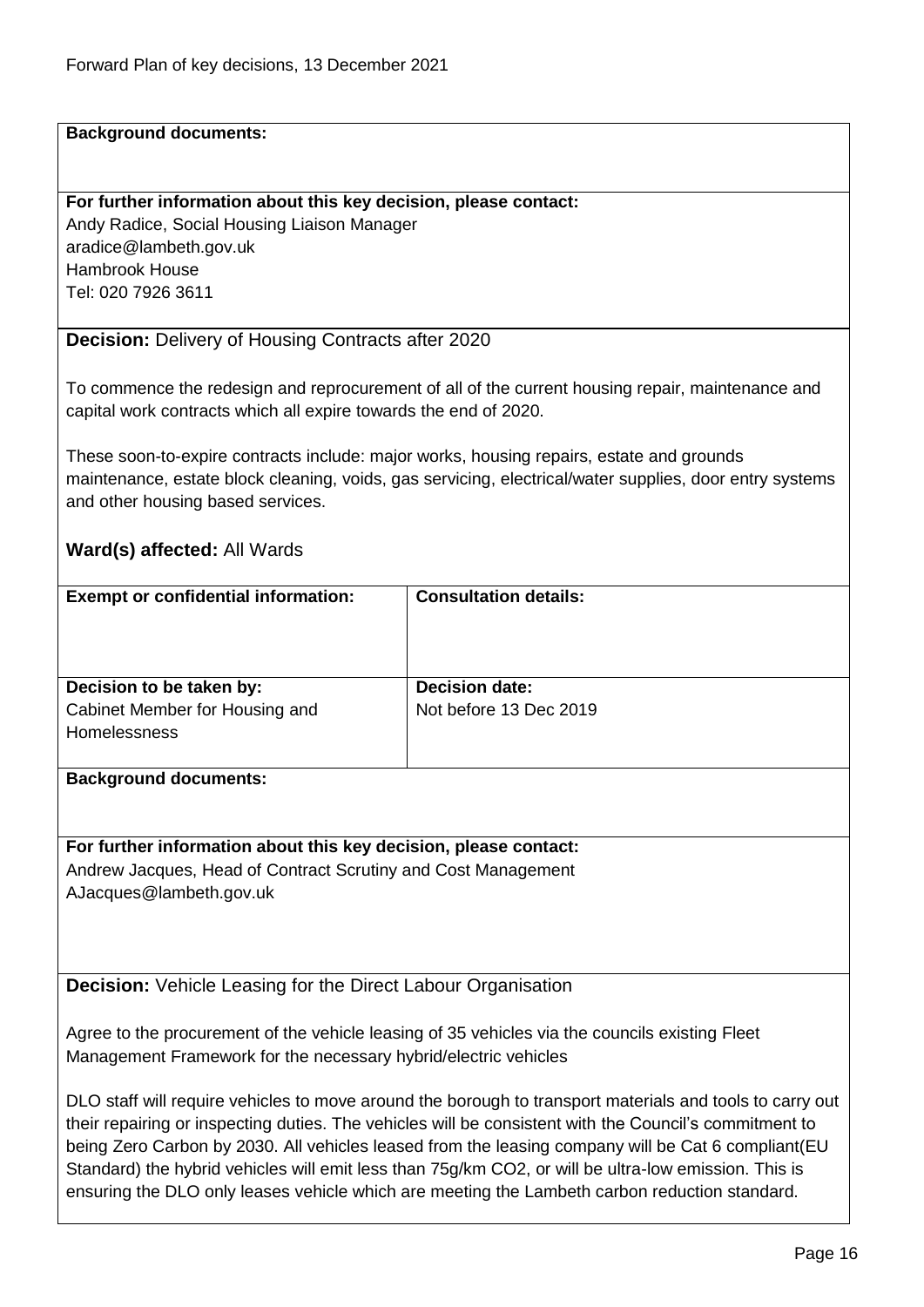**Background documents:**

**For further information about this key decision, please contact:**
Andy Radice, Social Housing Liaison Manager
aradice@lambeth.gov.uk
Hambrook House
Tel: 020 7926 3611

**Decision:** Delivery of Housing Contracts after 2020

To commence the redesign and reprocurement of all of the current housing repair, maintenance and capital work contracts which all expire towards the end of 2020.

These soon-to-expire contracts include: major works, housing repairs, estate and grounds maintenance, estate block cleaning, voids, gas servicing, electrical/water supplies, door entry systems and other housing based services.

**Ward(s) affected:** All Wards

| **Exempt or confidential information:** | **Consultation details:** |
|---|---|
| **Decision to be taken by:** Cabinet Member for Housing and Homelessness | **Decision date:** Not before 13 Dec 2019 |

**Background documents:**

**For further information about this key decision, please contact:**
Andrew Jacques, Head of Contract Scrutiny and Cost Management
AJacques@lambeth.gov.uk

**Decision:** Vehicle Leasing for the Direct Labour Organisation

Agree to the procurement of the vehicle leasing of 35 vehicles via the councils existing Fleet Management Framework for the necessary hybrid/electric vehicles

DLO staff will require vehicles to move around the borough to transport materials and tools to carry out their repairing or inspecting duties. The vehicles will be consistent with the Council's commitment to being Zero Carbon by 2030. All vehicles leased from the leasing company will be Cat 6 compliant(EU Standard) the hybrid vehicles will emit less than 75g/km $CO_2$, or will be ultra-low emission. This is ensuring the DLO only leases vehicle which are meeting the Lambeth carbon reduction standard.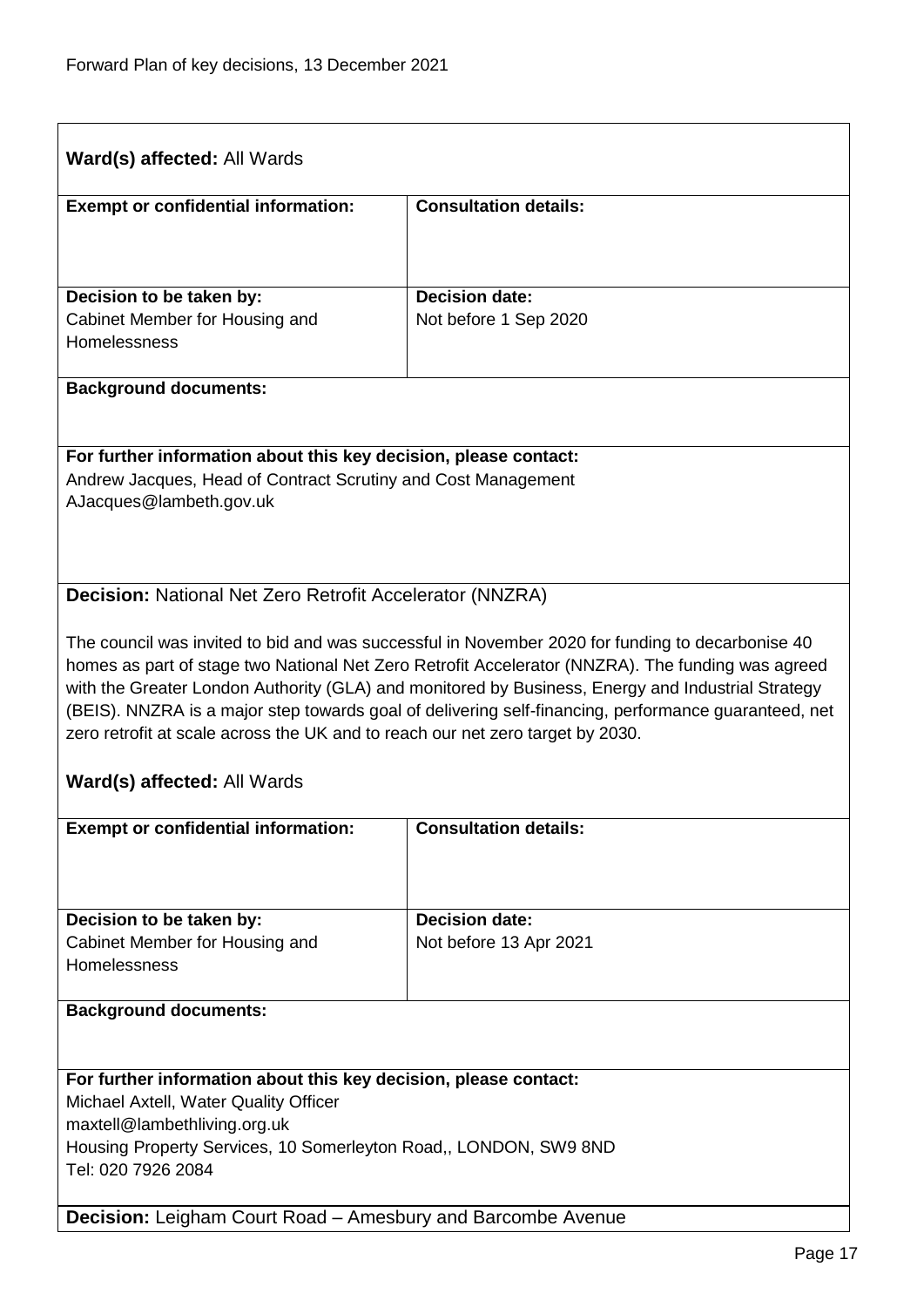**Ward(s) affected:** All Wards

| **Exempt or confidential information:** | **Consultation details:** |
|---|---|
| | |
| **Decision to be taken by:** Cabinet Member for Housing and Homelessness | **Decision date:** Not before 1 Sep 2020 |

**Background documents:**

**For further information about this key decision, please contact:**
Andrew Jacques, Head of Contract Scrutiny and Cost Management
AJacques@lambeth.gov.uk

**Decision:** National Net Zero Retrofit Accelerator (NNZRA)

The council was invited to bid and was successful in November 2020 for funding to decarbonise 40 homes as part of stage two National Net Zero Retrofit Accelerator (NNZRA). The funding was agreed with the Greater London Authority (GLA) and monitored by Business, Energy and Industrial Strategy (BEIS). NNZRA is a major step towards goal of delivering self-financing, performance guaranteed, net zero retrofit at scale across the UK and to reach our net zero target by 2030.

**Ward(s) affected:** All Wards

| **Exempt or confidential information:** | **Consultation details:** |
|---|---|
| | |
| **Decision to be taken by:** Cabinet Member for Housing and Homelessness | **Decision date:** Not before 13 Apr 2021 |

**Background documents:**

**For further information about this key decision, please contact:**
Michael Axtell, Water Quality Officer
maxtell@lambethliving.org.uk
Housing Property Services, 10 Somerleyton Road,, LONDON, SW9 8ND
Tel: 020 7926 2084

**Decision:** Leigham Court Road – Amesbury and Barcombe Avenue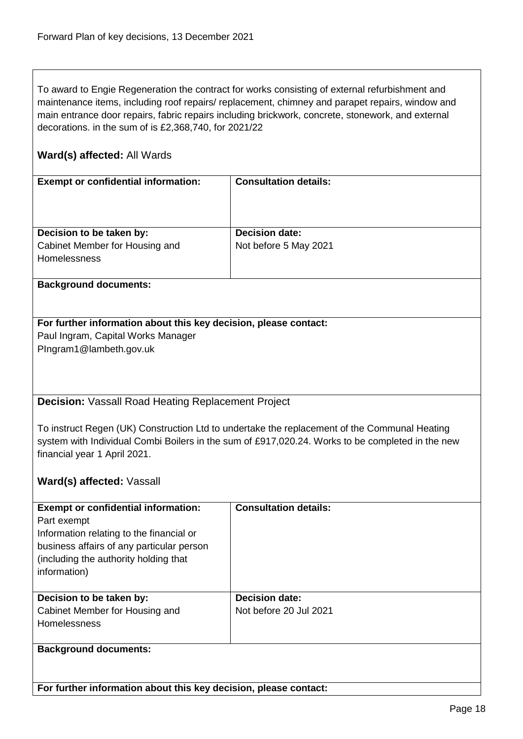To award to Engie Regeneration the contract for works consisting of external refurbishment and maintenance items, including roof repairs/ replacement, chimney and parapet repairs, window and main entrance door repairs, fabric repairs including brickwork, concrete, stonework, and external decorations. in the sum of is £2,368,740, for 2021/22

**Ward(s) affected:** All Wards

| **Exempt or confidential information:** | **Consultation details:** |
|---|---|
| | |
| **Decision to be taken by:** Cabinet Member for Housing and Homelessness | **Decision date:** Not before 5 May 2021 |

**Background documents:**

**For further information about this key decision, please contact:**
Paul Ingram, Capital Works Manager
PIngram1@lambeth.gov.uk

**Decision:** Vassall Road Heating Replacement Project

To instruct Regen (UK) Construction Ltd to undertake the replacement of the Communal Heating system with Individual Combi Boilers in the sum of £917,020.24. Works to be completed in the new financial year 1 April 2021.

**Ward(s) affected:** Vassall

| **Exempt or confidential information:** Part exempt Information relating to the financial or business affairs of any particular person (including the authority holding that information) | **Consultation details:** |
|---|---|
| **Decision to be taken by:** Cabinet Member for Housing and Homelessness | **Decision date:** Not before 20 Jul 2021 |

**Background documents:**

**For further information about this key decision, please contact:**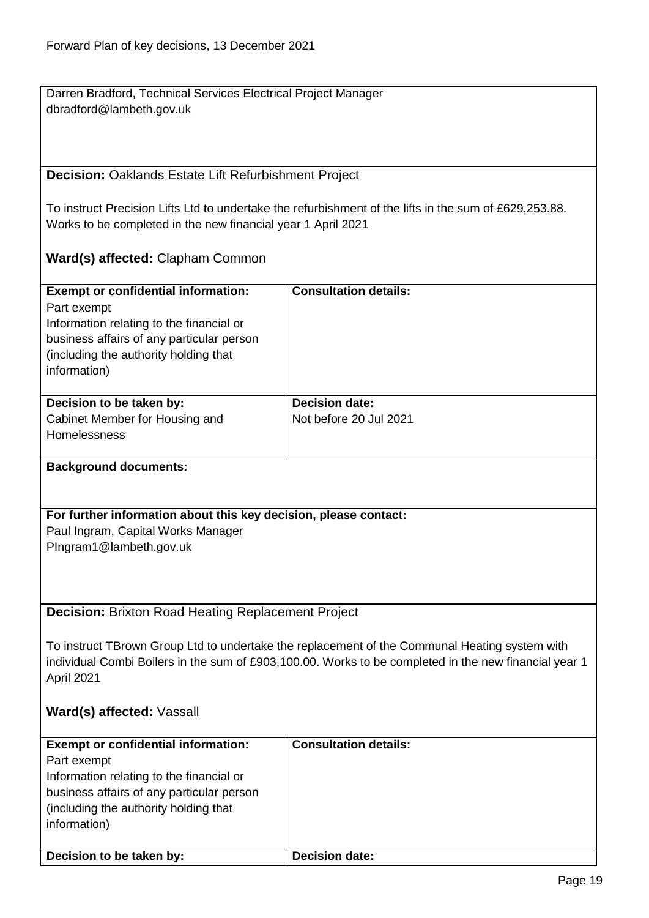Darren Bradford, Technical Services Electrical Project Manager
dbradford@lambeth.gov.uk

**Decision:** Oaklands Estate Lift Refurbishment Project

To instruct Precision Lifts Ltd to undertake the refurbishment of the lifts in the sum of £629,253.88. Works to be completed in the new financial year 1 April 2021

**Ward(s) affected:** Clapham Common

| **Exempt or confidential information:** | **Consultation details:** |
| --- | --- |
| Part exempt<br>Information relating to the financial or business affairs of any particular person (including the authority holding that information) | |
| **Decision to be taken by:**<br>Cabinet Member for Housing and Homelessness | **Decision date:**<br>Not before 20 Jul 2021 |

**Background documents:**

**For further information about this key decision, please contact:**
Paul Ingram, Capital Works Manager
PIngram1@lambeth.gov.uk

**Decision:** Brixton Road Heating Replacement Project

To instruct TBrown Group Ltd to undertake the replacement of the Communal Heating system with individual Combi Boilers in the sum of £903,100.00. Works to be completed in the new financial year 1 April 2021

**Ward(s) affected:** Vassall

| **Exempt or confidential information:** | **Consultation details:** |
| --- | --- |
| Part exempt<br>Information relating to the financial or business affairs of any particular person (including the authority holding that information) | |
| **Decision to be taken by:** | **Decision date:** |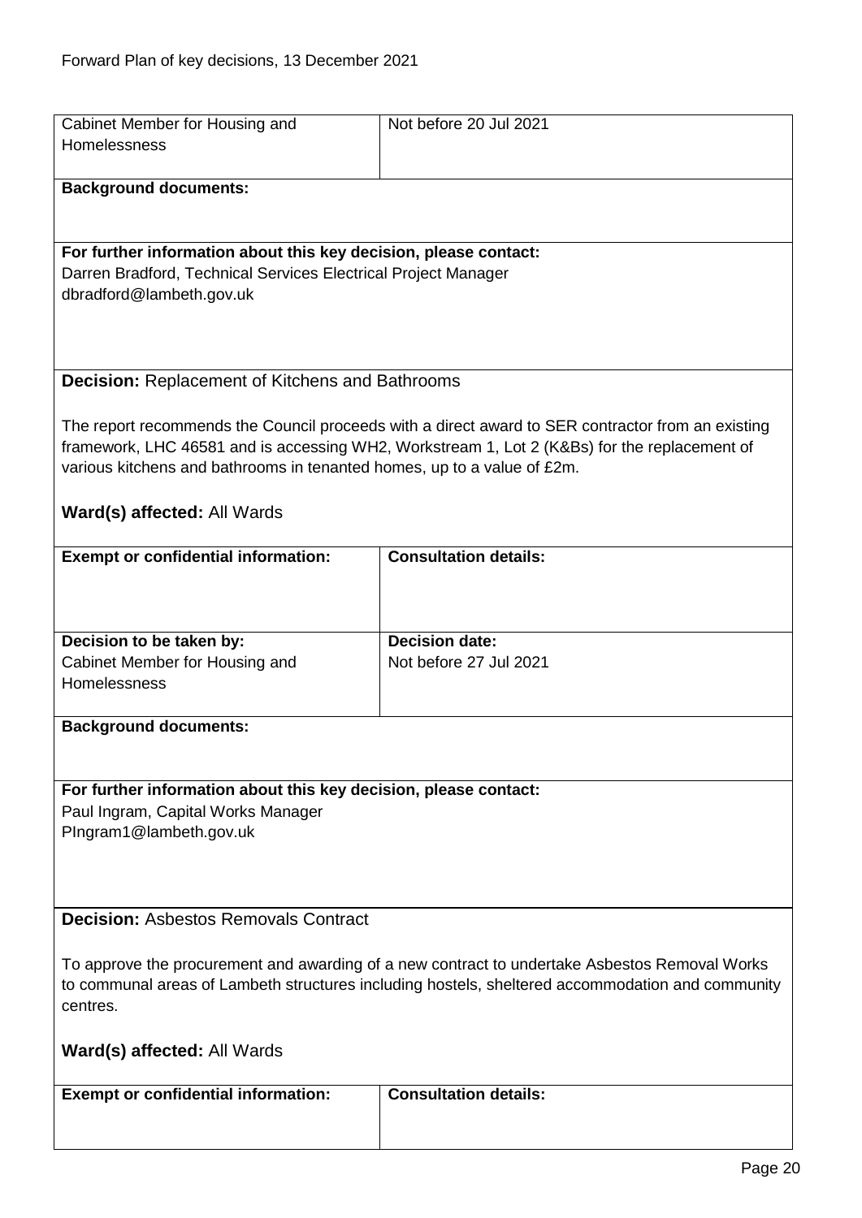| Cabinet Member for Housing and Homelessness | Not before 20 Jul 2021 |
|---|---|

**Background documents:**

**For further information about this key decision, please contact:**
Darren Bradford, Technical Services Electrical Project Manager
dbradford@lambeth.gov.uk

**Decision:** Replacement of Kitchens and Bathrooms

The report recommends the Council proceeds with a direct award to SER contractor from an existing framework, LHC 46581 and is accessing WH2, Workstream 1, Lot 2 (K&Bs) for the replacement of various kitchens and bathrooms in tenanted homes, up to a value of £2m.

**Ward(s) affected:** All Wards

| **Exempt or confidential information:** | **Consultation details:** |
|---|---|
| | |
| **Decision to be taken by:** Cabinet Member for Housing and Homelessness | **Decision date:** Not before 27 Jul 2021 |

**Background documents:**

**For further information about this key decision, please contact:**
Paul Ingram, Capital Works Manager
PIngram1@lambeth.gov.uk

**Decision:** Asbestos Removals Contract

To approve the procurement and awarding of a new contract to undertake Asbestos Removal Works to communal areas of Lambeth structures including hostels, sheltered accommodation and community centres.

**Ward(s) affected:** All Wards

| **Exempt or confidential information:** | **Consultation details:** |
|---|---|
| | |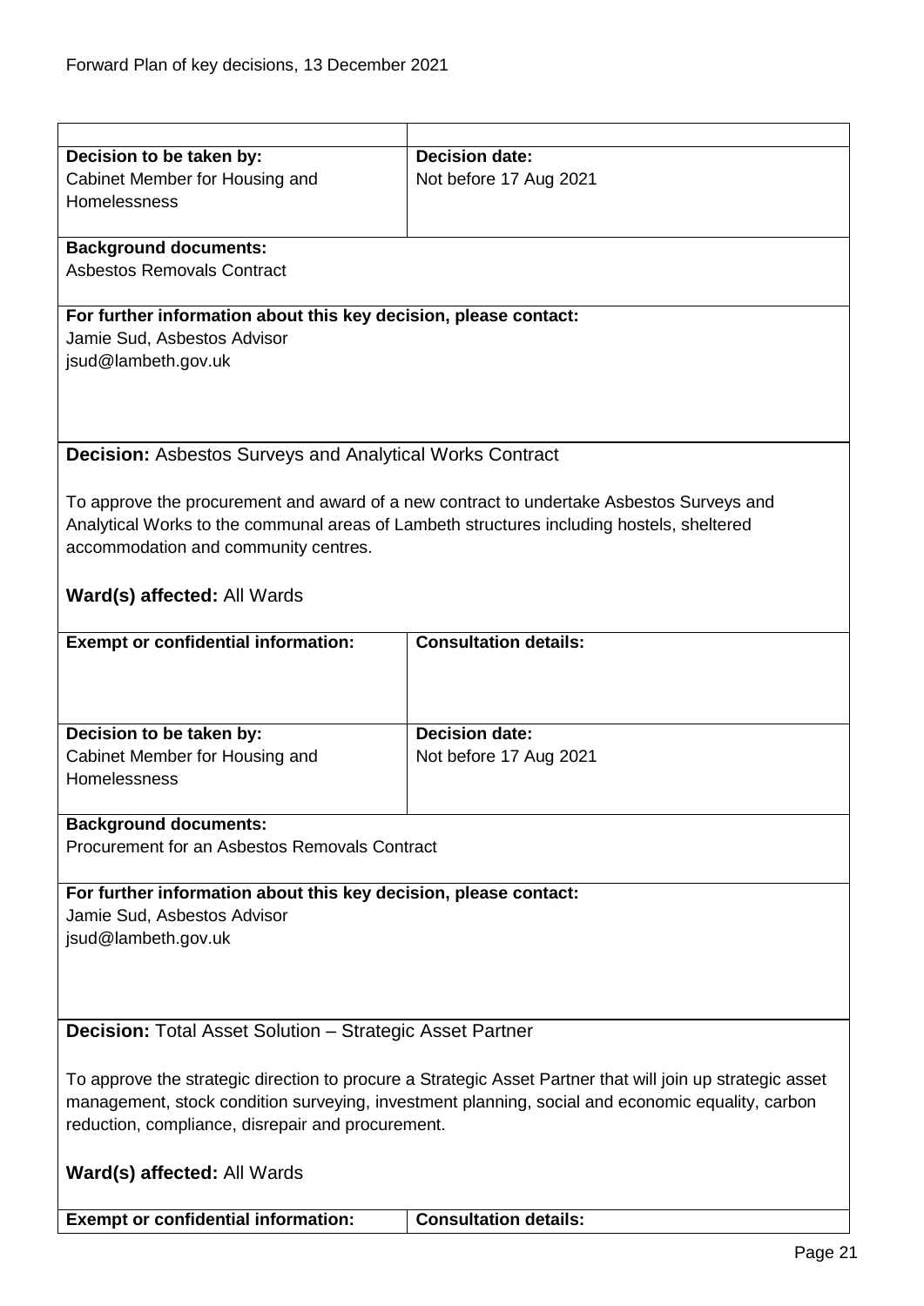| Decision to be taken by: | Decision date: |
| --- | --- |
| Cabinet Member for Housing and Homelessness | Not before 17 Aug 2021 |

**Background documents:**
Asbestos Removals Contract

**For further information about this key decision, please contact:**
Jamie Sud, Asbestos Advisor
jsud@lambeth.gov.uk

**Decision:** Asbestos Surveys and Analytical Works Contract

To approve the procurement and award of a new contract to undertake Asbestos Surveys and Analytical Works to the communal areas of Lambeth structures including hostels, sheltered accommodation and community centres.

**Ward(s) affected:** All Wards

| Exempt or confidential information: | Consultation details: |
| --- | --- |
| | |

| Decision to be taken by: | Decision date: |
| --- | --- |
| Cabinet Member for Housing and Homelessness | Not before 17 Aug 2021 |

**Background documents:**
Procurement for an Asbestos Removals Contract

**For further information about this key decision, please contact:**
Jamie Sud, Asbestos Advisor
jsud@lambeth.gov.uk

**Decision:** Total Asset Solution – Strategic Asset Partner

To approve the strategic direction to procure a Strategic Asset Partner that will join up strategic asset management, stock condition surveying, investment planning, social and economic equality, carbon reduction, compliance, disrepair and procurement.

**Ward(s) affected:** All Wards

| Exempt or confidential information: | Consultation details: |
| --- | --- |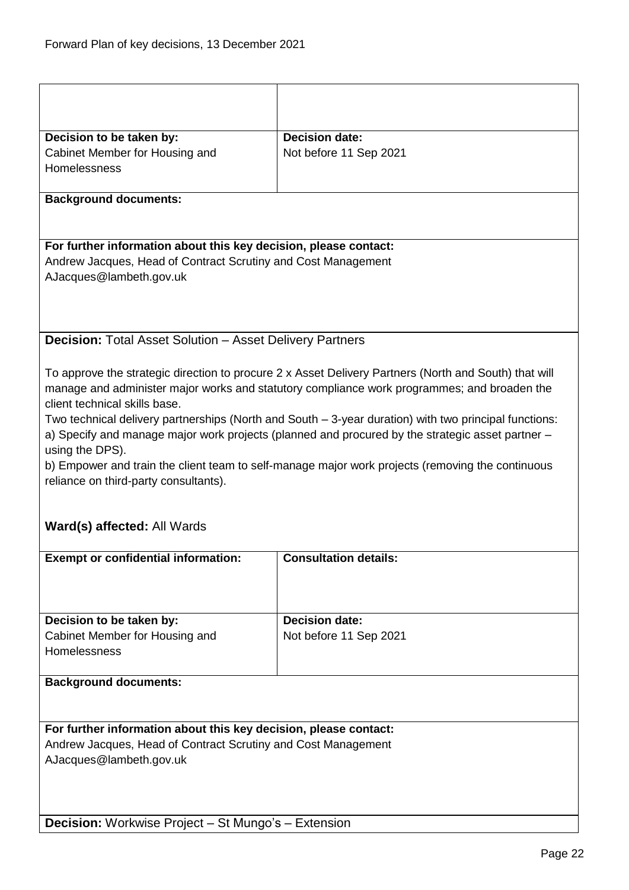| | |
|---|---|
| | |
| **Decision to be taken by:**<br>Cabinet Member for Housing and Homelessness | **Decision date:**<br>Not before 11 Sep 2021 |

**Background documents:**

**For further information about this key decision, please contact:**
Andrew Jacques, Head of Contract Scrutiny and Cost Management
AJacques@lambeth.gov.uk

**Decision:** Total Asset Solution – Asset Delivery Partners

To approve the strategic direction to procure 2 x Asset Delivery Partners (North and South) that will manage and administer major works and statutory compliance work programmes; and broaden the client technical skills base.
Two technical delivery partnerships (North and South – 3-year duration) with two principal functions:
a) Specify and manage major work projects (planned and procured by the strategic asset partner – using the DPS).
b) Empower and train the client team to self-manage major work projects (removing the continuous reliance on third-party consultants).

**Ward(s) affected:** All Wards

| **Exempt or confidential information:** | **Consultation details:** |
|---|---|
| | |
| **Decision to be taken by:**<br>Cabinet Member for Housing and Homelessness | **Decision date:**<br>Not before 11 Sep 2021 |

**Background documents:**

**For further information about this key decision, please contact:**
Andrew Jacques, Head of Contract Scrutiny and Cost Management
AJacques@lambeth.gov.uk

**Decision:** Workwise Project – St Mungo's – Extension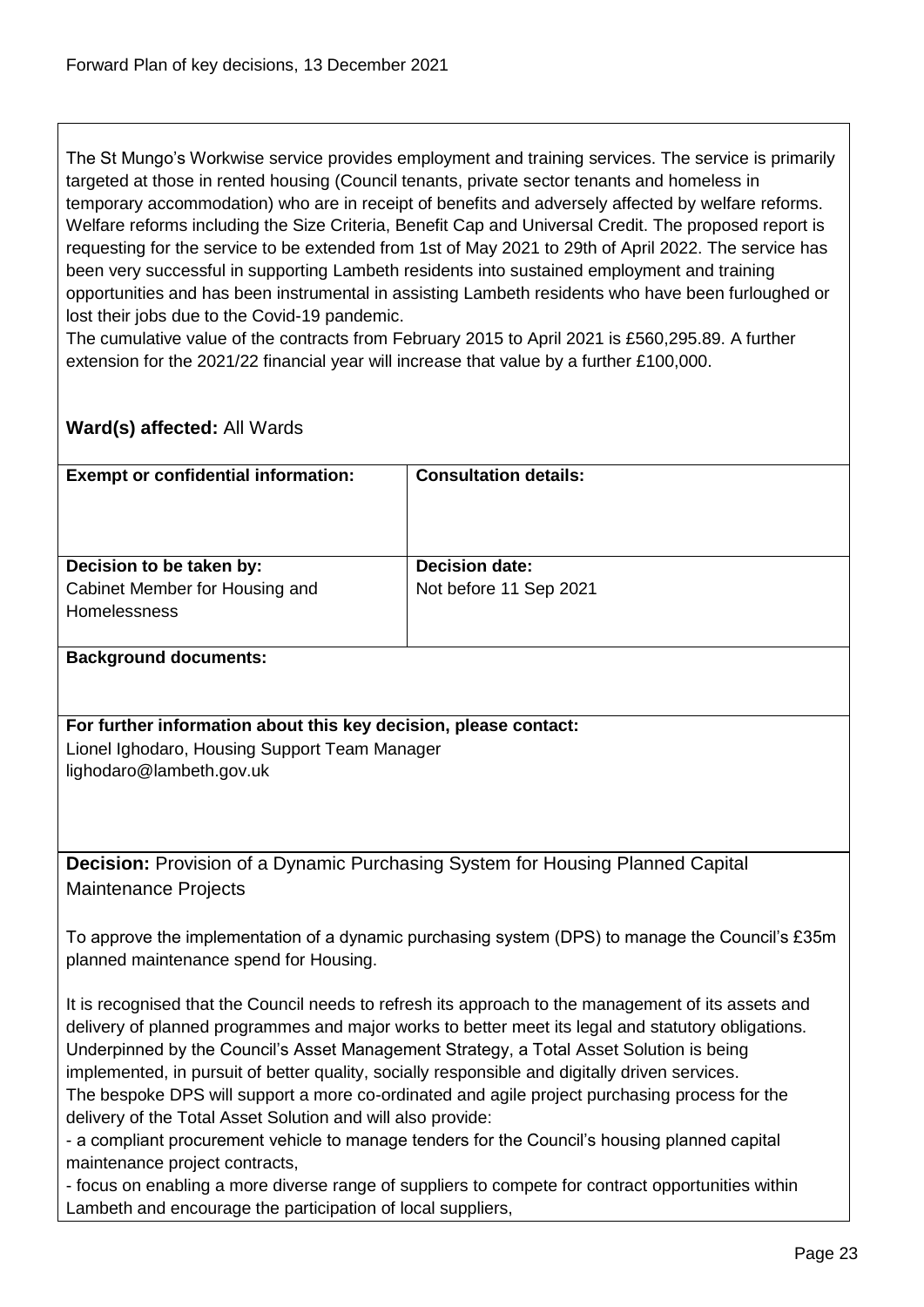The St Mungo's Workwise service provides employment and training services. The service is primarily targeted at those in rented housing (Council tenants, private sector tenants and homeless in temporary accommodation) who are in receipt of benefits and adversely affected by welfare reforms. Welfare reforms including the Size Criteria, Benefit Cap and Universal Credit. The proposed report is requesting for the service to be extended from 1st of May 2021 to 29th of April 2022. The service has been very successful in supporting Lambeth residents into sustained employment and training opportunities and has been instrumental in assisting Lambeth residents who have been furloughed or lost their jobs due to the Covid-19 pandemic.
The cumulative value of the contracts from February 2015 to April 2021 is £560,295.89. A further extension for the 2021/22 financial year will increase that value by a further £100,000.

**Ward(s) affected:** All Wards

| **Exempt or confidential information:** | **Consultation details:** |
|---|---|
| **Decision to be taken by:** Cabinet Member for Housing and Homelessness | **Decision date:** Not before 11 Sep 2021 |

**Background documents:**

**For further information about this key decision, please contact:**
Lionel Ighodaro, Housing Support Team Manager
lighodaro@lambeth.gov.uk

**Decision:** Provision of a Dynamic Purchasing System for Housing Planned Capital Maintenance Projects

To approve the implementation of a dynamic purchasing system (DPS) to manage the Council's £35m planned maintenance spend for Housing.

It is recognised that the Council needs to refresh its approach to the management of its assets and delivery of planned programmes and major works to better meet its legal and statutory obligations. Underpinned by the Council's Asset Management Strategy, a Total Asset Solution is being implemented, in pursuit of better quality, socially responsible and digitally driven services.
The bespoke DPS will support a more co-ordinated and agile project purchasing process for the delivery of the Total Asset Solution and will also provide:

- a compliant procurement vehicle to manage tenders for the Council's housing planned capital maintenance project contracts,
- focus on enabling a more diverse range of suppliers to compete for contract opportunities within Lambeth and encourage the participation of local suppliers,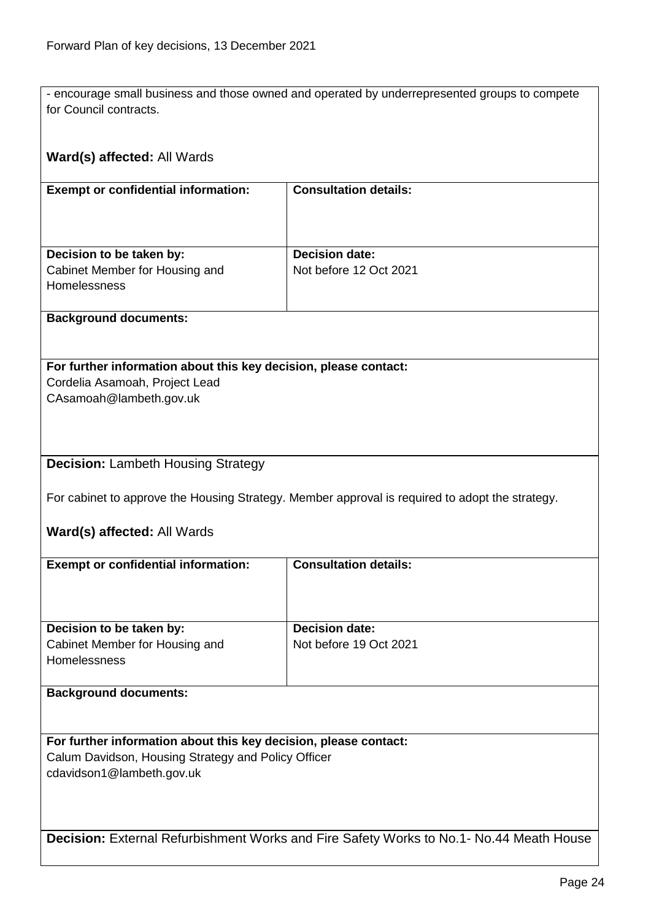- encourage small business and those owned and operated by underrepresented groups to compete for Council contracts.

**Ward(s) affected:** All Wards

| **Exempt or confidential information:** | **Consultation details:** |
|---|---|
| | |
| **Decision to be taken by:** Cabinet Member for Housing and Homelessness | **Decision date:** Not before 12 Oct 2021 |

**Background documents:**

**For further information about this key decision, please contact:**
Cordelia Asamoah, Project Lead
CAsamoah@lambeth.gov.uk

**Decision:** Lambeth Housing Strategy

For cabinet to approve the Housing Strategy. Member approval is required to adopt the strategy.

**Ward(s) affected:** All Wards

| **Exempt or confidential information:** | **Consultation details:** |
|---|---|
| | |
| **Decision to be taken by:** Cabinet Member for Housing and Homelessness | **Decision date:** Not before 19 Oct 2021 |

**Background documents:**

**For further information about this key decision, please contact:**
Calum Davidson, Housing Strategy and Policy Officer
cdavidson1@lambeth.gov.uk

**Decision:** External Refurbishment Works and Fire Safety Works to No.1- No.44 Meath House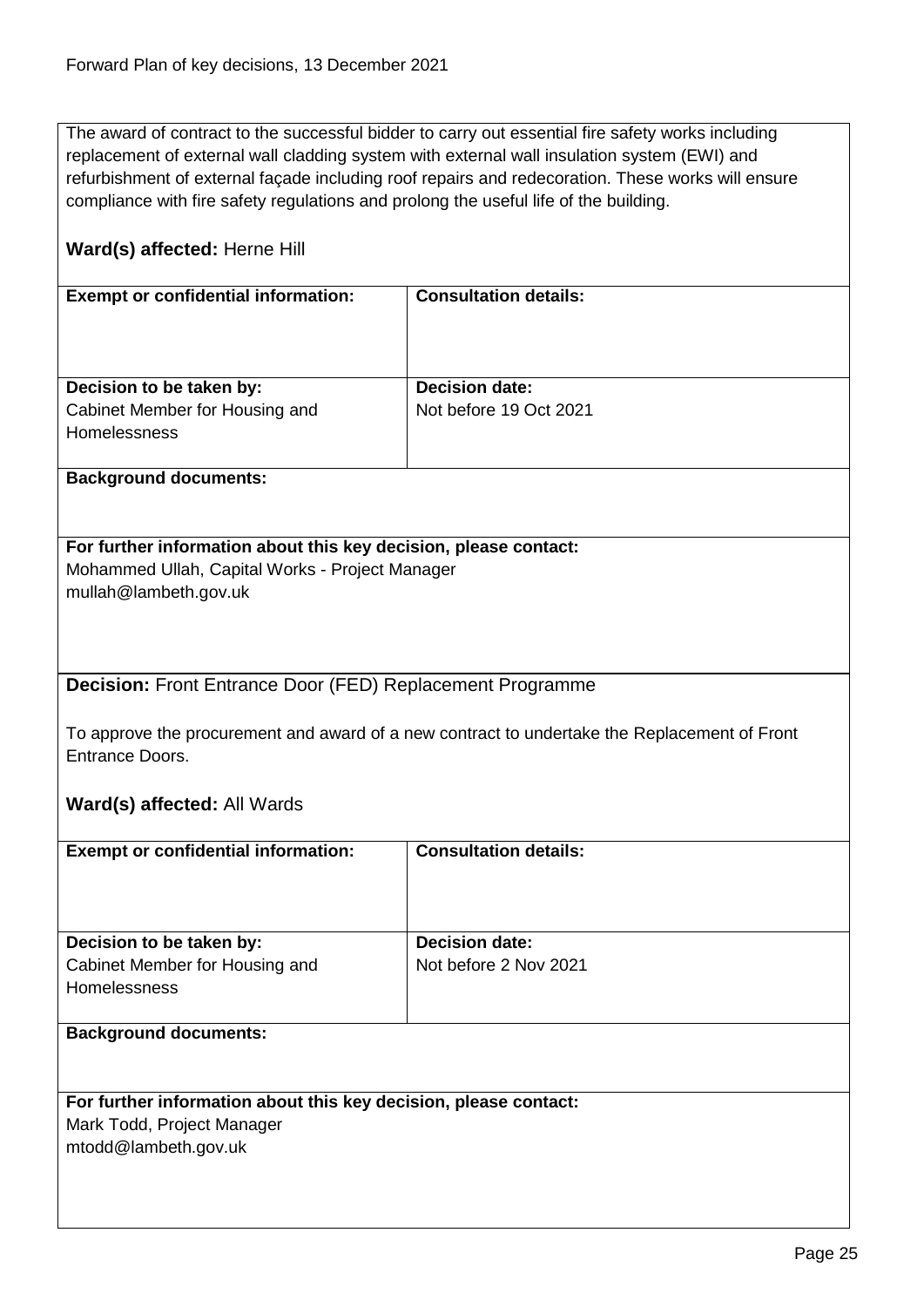The award of contract to the successful bidder to carry out essential fire safety works including replacement of external wall cladding system with external wall insulation system (EWI) and refurbishment of external façade including roof repairs and redecoration. These works will ensure compliance with fire safety regulations and prolong the useful life of the building.

**Ward(s) affected:** Herne Hill

| **Exempt or confidential information:** | **Consultation details:** |
|---|---|
| | |
| **Decision to be taken by:** Cabinet Member for Housing and Homelessness | **Decision date:** Not before 19 Oct 2021 |

**Background documents:**

**For further information about this key decision, please contact:**
Mohammed Ullah, Capital Works - Project Manager
mullah@lambeth.gov.uk

**Decision:** Front Entrance Door (FED) Replacement Programme

To approve the procurement and award of a new contract to undertake the Replacement of Front Entrance Doors.

**Ward(s) affected:** All Wards

| **Exempt or confidential information:** | **Consultation details:** |
|---|---|
| | |
| **Decision to be taken by:** Cabinet Member for Housing and Homelessness | **Decision date:** Not before 2 Nov 2021 |

**Background documents:**

**For further information about this key decision, please contact:**
Mark Todd, Project Manager
mtodd@lambeth.gov.uk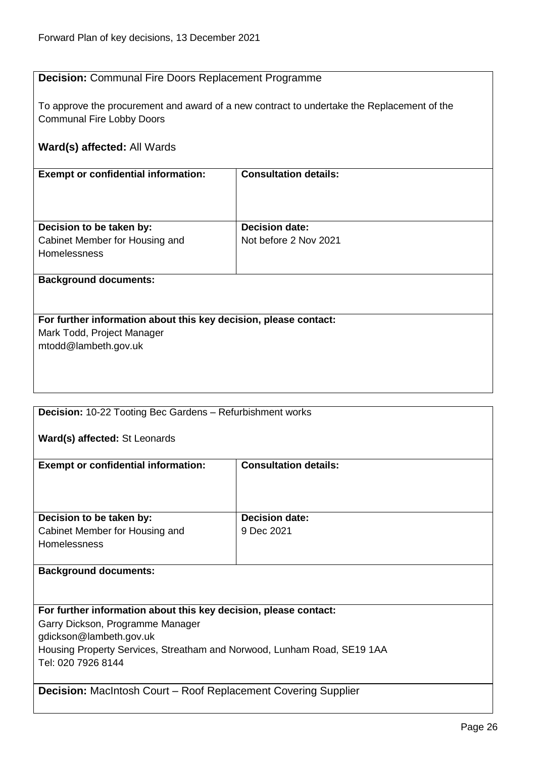**Decision:** Communal Fire Doors Replacement Programme

To approve the procurement and award of a new contract to undertake the Replacement of the Communal Fire Lobby Doors

**Ward(s) affected:** All Wards

| **Exempt or confidential information:** | **Consultation details:** |
|---|---|
| **Decision to be taken by:** Cabinet Member for Housing and Homelessness | **Decision date:** Not before 2 Nov 2021 |

**Background documents:**

**For further information about this key decision, please contact:**
Mark Todd, Project Manager
mtodd@lambeth.gov.uk

---

**Decision:** 10-22 Tooting Bec Gardens – Refurbishment works

**Ward(s) affected:** St Leonards

| **Exempt or confidential information:** | **Consultation details:** |
|---|---|
| **Decision to be taken by:** Cabinet Member for Housing and Homelessness | **Decision date:** 9 Dec 2021 |

**Background documents:**

**For further information about this key decision, please contact:**
Garry Dickson, Programme Manager
gdickson@lambeth.gov.uk
Housing Property Services, Streatham and Norwood, Lunham Road, SE19 1AA
Tel: 020 7926 8144

---

**Decision:** MacIntosh Court – Roof Replacement Covering Supplier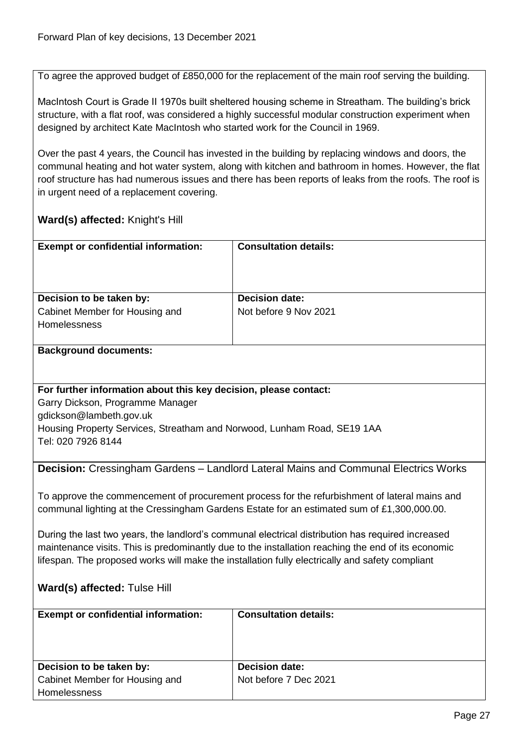To agree the approved budget of £850,000 for the replacement of the main roof serving the building.

MacIntosh Court is Grade II 1970s built sheltered housing scheme in Streatham. The building's brick structure, with a flat roof, was considered a highly successful modular construction experiment when designed by architect Kate MacIntosh who started work for the Council in 1969.

Over the past 4 years, the Council has invested in the building by replacing windows and doors, the communal heating and hot water system, along with kitchen and bathroom in homes. However, the flat roof structure has had numerous issues and there has been reports of leaks from the roofs. The roof is in urgent need of a replacement covering.

**Ward(s) affected:** Knight's Hill

| **Exempt or confidential information:** | **Consultation details:** |
|---|---|
| | |
| **Decision to be taken by:** Cabinet Member for Housing and Homelessness | **Decision date:** Not before 9 Nov 2021 |

**Background documents:**

**For further information about this key decision, please contact:**
Garry Dickson, Programme Manager
gdickson@lambeth.gov.uk
Housing Property Services, Streatham and Norwood, Lunham Road, SE19 1AA
Tel: 020 7926 8144

**Decision:** Cressingham Gardens – Landlord Lateral Mains and Communal Electrics Works

To approve the commencement of procurement process for the refurbishment of lateral mains and communal lighting at the Cressingham Gardens Estate for an estimated sum of £1,300,000.00.

During the last two years, the landlord's communal electrical distribution has required increased maintenance visits. This is predominantly due to the installation reaching the end of its economic lifespan. The proposed works will make the installation fully electrically and safety compliant

**Ward(s) affected:** Tulse Hill

| **Exempt or confidential information:** | **Consultation details:** |
|---|---|
| | |
| **Decision to be taken by:** Cabinet Member for Housing and Homelessness | **Decision date:** Not before 7 Dec 2021 |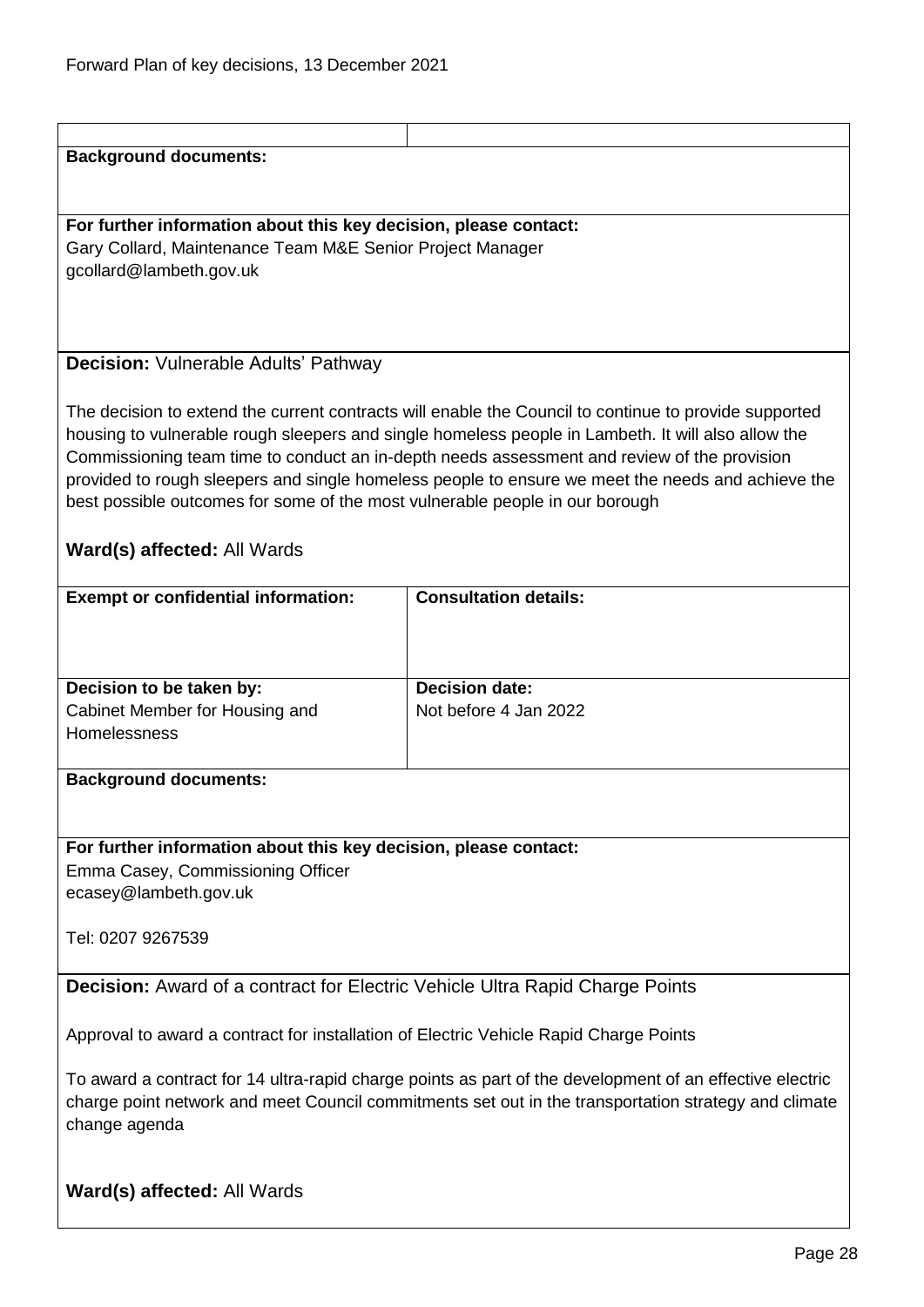**Background documents:**

**For further information about this key decision, please contact:**
Gary Collard, Maintenance Team M&E Senior Project Manager
gcollard@lambeth.gov.uk

**Decision:** Vulnerable Adults' Pathway

The decision to extend the current contracts will enable the Council to continue to provide supported housing to vulnerable rough sleepers and single homeless people in Lambeth. It will also allow the Commissioning team time to conduct an in-depth needs assessment and review of the provision provided to rough sleepers and single homeless people to ensure we meet the needs and achieve the best possible outcomes for some of the most vulnerable people in our borough

**Ward(s) affected:** All Wards

| **Exempt or confidential information:** | **Consultation details:** |
|---|---|
| **Decision to be taken by:** Cabinet Member for Housing and Homelessness | **Decision date:** Not before 4 Jan 2022 |

**Background documents:**

**For further information about this key decision, please contact:**
Emma Casey, Commissioning Officer
ecasey@lambeth.gov.uk

Tel: 0207 9267539

**Decision:** Award of a contract for Electric Vehicle Ultra Rapid Charge Points

Approval to award a contract for installation of Electric Vehicle Rapid Charge Points

To award a contract for 14 ultra-rapid charge points as part of the development of an effective electric charge point network and meet Council commitments set out in the transportation strategy and climate change agenda

**Ward(s) affected:** All Wards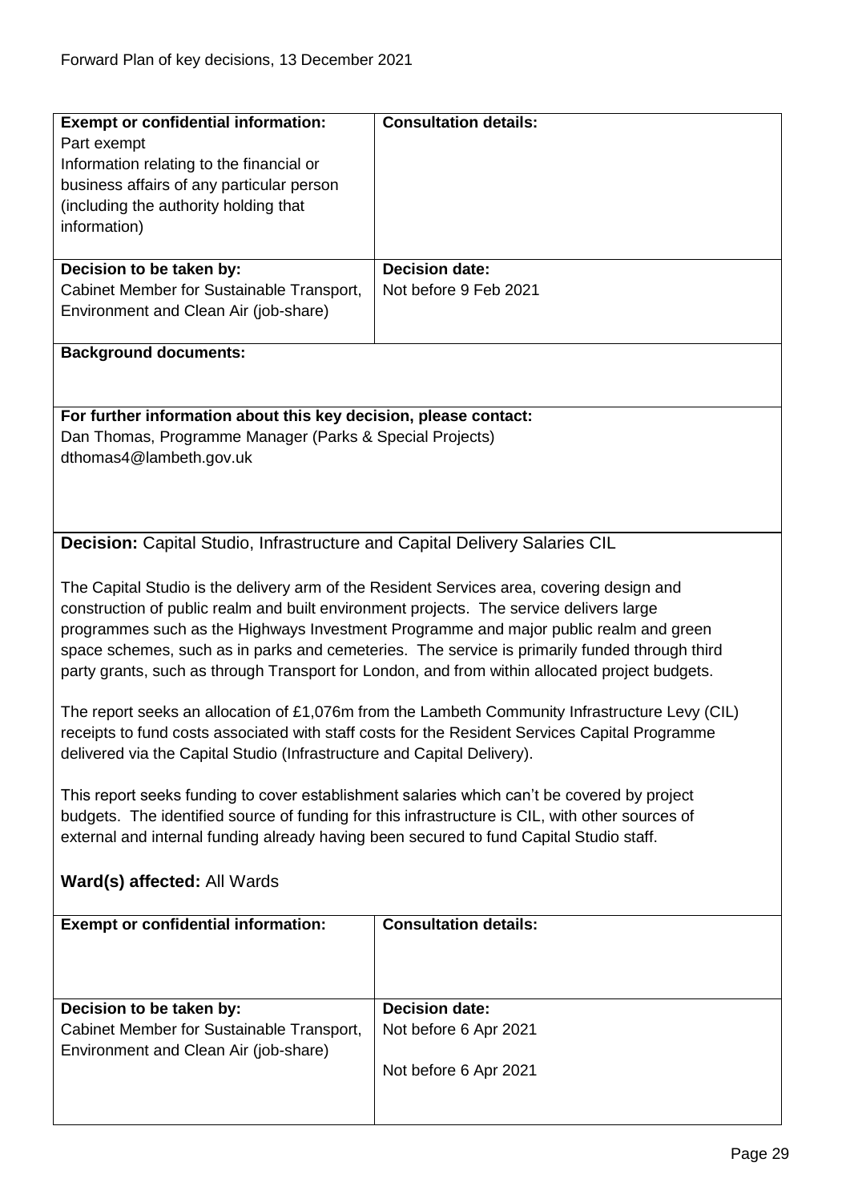| **Exempt or confidential information:** | **Consultation details:** |
| --- | --- |
| Part exempt<br>Information relating to the financial or business affairs of any particular person (including the authority holding that information) | |
| **Decision to be taken by:**<br>Cabinet Member for Sustainable Transport, Environment and Clean Air (job-share) | **Decision date:**<br>Not before 9 Feb 2021 |

**Background documents:**

**For further information about this key decision, please contact:**
Dan Thomas, Programme Manager (Parks & Special Projects)
dthomas4@lambeth.gov.uk

**Decision:** Capital Studio, Infrastructure and Capital Delivery Salaries CIL

The Capital Studio is the delivery arm of the Resident Services area, covering design and construction of public realm and built environment projects. The service delivers large programmes such as the Highways Investment Programme and major public realm and green space schemes, such as in parks and cemeteries. The service is primarily funded through third party grants, such as through Transport for London, and from within allocated project budgets.

The report seeks an allocation of £1,076m from the Lambeth Community Infrastructure Levy (CIL) receipts to fund costs associated with staff costs for the Resident Services Capital Programme delivered via the Capital Studio (Infrastructure and Capital Delivery).

This report seeks funding to cover establishment salaries which can't be covered by project budgets. The identified source of funding for this infrastructure is CIL, with other sources of external and internal funding already having been secured to fund Capital Studio staff.

**Ward(s) affected:** All Wards

| **Exempt or confidential information:** | **Consultation details:** |
| --- | --- |
| **Decision to be taken by:**<br>Cabinet Member for Sustainable Transport, Environment and Clean Air (job-share) | **Decision date:**<br>Not before 6 Apr 2021<br><br>Not before 6 Apr 2021 |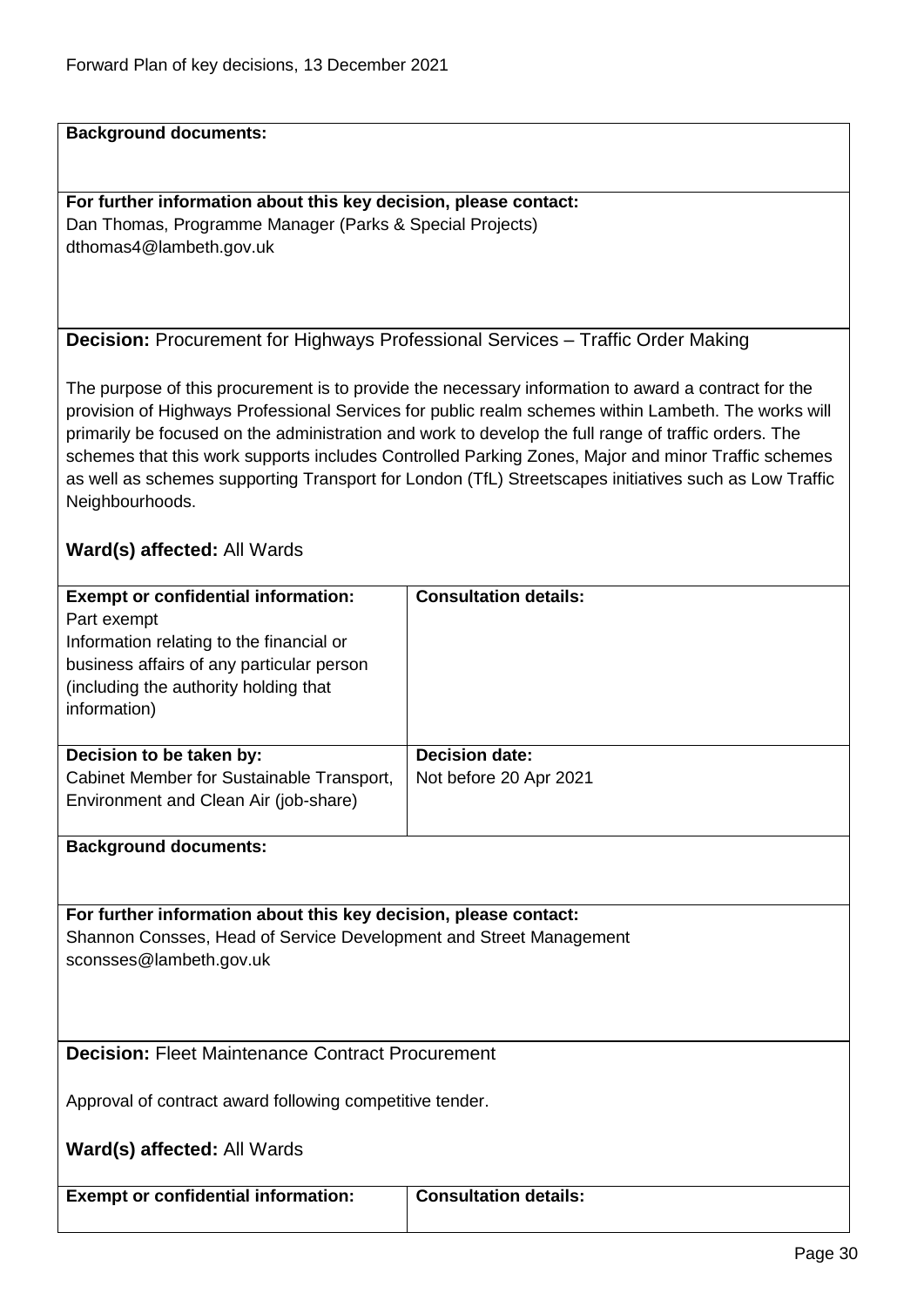**Background documents:**

**For further information about this key decision, please contact:**
Dan Thomas, Programme Manager (Parks & Special Projects)
dthomas4@lambeth.gov.uk

**Decision:** Procurement for Highways Professional Services – Traffic Order Making

The purpose of this procurement is to provide the necessary information to award a contract for the provision of Highways Professional Services for public realm schemes within Lambeth. The works will primarily be focused on the administration and work to develop the full range of traffic orders. The schemes that this work supports includes Controlled Parking Zones, Major and minor Traffic schemes as well as schemes supporting Transport for London (TfL) Streetscapes initiatives such as Low Traffic Neighbourhoods.

**Ward(s) affected:** All Wards

| **Exempt or confidential information:** | **Consultation details:** |
|---|---|
| Part exempt<br>Information relating to the financial or business affairs of any particular person (including the authority holding that information) | |
| **Decision to be taken by:**<br>Cabinet Member for Sustainable Transport, Environment and Clean Air (job-share) | **Decision date:**<br>Not before 20 Apr 2021 |

**Background documents:**

**For further information about this key decision, please contact:**
Shannon Consses, Head of Service Development and Street Management
sconsses@lambeth.gov.uk

**Decision:** Fleet Maintenance Contract Procurement

Approval of contract award following competitive tender.

**Ward(s) affected:** All Wards

| **Exempt or confidential information:** | **Consultation details:** |
|---|---|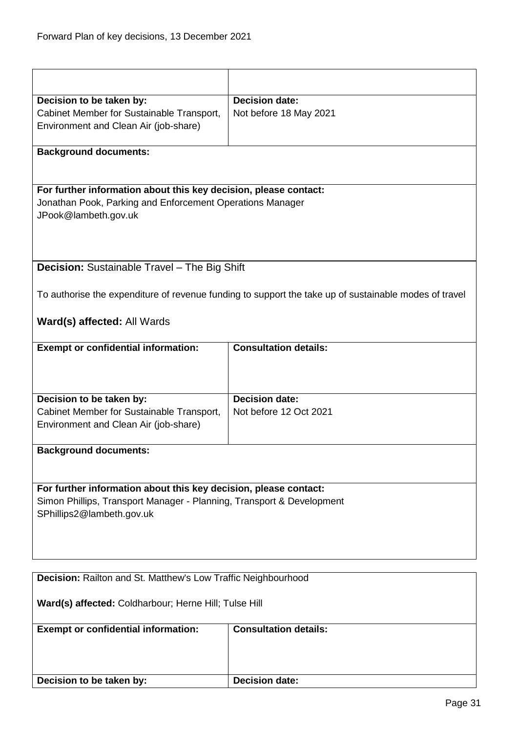| | |
|---|---|
| **Decision to be taken by:**<br>Cabinet Member for Sustainable Transport, Environment and Clean Air (job-share) | **Decision date:**<br>Not before 18 May 2021 |

**Background documents:**

**For further information about this key decision, please contact:**
Jonathan Pook, Parking and Enforcement Operations Manager
JPook@lambeth.gov.uk

**Decision:** Sustainable Travel – The Big Shift

To authorise the expenditure of revenue funding to support the take up of sustainable modes of travel

**Ward(s) affected:** All Wards

| **Exempt or confidential information:** | **Consultation details:** |
|---|---|
| | |
| **Decision to be taken by:**<br>Cabinet Member for Sustainable Transport, Environment and Clean Air (job-share) | **Decision date:**<br>Not before 12 Oct 2021 |

**Background documents:**

**For further information about this key decision, please contact:**
Simon Phillips, Transport Manager - Planning, Transport & Development
SPhillips2@lambeth.gov.uk

**Decision:** Railton and St. Matthew's Low Traffic Neighbourhood

**Ward(s) affected:** Coldharbour; Herne Hill; Tulse Hill

| **Exempt or confidential information:** | **Consultation details:** |
|---|---|
| | |
| **Decision to be taken by:** | **Decision date:** |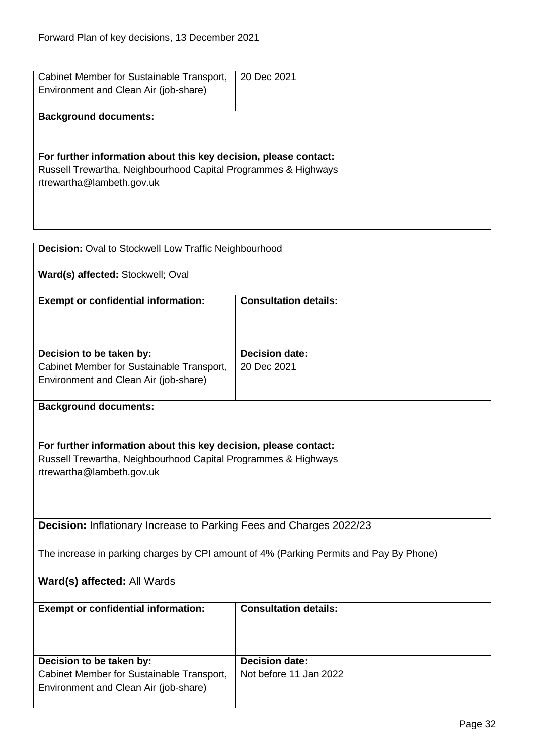| | |
|---|---|
| Cabinet Member for Sustainable Transport, Environment and Clean Air (job-share) | 20 Dec 2021 |

**Background documents:**

**For further information about this key decision, please contact:**
Russell Trewartha, Neighbourhood Capital Programmes & Highways
rtrewartha@lambeth.gov.uk

---

**Decision:** Oval to Stockwell Low Traffic Neighbourhood

**Ward(s) affected:** Stockwell; Oval

| **Exempt or confidential information:** | **Consultation details:** |
|---|---|
| | |
| **Decision to be taken by:** Cabinet Member for Sustainable Transport, Environment and Clean Air (job-share) | **Decision date:** 20 Dec 2021 |

**Background documents:**

**For further information about this key decision, please contact:**
Russell Trewartha, Neighbourhood Capital Programmes & Highways
rtrewartha@lambeth.gov.uk

---

**Decision:** Inflationary Increase to Parking Fees and Charges 2022/23

The increase in parking charges by CPI amount of 4% (Parking Permits and Pay By Phone)

**Ward(s) affected:** All Wards

| **Exempt or confidential information:** | **Consultation details:** |
|---|---|
| | |
| **Decision to be taken by:** Cabinet Member for Sustainable Transport, Environment and Clean Air (job-share) | **Decision date:** Not before 11 Jan 2022 |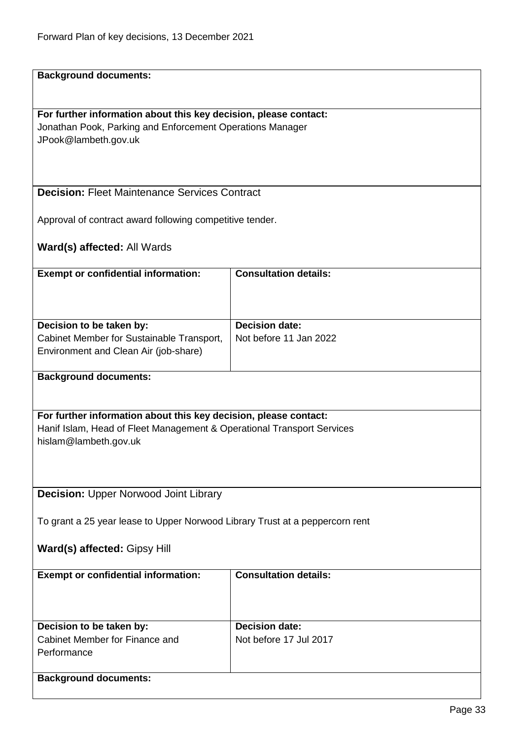**Background documents:**

**For further information about this key decision, please contact:**
Jonathan Pook, Parking and Enforcement Operations Manager
JPook@lambeth.gov.uk

**Decision:** Fleet Maintenance Services Contract

Approval of contract award following competitive tender.

**Ward(s) affected:** All Wards

| **Exempt or confidential information:** | **Consultation details:** |
|---|---|
| | |

| **Decision to be taken by:** | **Decision date:** |
|---|---|
| Cabinet Member for Sustainable Transport, Environment and Clean Air (job-share) | Not before 11 Jan 2022 |

**Background documents:**

**For further information about this key decision, please contact:**
Hanif Islam, Head of Fleet Management & Operational Transport Services
hislam@lambeth.gov.uk

**Decision:** Upper Norwood Joint Library

To grant a 25 year lease to Upper Norwood Library Trust at a peppercorn rent

**Ward(s) affected:** Gipsy Hill

| **Exempt or confidential information:** | **Consultation details:** |
|---|---|
| | |

| **Decision to be taken by:** | **Decision date:** |
|---|---|
| Cabinet Member for Finance and Performance | Not before 17 Jul 2017 |

**Background documents:**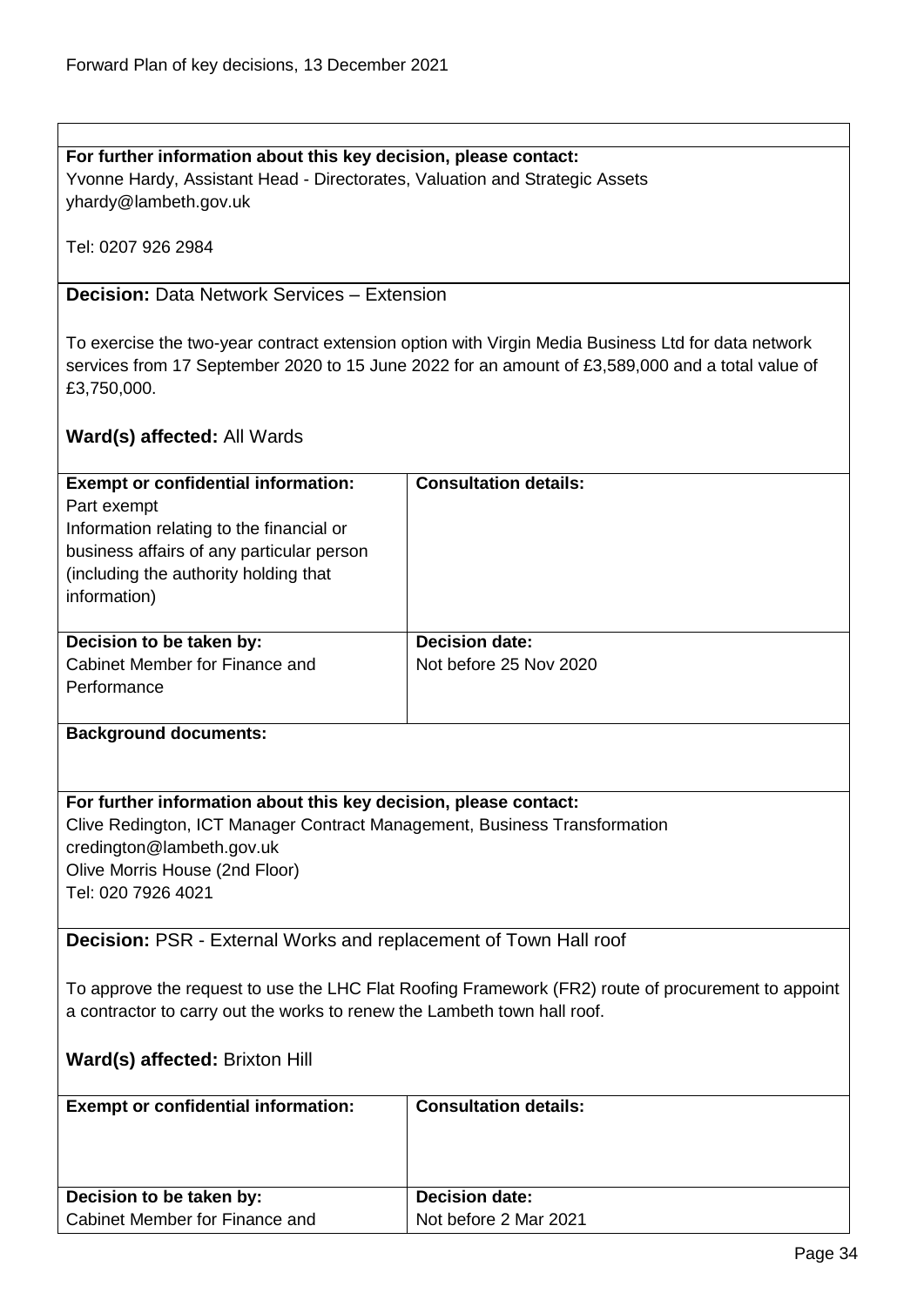**For further information about this key decision, please contact:**
Yvonne Hardy, Assistant Head - Directorates, Valuation and Strategic Assets
yhardy@lambeth.gov.uk

Tel: 0207 926 2984

**Decision:** Data Network Services – Extension

To exercise the two-year contract extension option with Virgin Media Business Ltd for data network services from 17 September 2020 to 15 June 2022 for an amount of £3,589,000 and a total value of £3,750,000.

**Ward(s) affected:** All Wards

| **Exempt or confidential information:** | **Consultation details:** |
|---|---|
| Part exempt<br>Information relating to the financial or business affairs of any particular person (including the authority holding that information) | |
| **Decision to be taken by:**<br>Cabinet Member for Finance and Performance | **Decision date:**<br>Not before 25 Nov 2020 |

**Background documents:**

**For further information about this key decision, please contact:**
Clive Redington, ICT Manager Contract Management, Business Transformation
credington@lambeth.gov.uk
Olive Morris House (2nd Floor)
Tel: 020 7926 4021

**Decision:** PSR - External Works and replacement of Town Hall roof

To approve the request to use the LHC Flat Roofing Framework (FR2) route of procurement to appoint a contractor to carry out the works to renew the Lambeth town hall roof.

**Ward(s) affected:** Brixton Hill

| **Exempt or confidential information:** | **Consultation details:** |
|---|---|
| **Decision to be taken by:**<br>Cabinet Member for Finance and | **Decision date:**<br>Not before 2 Mar 2021 |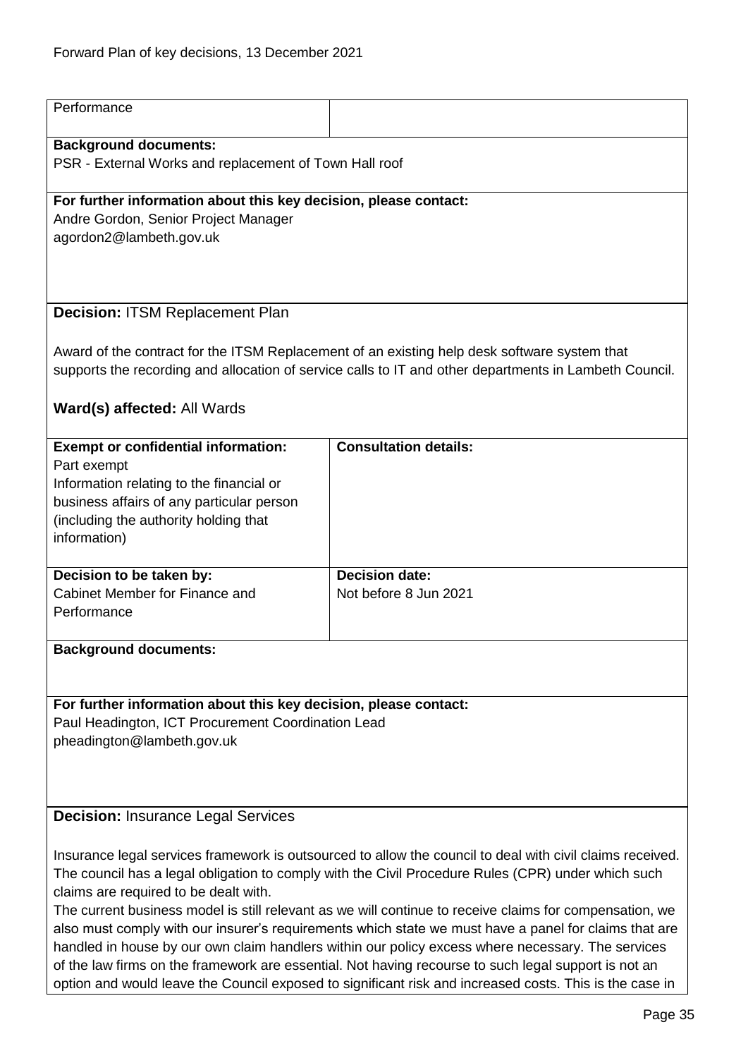| Performance | |
|---|---|

**Background documents:**
PSR - External Works and replacement of Town Hall roof

**For further information about this key decision, please contact:**
Andre Gordon, Senior Project Manager
agordon2@lambeth.gov.uk

**Decision:** ITSM Replacement Plan

Award of the contract for the ITSM Replacement of an existing help desk software system that supports the recording and allocation of service calls to IT and other departments in Lambeth Council.

**Ward(s) affected:** All Wards

| **Exempt or confidential information:** Part exempt Information relating to the financial or business affairs of any particular person (including the authority holding that information) | **Consultation details:** |
|---|---|
| **Decision to be taken by:** Cabinet Member for Finance and Performance | **Decision date:** Not before 8 Jun 2021 |

**Background documents:**

**For further information about this key decision, please contact:**
Paul Headington, ICT Procurement Coordination Lead
pheadington@lambeth.gov.uk

**Decision:** Insurance Legal Services

Insurance legal services framework is outsourced to allow the council to deal with civil claims received. The council has a legal obligation to comply with the Civil Procedure Rules (CPR) under which such claims are required to be dealt with.
The current business model is still relevant as we will continue to receive claims for compensation, we also must comply with our insurer's requirements which state we must have a panel for claims that are handled in house by our own claim handlers within our policy excess where necessary. The services of the law firms on the framework are essential. Not having recourse to such legal support is not an option and would leave the Council exposed to significant risk and increased costs. This is the case in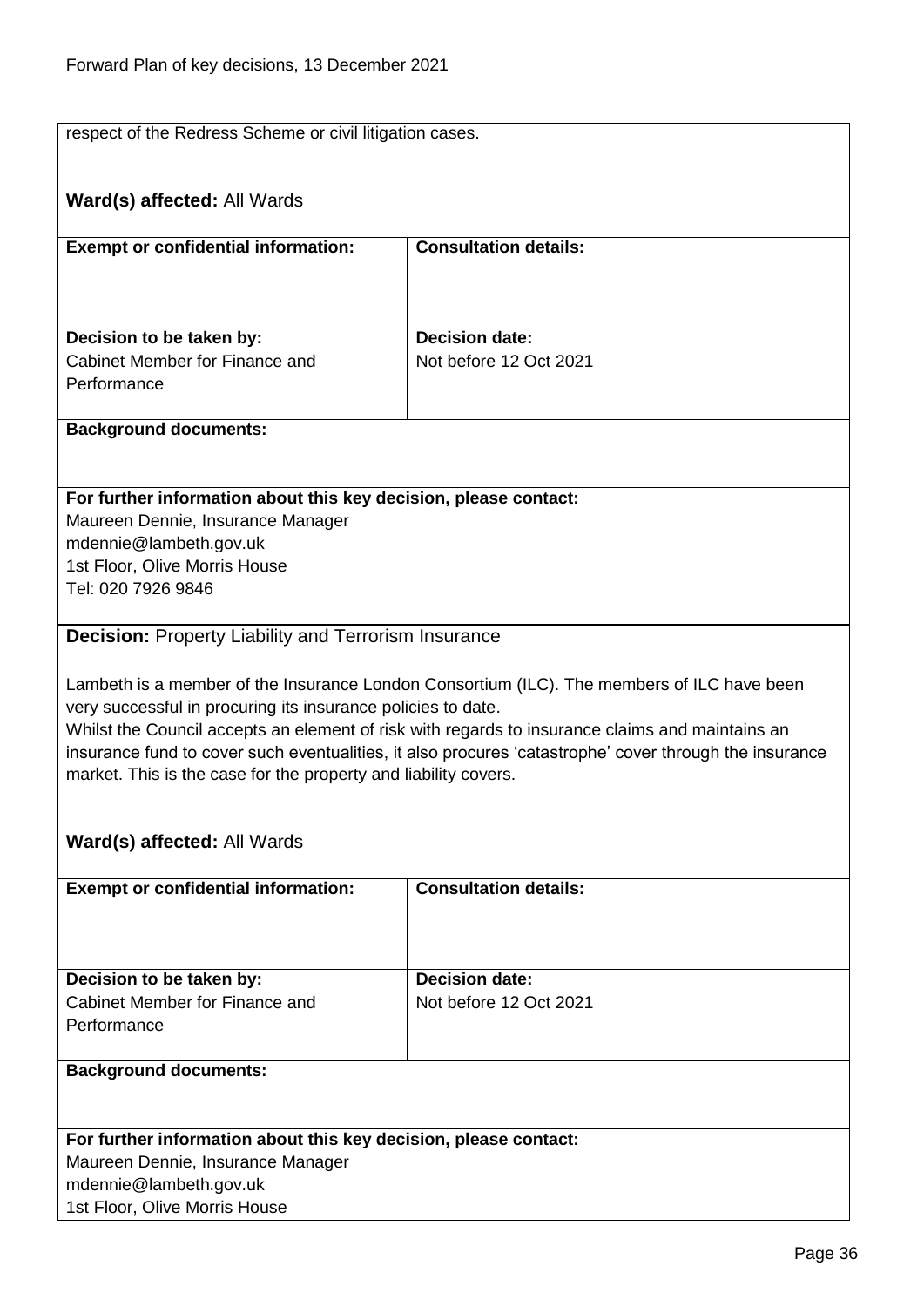respect of the Redress Scheme or civil litigation cases.

**Ward(s) affected:** All Wards

| **Exempt or confidential information:** | **Consultation details:** |
|---|---|
| | |
| **Decision to be taken by:** Cabinet Member for Finance and Performance | **Decision date:** Not before 12 Oct 2021 |

**Background documents:**

**For further information about this key decision, please contact:**
Maureen Dennie, Insurance Manager
mdennie@lambeth.gov.uk
1st Floor, Olive Morris House
Tel: 020 7926 9846

**Decision:** Property Liability and Terrorism Insurance

Lambeth is a member of the Insurance London Consortium (ILC). The members of ILC have been very successful in procuring its insurance policies to date.
Whilst the Council accepts an element of risk with regards to insurance claims and maintains an insurance fund to cover such eventualities, it also procures 'catastrophe' cover through the insurance market. This is the case for the property and liability covers.

**Ward(s) affected:** All Wards

| **Exempt or confidential information:** | **Consultation details:** |
|---|---|
| | |
| **Decision to be taken by:** Cabinet Member for Finance and Performance | **Decision date:** Not before 12 Oct 2021 |

**Background documents:**

**For further information about this key decision, please contact:**
Maureen Dennie, Insurance Manager
mdennie@lambeth.gov.uk
1st Floor, Olive Morris House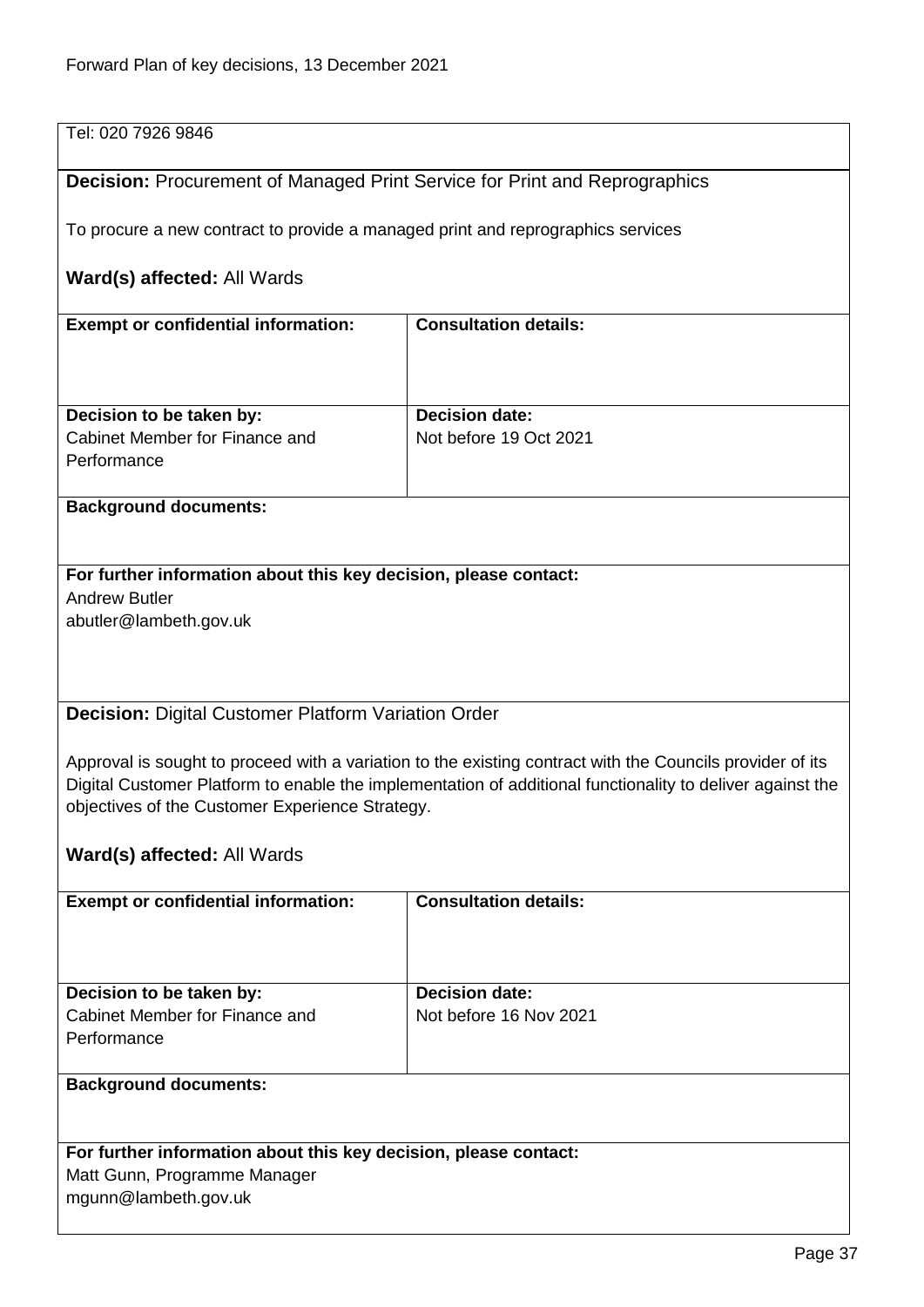Tel: 020 7926 9846

**Decision:** Procurement of Managed Print Service for Print and Reprographics

To procure a new contract to provide a managed print and reprographics services

**Ward(s) affected:** All Wards

| **Exempt or confidential information:** | **Consultation details:** |
|---|---|
| | |
| **Decision to be taken by:** Cabinet Member for Finance and Performance | **Decision date:** Not before 19 Oct 2021 |

**Background documents:**

**For further information about this key decision, please contact:**
Andrew Butler
abutler@lambeth.gov.uk

**Decision:** Digital Customer Platform Variation Order

Approval is sought to proceed with a variation to the existing contract with the Councils provider of its Digital Customer Platform to enable the implementation of additional functionality to deliver against the objectives of the Customer Experience Strategy.

**Ward(s) affected:** All Wards

| **Exempt or confidential information:** | **Consultation details:** |
|---|---|
| | |
| **Decision to be taken by:** Cabinet Member for Finance and Performance | **Decision date:** Not before 16 Nov 2021 |

**Background documents:**

**For further information about this key decision, please contact:**
Matt Gunn, Programme Manager
mgunn@lambeth.gov.uk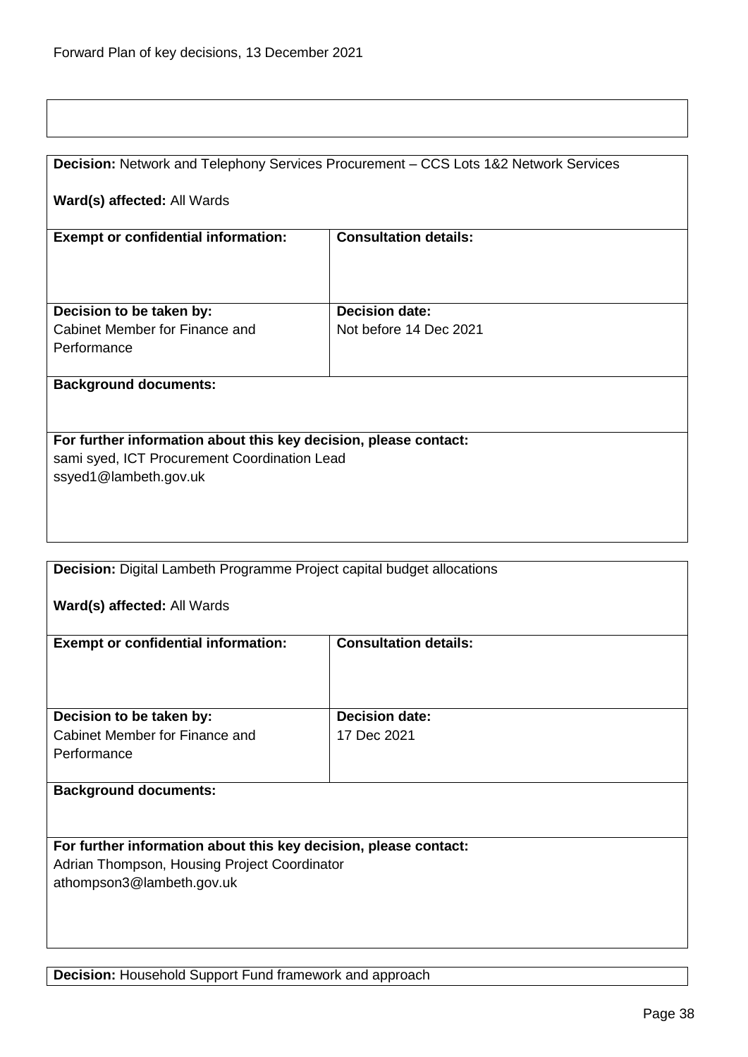**Decision:** Network and Telephony Services Procurement – CCS Lots 1&2 Network Services

**Ward(s) affected:** All Wards

| **Exempt or confidential information:** | **Consultation details:** |
| --- | --- |
| | |
| **Decision to be taken by:** Cabinet Member for Finance and Performance | **Decision date:** Not before 14 Dec 2021 |

**Background documents:**

**For further information about this key decision, please contact:**
sami syed, ICT Procurement Coordination Lead
ssyed1@lambeth.gov.uk

**Decision:** Digital Lambeth Programme Project capital budget allocations

**Ward(s) affected:** All Wards

| **Exempt or confidential information:** | **Consultation details:** |
| --- | --- |
| | |
| **Decision to be taken by:** Cabinet Member for Finance and Performance | **Decision date:** 17 Dec 2021 |

**Background documents:**

**For further information about this key decision, please contact:**
Adrian Thompson, Housing Project Coordinator
athompson3@lambeth.gov.uk

**Decision:** Household Support Fund framework and approach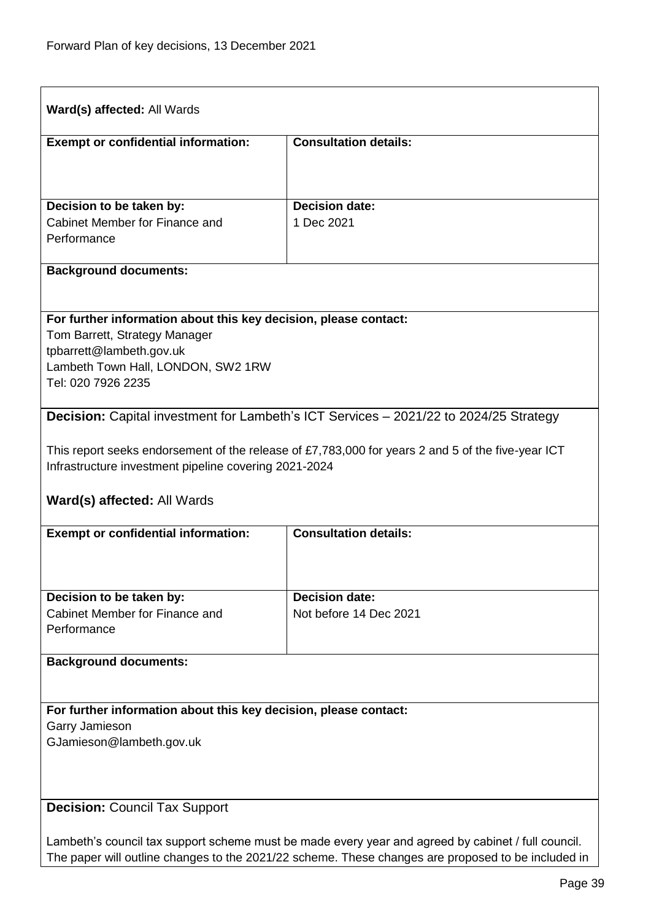**Ward(s) affected:** All Wards

| **Exempt or confidential information:** | **Consultation details:** |
| --- | --- |
| | |
| **Decision to be taken by:**<br>Cabinet Member for Finance and Performance | **Decision date:**<br>1 Dec 2021 |

**Background documents:**

**For further information about this key decision, please contact:**
Tom Barrett, Strategy Manager
tpbarrett@lambeth.gov.uk
Lambeth Town Hall, LONDON, SW2 1RW
Tel: 020 7926 2235

**Decision:** Capital investment for Lambeth's ICT Services – 2021/22 to 2024/25 Strategy

This report seeks endorsement of the release of £7,783,000 for years 2 and 5 of the five-year ICT Infrastructure investment pipeline covering 2021-2024

**Ward(s) affected:** All Wards

| **Exempt or confidential information:** | **Consultation details:** |
| --- | --- |
| | |
| **Decision to be taken by:**<br>Cabinet Member for Finance and Performance | **Decision date:**<br>Not before 14 Dec 2021 |

**Background documents:**

**For further information about this key decision, please contact:**
Garry Jamieson
GJamieson@lambeth.gov.uk

**Decision:** Council Tax Support

Lambeth's council tax support scheme must be made every year and agreed by cabinet / full council. The paper will outline changes to the 2021/22 scheme. These changes are proposed to be included in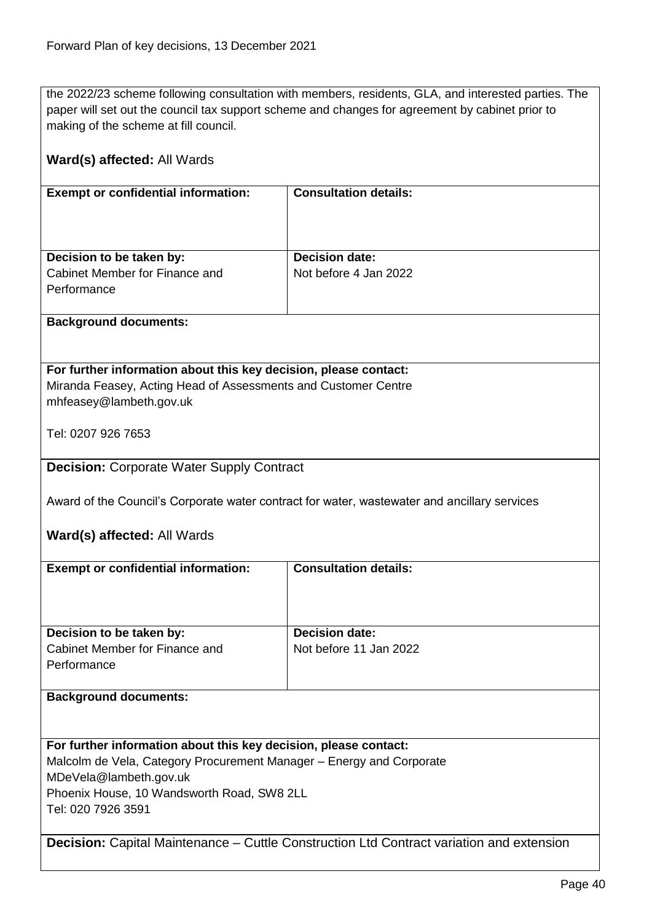the 2022/23 scheme following consultation with members, residents, GLA, and interested parties. The paper will set out the council tax support scheme and changes for agreement by cabinet prior to making of the scheme at fill council.

**Ward(s) affected:** All Wards

| **Exempt or confidential information:** | **Consultation details:** |
|---|---|
| **Decision to be taken by:** Cabinet Member for Finance and Performance | **Decision date:** Not before 4 Jan 2022 |

**Background documents:**

**For further information about this key decision, please contact:**
Miranda Feasey, Acting Head of Assessments and Customer Centre
mhfeasey@lambeth.gov.uk

Tel: 0207 926 7653

**Decision:** Corporate Water Supply Contract

Award of the Council's Corporate water contract for water, wastewater and ancillary services

**Ward(s) affected:** All Wards

| **Exempt or confidential information:** | **Consultation details:** |
|---|---|
| **Decision to be taken by:** Cabinet Member for Finance and Performance | **Decision date:** Not before 11 Jan 2022 |

**Background documents:**

**For further information about this key decision, please contact:**
Malcolm de Vela, Category Procurement Manager – Energy and Corporate
MDeVela@lambeth.gov.uk
Phoenix House, 10 Wandsworth Road, SW8 2LL
Tel: 020 7926 3591

**Decision:** Capital Maintenance – Cuttle Construction Ltd Contract variation and extension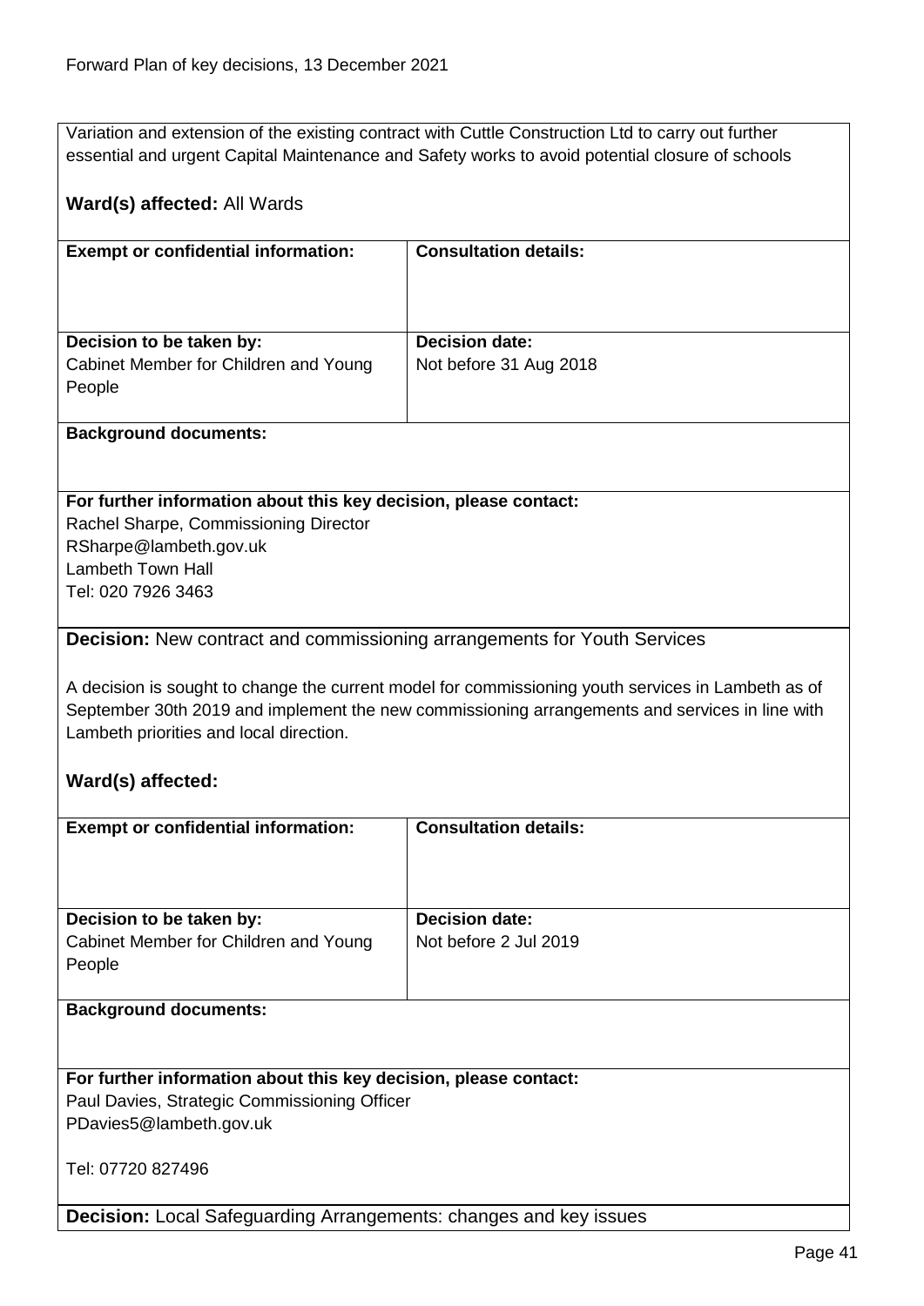Variation and extension of the existing contract with Cuttle Construction Ltd to carry out further essential and urgent Capital Maintenance and Safety works to avoid potential closure of schools

**Ward(s) affected:** All Wards

| **Exempt or confidential information:** | **Consultation details:** |
| --- | --- |
| **Decision to be taken by:**<br>Cabinet Member for Children and Young People | **Decision date:**<br>Not before 31 Aug 2018 |

**Background documents:**

**For further information about this key decision, please contact:**
Rachel Sharpe, Commissioning Director
RSharpe@lambeth.gov.uk
Lambeth Town Hall
Tel: 020 7926 3463

**Decision:** New contract and commissioning arrangements for Youth Services

A decision is sought to change the current model for commissioning youth services in Lambeth as of September 30th 2019 and implement the new commissioning arrangements and services in line with Lambeth priorities and local direction.

**Ward(s) affected:**

| **Exempt or confidential information:** | **Consultation details:** |
| --- | --- |
| **Decision to be taken by:**<br>Cabinet Member for Children and Young People | **Decision date:**<br>Not before 2 Jul 2019 |

**Background documents:**

**For further information about this key decision, please contact:**
Paul Davies, Strategic Commissioning Officer
PDavies5@lambeth.gov.uk

Tel: 07720 827496

**Decision:** Local Safeguarding Arrangements: changes and key issues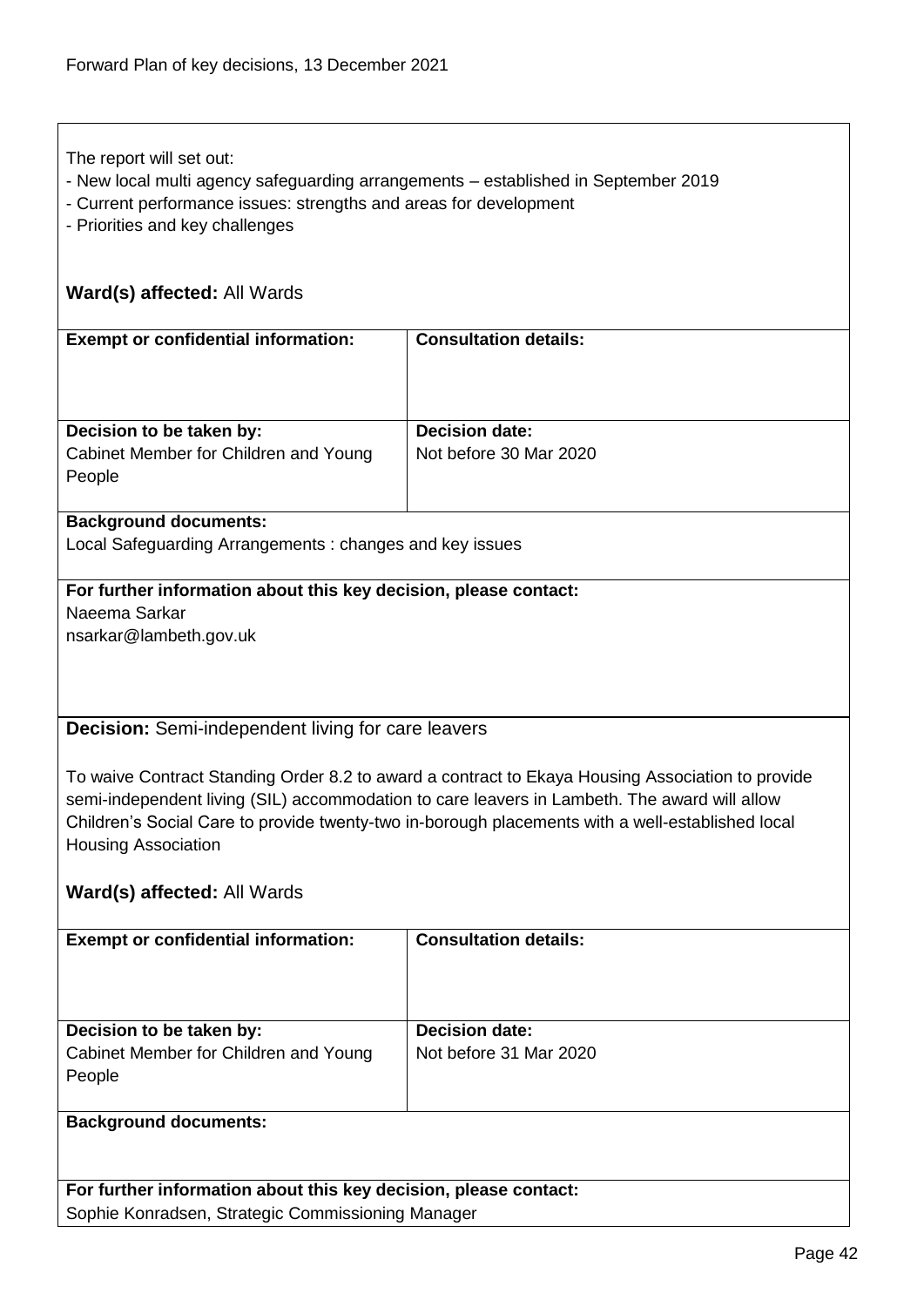The report will set out:
- New local multi agency safeguarding arrangements – established in September 2019
- Current performance issues: strengths and areas for development
- Priorities and key challenges

**Ward(s) affected:** All Wards

| **Exempt or confidential information:** | **Consultation details:** |
|---|---|
| **Decision to be taken by:** Cabinet Member for Children and Young People | **Decision date:** Not before 30 Mar 2020 |

**Background documents:**
Local Safeguarding Arrangements : changes and key issues

**For further information about this key decision, please contact:**
Naeema Sarkar
nsarkar@lambeth.gov.uk

**Decision:** Semi-independent living for care leavers

To waive Contract Standing Order 8.2 to award a contract to Ekaya Housing Association to provide semi-independent living (SIL) accommodation to care leavers in Lambeth. The award will allow Children's Social Care to provide twenty-two in-borough placements with a well-established local Housing Association

**Ward(s) affected:** All Wards

| **Exempt or confidential information:** | **Consultation details:** |
|---|---|
| **Decision to be taken by:** Cabinet Member for Children and Young People | **Decision date:** Not before 31 Mar 2020 |

**Background documents:**

**For further information about this key decision, please contact:**
Sophie Konradsen, Strategic Commissioning Manager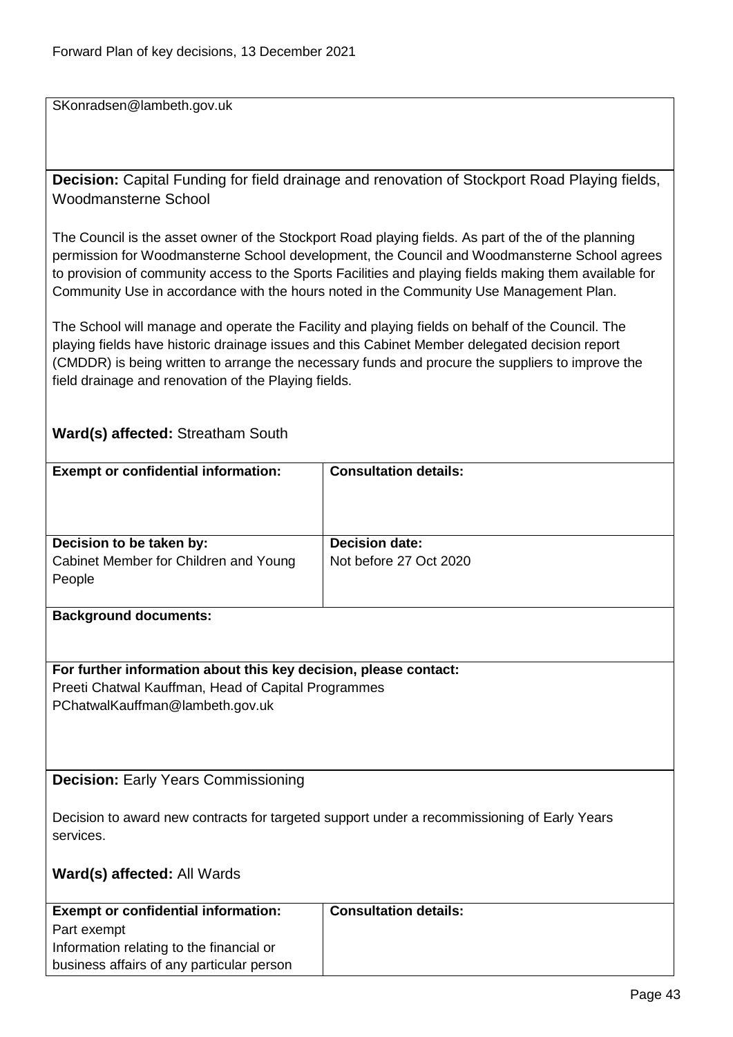SKonradsen@lambeth.gov.uk

**Decision:** Capital Funding for field drainage and renovation of Stockport Road Playing fields, Woodmansterne School

The Council is the asset owner of the Stockport Road playing fields. As part of the of the planning permission for Woodmansterne School development, the Council and Woodmansterne School agrees to provision of community access to the Sports Facilities and playing fields making them available for Community Use in accordance with the hours noted in the Community Use Management Plan.

The School will manage and operate the Facility and playing fields on behalf of the Council. The playing fields have historic drainage issues and this Cabinet Member delegated decision report (CMDDR) is being written to arrange the necessary funds and procure the suppliers to improve the field drainage and renovation of the Playing fields.

**Ward(s) affected:** Streatham South

| **Exempt or confidential information:** | **Consultation details:** |
|---|---|
| **Decision to be taken by:** Cabinet Member for Children and Young People | **Decision date:** Not before 27 Oct 2020 |

**Background documents:**

**For further information about this key decision, please contact:**
Preeti Chatwal Kauffman, Head of Capital Programmes
PChatwalKauffman@lambeth.gov.uk

**Decision:** Early Years Commissioning

Decision to award new contracts for targeted support under a recommissioning of Early Years services.

**Ward(s) affected:** All Wards

| **Exempt or confidential information:** | **Consultation details:** |
|---|---|
| Part exempt<br>Information relating to the financial or business affairs of any particular person | |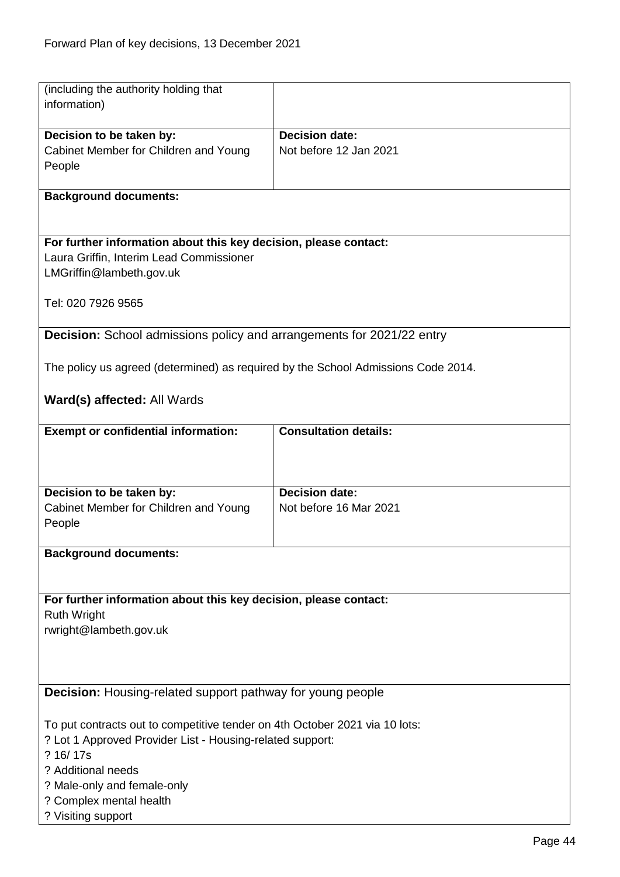| (including the authority holding that information) | |
|---|---|
| **Decision to be taken by:** Cabinet Member for Children and Young People | **Decision date:** Not before 12 Jan 2021 |

**Background documents:**

**For further information about this key decision, please contact:**
Laura Griffin, Interim Lead Commissioner
LMGriffin@lambeth.gov.uk

Tel: 020 7926 9565

**Decision:** School admissions policy and arrangements for 2021/22 entry

The policy us agreed (determined) as required by the School Admissions Code 2014.

**Ward(s) affected:** All Wards

| **Exempt or confidential information:** | **Consultation details:** |
|---|---|
| **Decision to be taken by:** Cabinet Member for Children and Young People | **Decision date:** Not before 16 Mar 2021 |

**Background documents:**

**For further information about this key decision, please contact:**
Ruth Wright
rwright@lambeth.gov.uk

**Decision:** Housing-related support pathway for young people

To put contracts out to competitive tender on 4th October 2021 via 10 lots:
? Lot 1 Approved Provider List - Housing-related support:
? 16/ 17s
? Additional needs
? Male-only and female-only
? Complex mental health
? Visiting support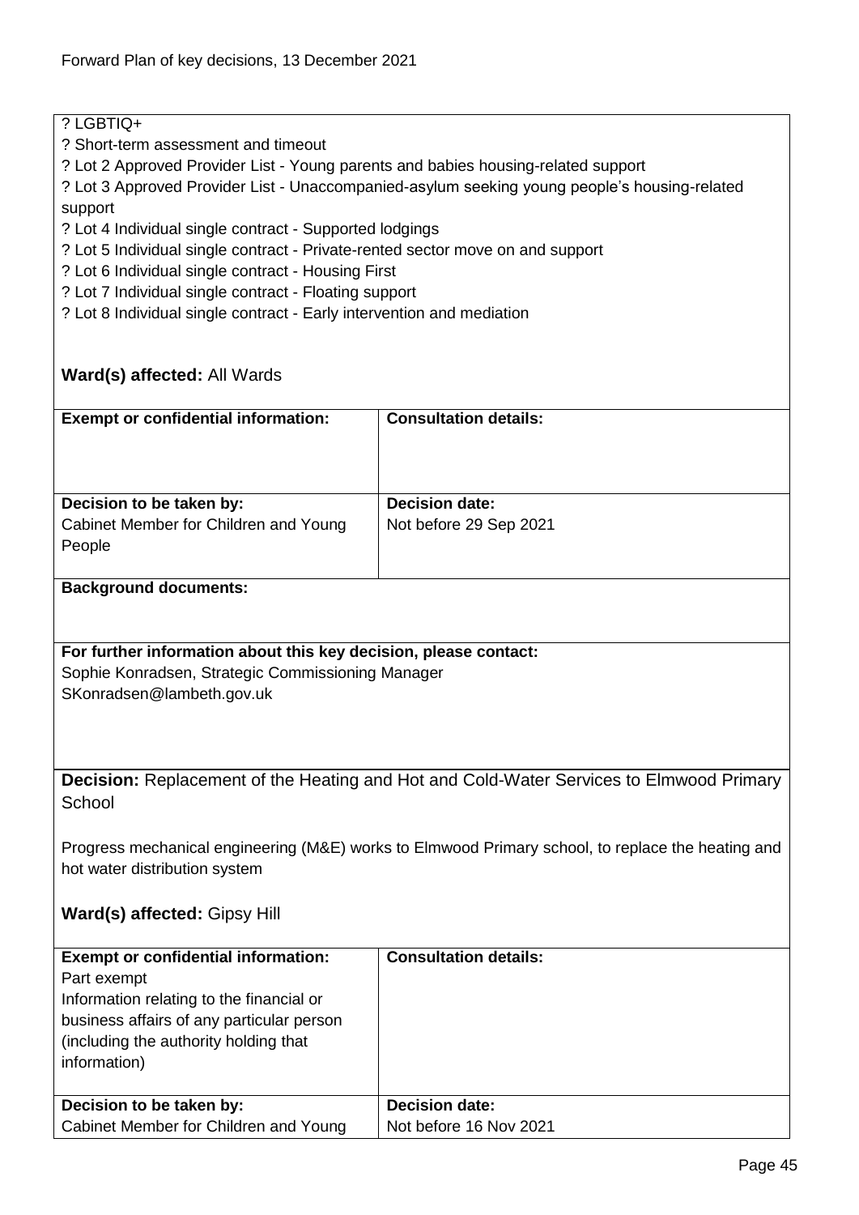? LGBTIQ+
? Short-term assessment and timeout
? Lot 2 Approved Provider List - Young parents and babies housing-related support
? Lot 3 Approved Provider List - Unaccompanied-asylum seeking young people's housing-related support
? Lot 4 Individual single contract - Supported lodgings
? Lot 5 Individual single contract - Private-rented sector move on and support
? Lot 6 Individual single contract - Housing First
? Lot 7 Individual single contract - Floating support
? Lot 8 Individual single contract - Early intervention and mediation

**Ward(s) affected:** All Wards

| **Exempt or confidential information:** | **Consultation details:** |
|---|---|
| | |
| **Decision to be taken by:** Cabinet Member for Children and Young People | **Decision date:** Not before 29 Sep 2021 |

**Background documents:**

**For further information about this key decision, please contact:**
Sophie Konradsen, Strategic Commissioning Manager
SKonradsen@lambeth.gov.uk

**Decision:** Replacement of the Heating and Hot and Cold-Water Services to Elmwood Primary School

Progress mechanical engineering (M&E) works to Elmwood Primary school, to replace the heating and hot water distribution system

**Ward(s) affected:** Gipsy Hill

| **Exempt or confidential information:** | **Consultation details:** |
|---|---|
| Part exempt<br>Information relating to the financial or business affairs of any particular person (including the authority holding that information) | |
| **Decision to be taken by:** Cabinet Member for Children and Young | **Decision date:** Not before 16 Nov 2021 |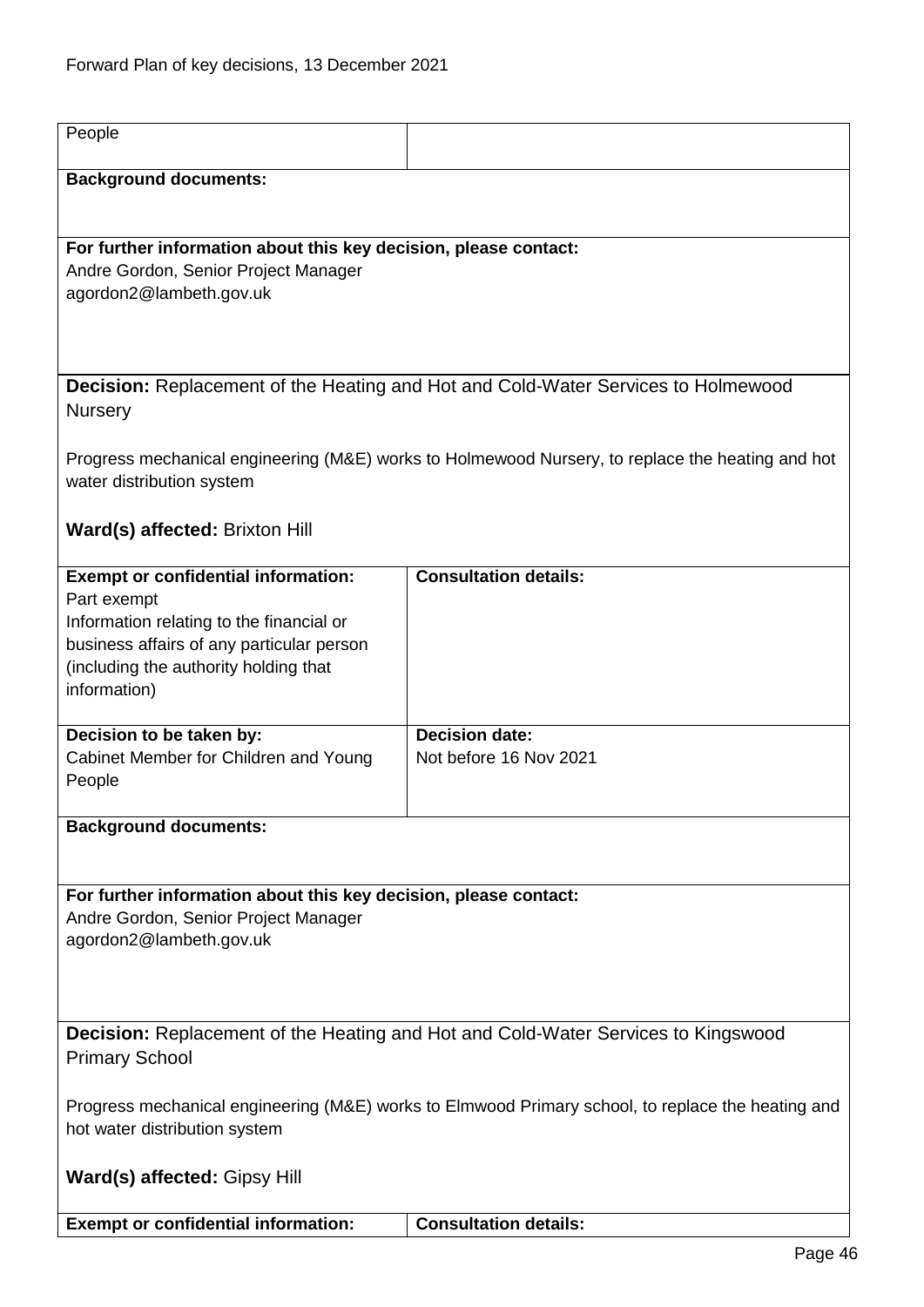| People | |
|---|---|

**Background documents:**

**For further information about this key decision, please contact:**
Andre Gordon, Senior Project Manager
agordon2@lambeth.gov.uk

**Decision:** Replacement of the Heating and Hot and Cold-Water Services to Holmewood Nursery

Progress mechanical engineering (M&E) works to Holmewood Nursery, to replace the heating and hot water distribution system

**Ward(s) affected:** Brixton Hill

| **Exempt or confidential information:** | **Consultation details:** |
|---|---|
| Part exempt<br>Information relating to the financial or business affairs of any particular person (including the authority holding that information) | |
| **Decision to be taken by:**<br>Cabinet Member for Children and Young People | **Decision date:**<br>Not before 16 Nov 2021 |

**Background documents:**

**For further information about this key decision, please contact:**
Andre Gordon, Senior Project Manager
agordon2@lambeth.gov.uk

**Decision:** Replacement of the Heating and Hot and Cold-Water Services to Kingswood Primary School

Progress mechanical engineering (M&E) works to Elmwood Primary school, to replace the heating and hot water distribution system

**Ward(s) affected:** Gipsy Hill

| **Exempt or confidential information:** | **Consultation details:** |
|---|---|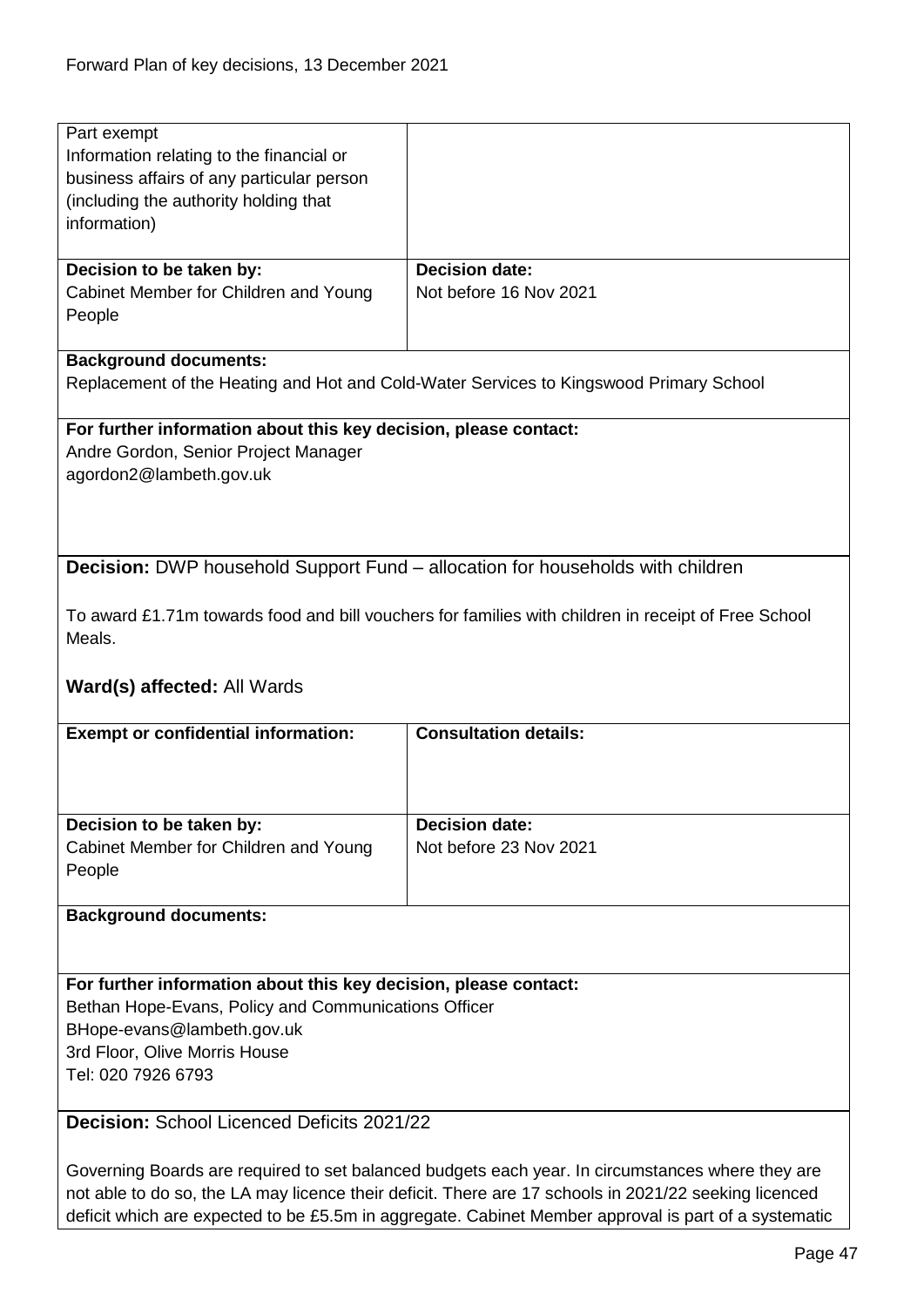| | |
|---|---|
| Part exempt<br>Information relating to the financial or business affairs of any particular person (including the authority holding that information) | |
| **Decision to be taken by:**<br>Cabinet Member for Children and Young People | **Decision date:**<br>Not before 16 Nov 2021 |

**Background documents:**
Replacement of the Heating and Hot and Cold-Water Services to Kingswood Primary School

**For further information about this key decision, please contact:**
Andre Gordon, Senior Project Manager
agordon2@lambeth.gov.uk

**Decision:** DWP household Support Fund – allocation for households with children

To award £1.71m towards food and bill vouchers for families with children in receipt of Free School Meals.

**Ward(s) affected:** All Wards

| **Exempt or confidential information:** | **Consultation details:** |
|---|---|
| | |
| **Decision to be taken by:**<br>Cabinet Member for Children and Young People | **Decision date:**<br>Not before 23 Nov 2021 |

**Background documents:**

**For further information about this key decision, please contact:**
Bethan Hope-Evans, Policy and Communications Officer
BHope-evans@lambeth.gov.uk
3rd Floor, Olive Morris House
Tel: 020 7926 6793

**Decision:** School Licenced Deficits 2021/22

Governing Boards are required to set balanced budgets each year. In circumstances where they are not able to do so, the LA may licence their deficit. There are 17 schools in 2021/22 seeking licenced deficit which are expected to be £5.5m in aggregate. Cabinet Member approval is part of a systematic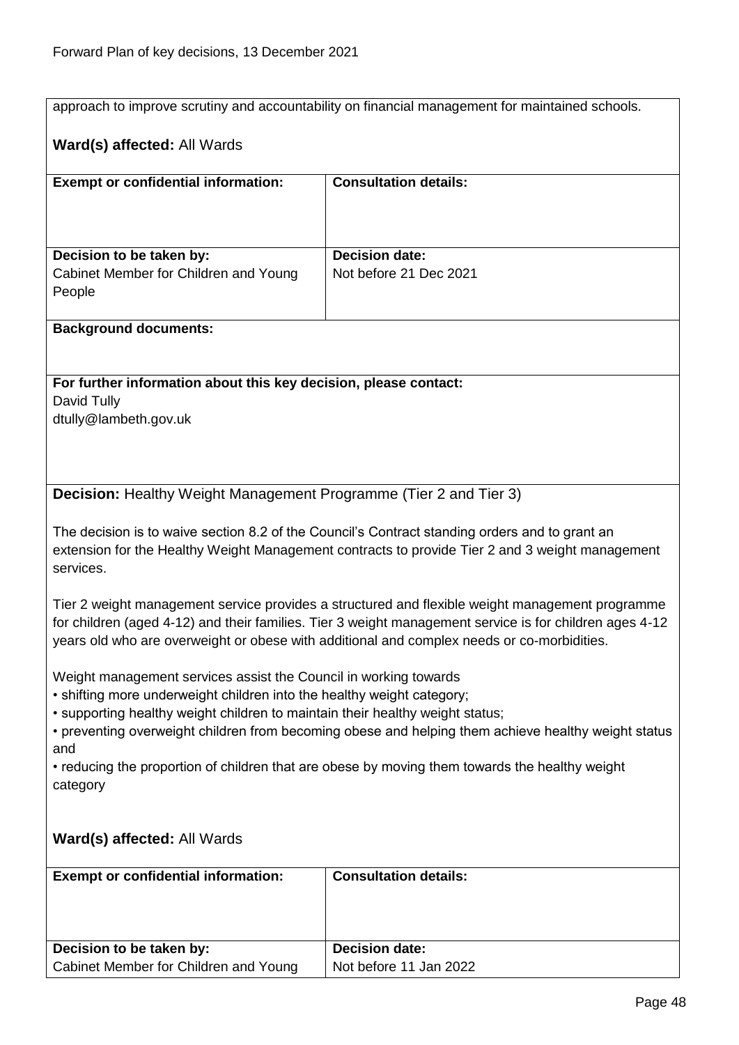approach to improve scrutiny and accountability on financial management for maintained schools.

**Ward(s) affected:** All Wards

| **Exempt or confidential information:** | **Consultation details:** |
|---|---|
| | |
| **Decision to be taken by:** Cabinet Member for Children and Young People | **Decision date:** Not before 21 Dec 2021 |

**Background documents:**

**For further information about this key decision, please contact:**
David Tully
dtully@lambeth.gov.uk

**Decision:** Healthy Weight Management Programme (Tier 2 and Tier 3)

The decision is to waive section 8.2 of the Council's Contract standing orders and to grant an extension for the Healthy Weight Management contracts to provide Tier 2 and 3 weight management services.

Tier 2 weight management service provides a structured and flexible weight management programme for children (aged 4-12) and their families. Tier 3 weight management service is for children ages 4-12 years old who are overweight or obese with additional and complex needs or co-morbidities.

Weight management services assist the Council in working towards
• shifting more underweight children into the healthy weight category;
• supporting healthy weight children to maintain their healthy weight status;
• preventing overweight children from becoming obese and helping them achieve healthy weight status and
• reducing the proportion of children that are obese by moving them towards the healthy weight category

**Ward(s) affected:** All Wards

| **Exempt or confidential information:** | **Consultation details:** |
|---|---|
| | |
| **Decision to be taken by:** Cabinet Member for Children and Young | **Decision date:** Not before 11 Jan 2022 |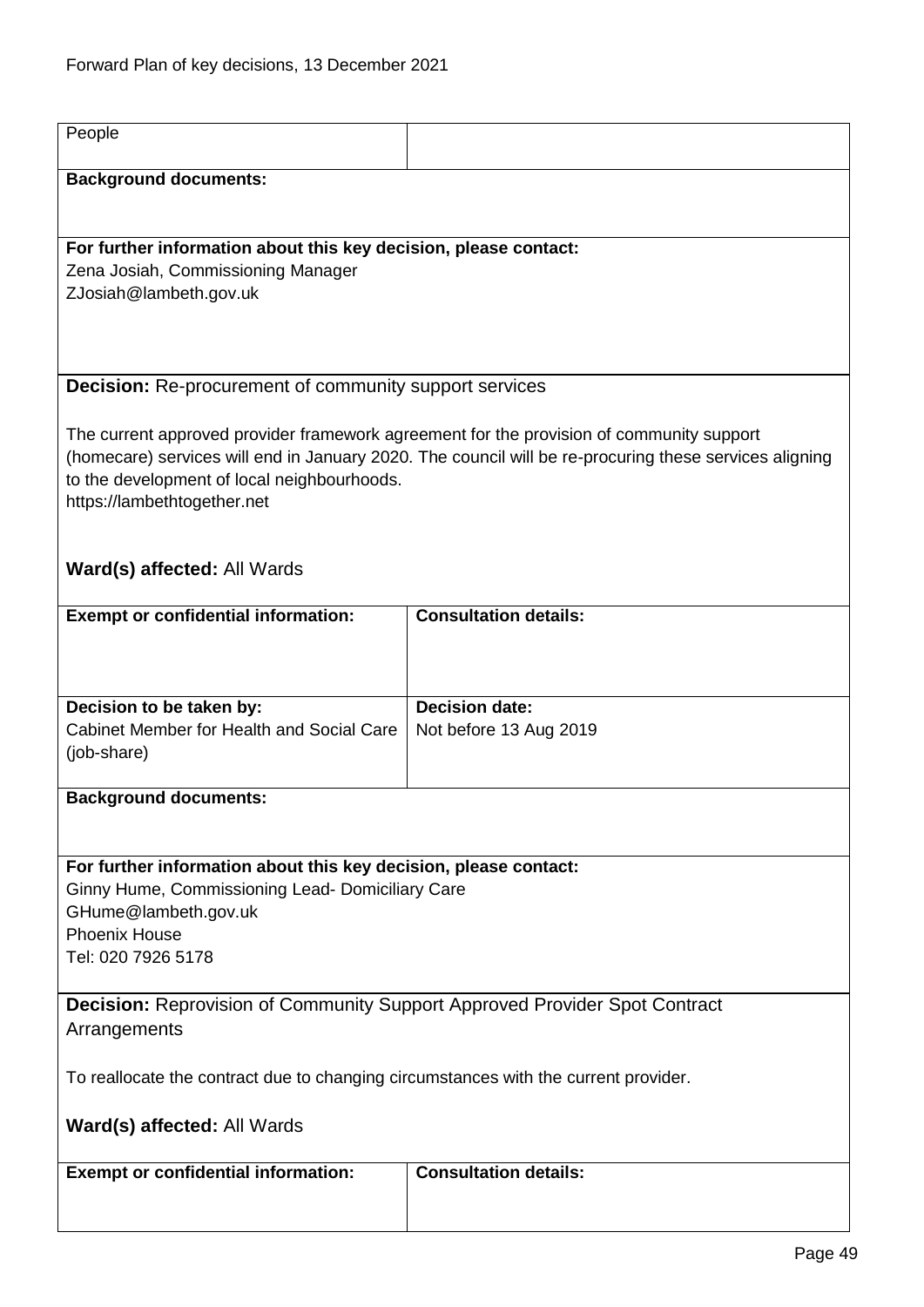| People | |
|---|---|

**Background documents:**

**For further information about this key decision, please contact:**
Zena Josiah, Commissioning Manager
ZJosiah@lambeth.gov.uk

**Decision:** Re-procurement of community support services

The current approved provider framework agreement for the provision of community support (homecare) services will end in January 2020. The council will be re-procuring these services aligning to the development of local neighbourhoods.
https://lambethtogether.net

**Ward(s) affected:** All Wards

| **Exempt or confidential information:** | **Consultation details:** |
|---|---|
| **Decision to be taken by:**<br>Cabinet Member for Health and Social Care (job-share) | **Decision date:**<br>Not before 13 Aug 2019 |

**Background documents:**

**For further information about this key decision, please contact:**
Ginny Hume, Commissioning Lead- Domiciliary Care
GHume@lambeth.gov.uk
Phoenix House
Tel: 020 7926 5178

**Decision:** Reprovision of Community Support Approved Provider Spot Contract Arrangements

To reallocate the contract due to changing circumstances with the current provider.

**Ward(s) affected:** All Wards

| **Exempt or confidential information:** | **Consultation details:** |
|---|---|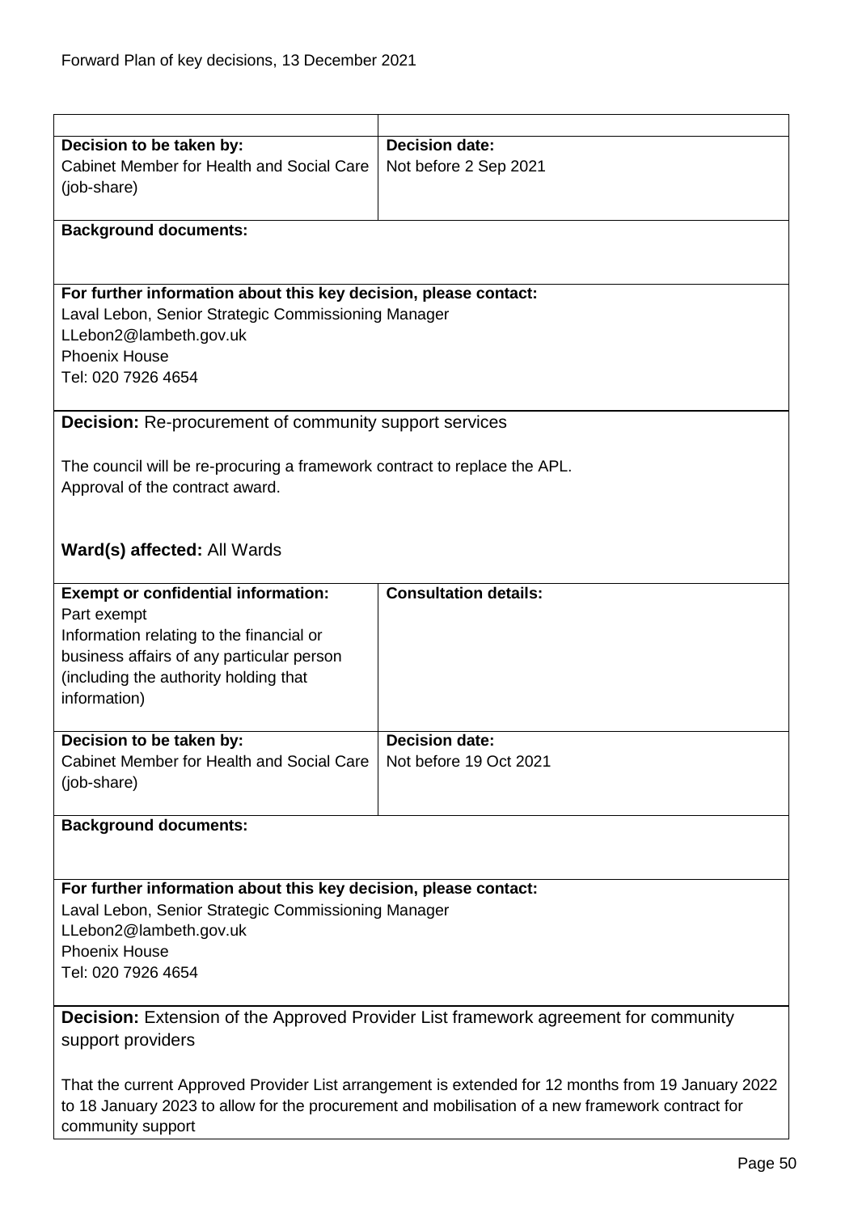| | |
|---|---|
| **Decision to be taken by:**<br>Cabinet Member for Health and Social Care (job-share) | **Decision date:**<br>Not before 2 Sep 2021 |

**Background documents:**

**For further information about this key decision, please contact:**
Laval Lebon, Senior Strategic Commissioning Manager
LLebon2@lambeth.gov.uk
Phoenix House
Tel: 020 7926 4654

**Decision:** Re-procurement of community support services

The council will be re-procuring a framework contract to replace the APL.
Approval of the contract award.

**Ward(s) affected:** All Wards

| | |
|---|---|
| **Exempt or confidential information:**<br>Part exempt<br>Information relating to the financial or business affairs of any particular person (including the authority holding that information) | **Consultation details:** |
| **Decision to be taken by:**<br>Cabinet Member for Health and Social Care (job-share) | **Decision date:**<br>Not before 19 Oct 2021 |

**Background documents:**

**For further information about this key decision, please contact:**
Laval Lebon, Senior Strategic Commissioning Manager
LLebon2@lambeth.gov.uk
Phoenix House
Tel: 020 7926 4654

**Decision:** Extension of the Approved Provider List framework agreement for community support providers

That the current Approved Provider List arrangement is extended for 12 months from 19 January 2022 to 18 January 2023 to allow for the procurement and mobilisation of a new framework contract for community support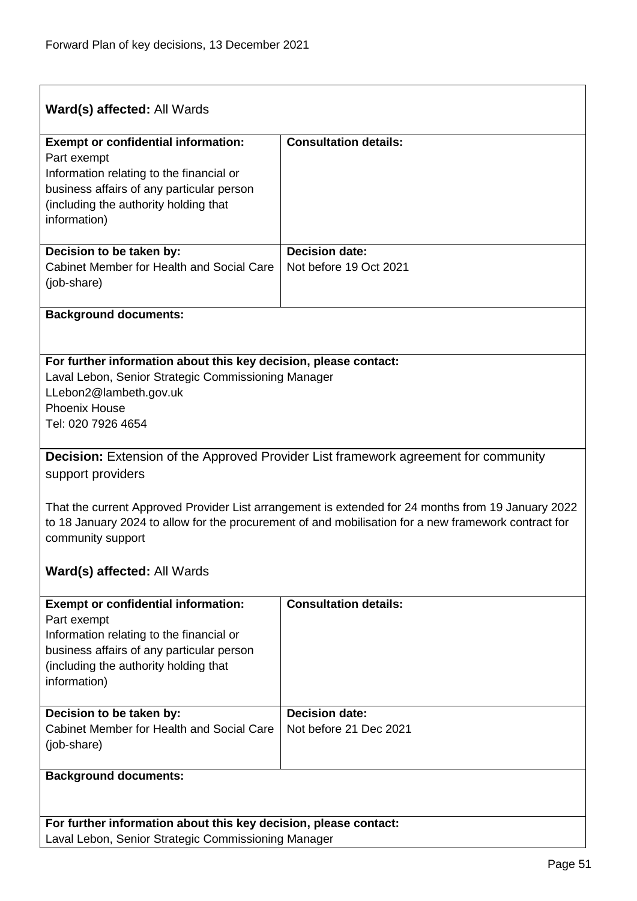**Ward(s) affected:** All Wards

| **Exempt or confidential information:** | **Consultation details:** |
| --- | --- |
| Part exempt<br>Information relating to the financial or business affairs of any particular person (including the authority holding that information) | |
| **Decision to be taken by:**<br>Cabinet Member for Health and Social Care (job-share) | **Decision date:**<br>Not before 19 Oct 2021 |

**Background documents:**

**For further information about this key decision, please contact:**
Laval Lebon, Senior Strategic Commissioning Manager
LLebon2@lambeth.gov.uk
Phoenix House
Tel: 020 7926 4654

**Decision:** Extension of the Approved Provider List framework agreement for community support providers

That the current Approved Provider List arrangement is extended for 24 months from 19 January 2022 to 18 January 2024 to allow for the procurement of and mobilisation for a new framework contract for community support

**Ward(s) affected:** All Wards

| **Exempt or confidential information:** | **Consultation details:** |
| --- | --- |
| Part exempt<br>Information relating to the financial or business affairs of any particular person (including the authority holding that information) | |
| **Decision to be taken by:**<br>Cabinet Member for Health and Social Care (job-share) | **Decision date:**<br>Not before 21 Dec 2021 |

**Background documents:**

**For further information about this key decision, please contact:**
Laval Lebon, Senior Strategic Commissioning Manager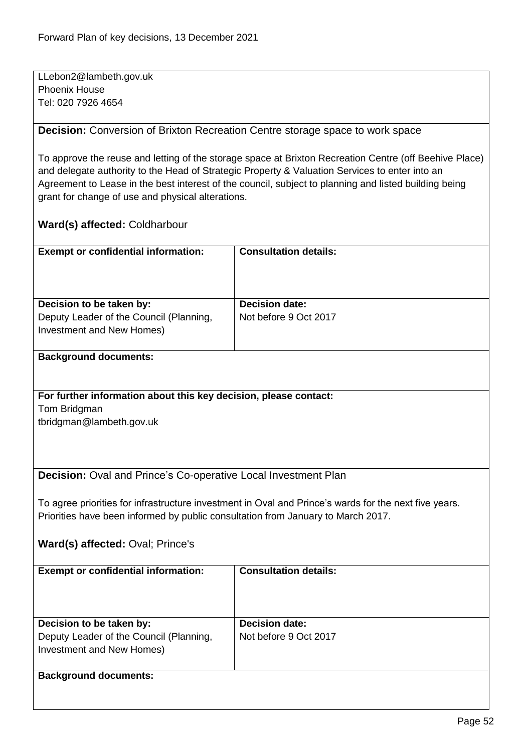LLebon2@lambeth.gov.uk
Phoenix House
Tel: 020 7926 4654

**Decision:** Conversion of Brixton Recreation Centre storage space to work space

To approve the reuse and letting of the storage space at Brixton Recreation Centre (off Beehive Place) and delegate authority to the Head of Strategic Property & Valuation Services to enter into an Agreement to Lease in the best interest of the council, subject to planning and listed building being grant for change of use and physical alterations.

**Ward(s) affected:** Coldharbour

| **Exempt or confidential information:** | **Consultation details:** |
| --- | --- |
| **Decision to be taken by:** Deputy Leader of the Council (Planning, Investment and New Homes) | **Decision date:** Not before 9 Oct 2017 |

**Background documents:**

**For further information about this key decision, please contact:**
Tom Bridgman
tbridgman@lambeth.gov.uk

**Decision:** Oval and Prince's Co-operative Local Investment Plan

To agree priorities for infrastructure investment in Oval and Prince's wards for the next five years. Priorities have been informed by public consultation from January to March 2017.

**Ward(s) affected:** Oval; Prince's

| **Exempt or confidential information:** | **Consultation details:** |
| --- | --- |
| **Decision to be taken by:** Deputy Leader of the Council (Planning, Investment and New Homes) | **Decision date:** Not before 9 Oct 2017 |

**Background documents:**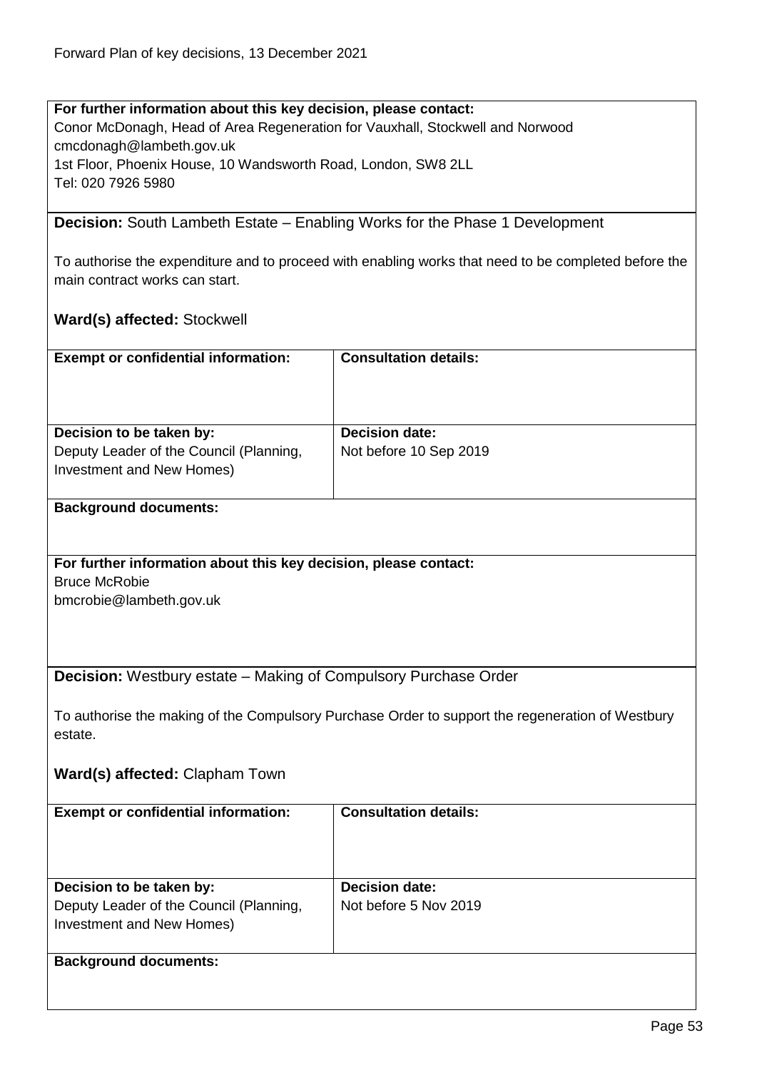**For further information about this key decision, please contact:**
Conor McDonagh, Head of Area Regeneration for Vauxhall, Stockwell and Norwood
cmcdonagh@lambeth.gov.uk
1st Floor, Phoenix House, 10 Wandsworth Road, London, SW8 2LL
Tel: 020 7926 5980

**Decision:** South Lambeth Estate – Enabling Works for the Phase 1 Development

To authorise the expenditure and to proceed with enabling works that need to be completed before the main contract works can start.

**Ward(s) affected:** Stockwell

| **Exempt or confidential information:** | **Consultation details:** |
| --- | --- |
| **Decision to be taken by:** Deputy Leader of the Council (Planning, Investment and New Homes) | **Decision date:** Not before 10 Sep 2019 |

**Background documents:**

**For further information about this key decision, please contact:**
Bruce McRobie
bmcrobie@lambeth.gov.uk

**Decision:** Westbury estate – Making of Compulsory Purchase Order

To authorise the making of the Compulsory Purchase Order to support the regeneration of Westbury estate.

**Ward(s) affected:** Clapham Town

| **Exempt or confidential information:** | **Consultation details:** |
| --- | --- |
| **Decision to be taken by:** Deputy Leader of the Council (Planning, Investment and New Homes) | **Decision date:** Not before 5 Nov 2019 |

**Background documents:**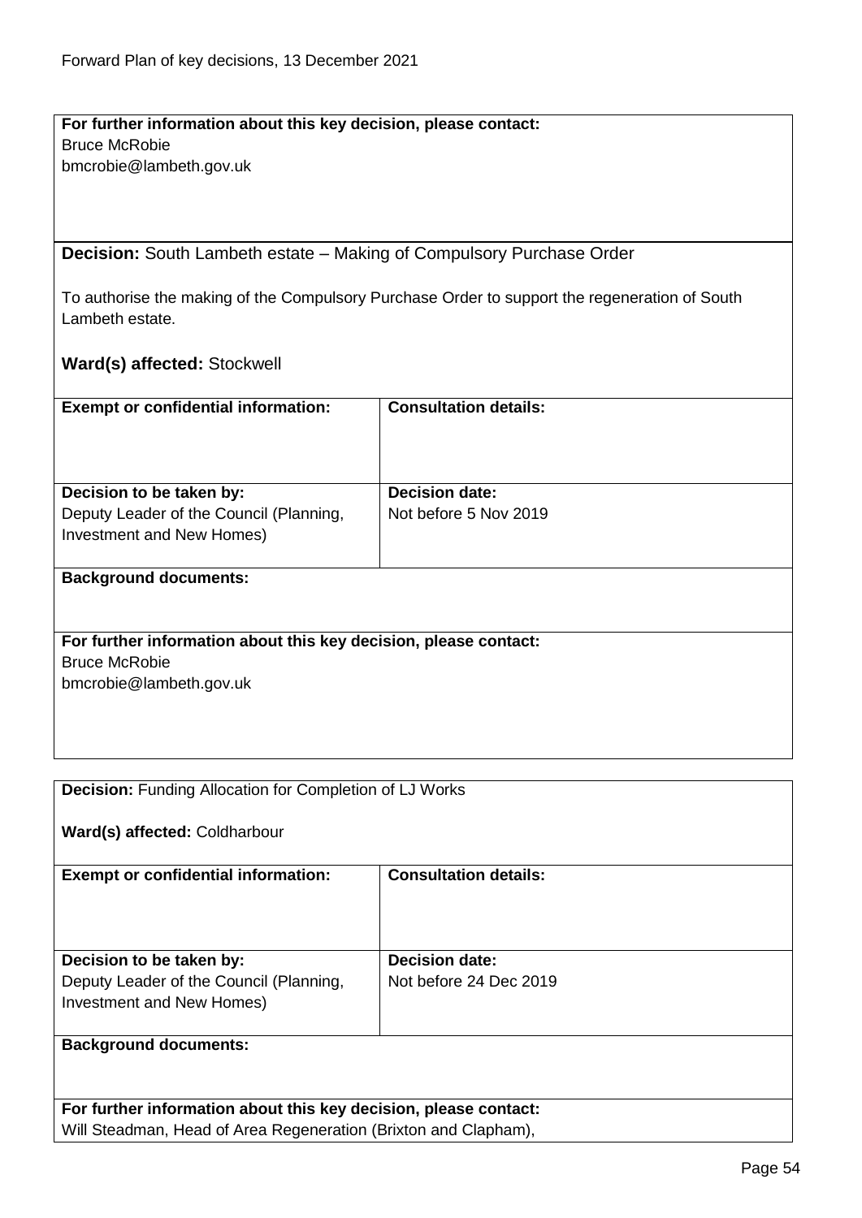**For further information about this key decision, please contact:**
Bruce McRobie
bmcrobie@lambeth.gov.uk

**Decision:** South Lambeth estate – Making of Compulsory Purchase Order

To authorise the making of the Compulsory Purchase Order to support the regeneration of South Lambeth estate.

**Ward(s) affected:** Stockwell

| **Exempt or confidential information:** | **Consultation details:** |
| --- | --- |
| **Decision to be taken by:** Deputy Leader of the Council (Planning, Investment and New Homes) | **Decision date:** Not before 5 Nov 2019 |

**Background documents:**

**For further information about this key decision, please contact:**
Bruce McRobie
bmcrobie@lambeth.gov.uk

**Decision:** Funding Allocation for Completion of LJ Works

**Ward(s) affected:** Coldharbour

| **Exempt or confidential information:** | **Consultation details:** |
| --- | --- |
| **Decision to be taken by:** Deputy Leader of the Council (Planning, Investment and New Homes) | **Decision date:** Not before 24 Dec 2019 |

**Background documents:**

**For further information about this key decision, please contact:**
Will Steadman, Head of Area Regeneration (Brixton and Clapham),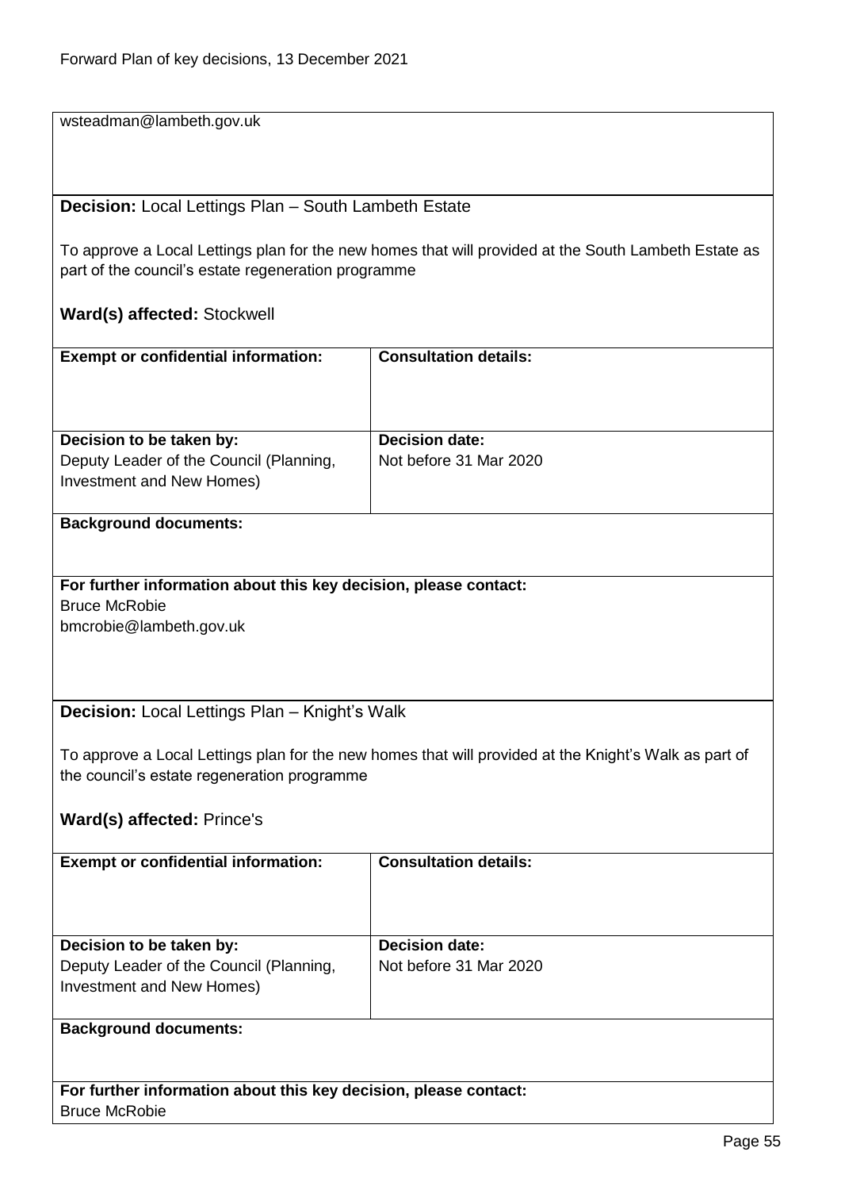wsteadman@lambeth.gov.uk

**Decision:** Local Lettings Plan – South Lambeth Estate

To approve a Local Lettings plan for the new homes that will provided at the South Lambeth Estate as part of the council's estate regeneration programme

**Ward(s) affected:** Stockwell

| **Exempt or confidential information:** | **Consultation details:** |
|---|---|
| | |
| **Decision to be taken by:** Deputy Leader of the Council (Planning, Investment and New Homes) | **Decision date:** Not before 31 Mar 2020 |

**Background documents:**

**For further information about this key decision, please contact:**
Bruce McRobie
bmcrobie@lambeth.gov.uk

**Decision:** Local Lettings Plan – Knight's Walk

To approve a Local Lettings plan for the new homes that will provided at the Knight's Walk as part of the council's estate regeneration programme

**Ward(s) affected:** Prince's

| **Exempt or confidential information:** | **Consultation details:** |
|---|---|
| | |
| **Decision to be taken by:** Deputy Leader of the Council (Planning, Investment and New Homes) | **Decision date:** Not before 31 Mar 2020 |

**Background documents:**

**For further information about this key decision, please contact:**
Bruce McRobie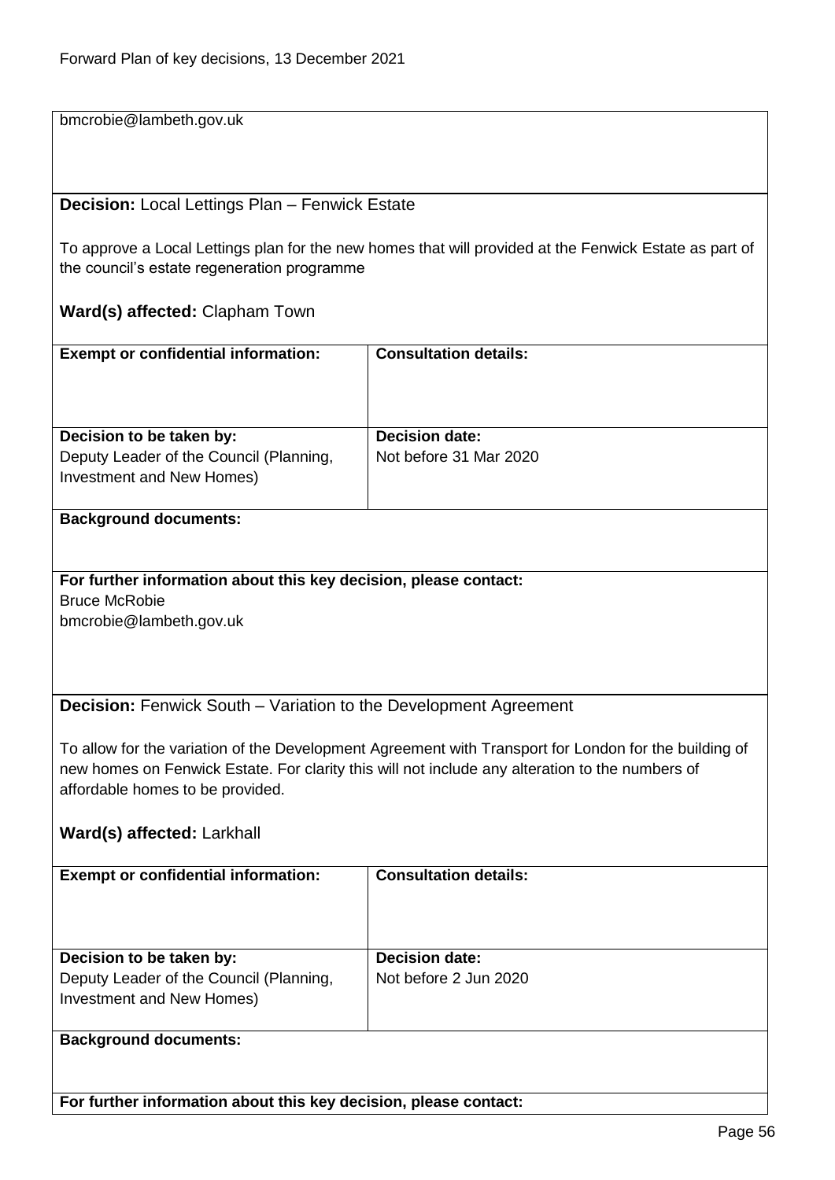bmcrobie@lambeth.gov.uk

**Decision:** Local Lettings Plan – Fenwick Estate

To approve a Local Lettings plan for the new homes that will provided at the Fenwick Estate as part of the council's estate regeneration programme

**Ward(s) affected:** Clapham Town

| **Exempt or confidential information:** | **Consultation details:** |
|---|---|
| | |
| **Decision to be taken by:** Deputy Leader of the Council (Planning, Investment and New Homes) | **Decision date:** Not before 31 Mar 2020 |

**Background documents:**

**For further information about this key decision, please contact:**
Bruce McRobie
bmcrobie@lambeth.gov.uk

**Decision:** Fenwick South – Variation to the Development Agreement

To allow for the variation of the Development Agreement with Transport for London for the building of new homes on Fenwick Estate. For clarity this will not include any alteration to the numbers of affordable homes to be provided.

**Ward(s) affected:** Larkhall

| **Exempt or confidential information:** | **Consultation details:** |
|---|---|
| | |
| **Decision to be taken by:** Deputy Leader of the Council (Planning, Investment and New Homes) | **Decision date:** Not before 2 Jun 2020 |

**Background documents:**

**For further information about this key decision, please contact:**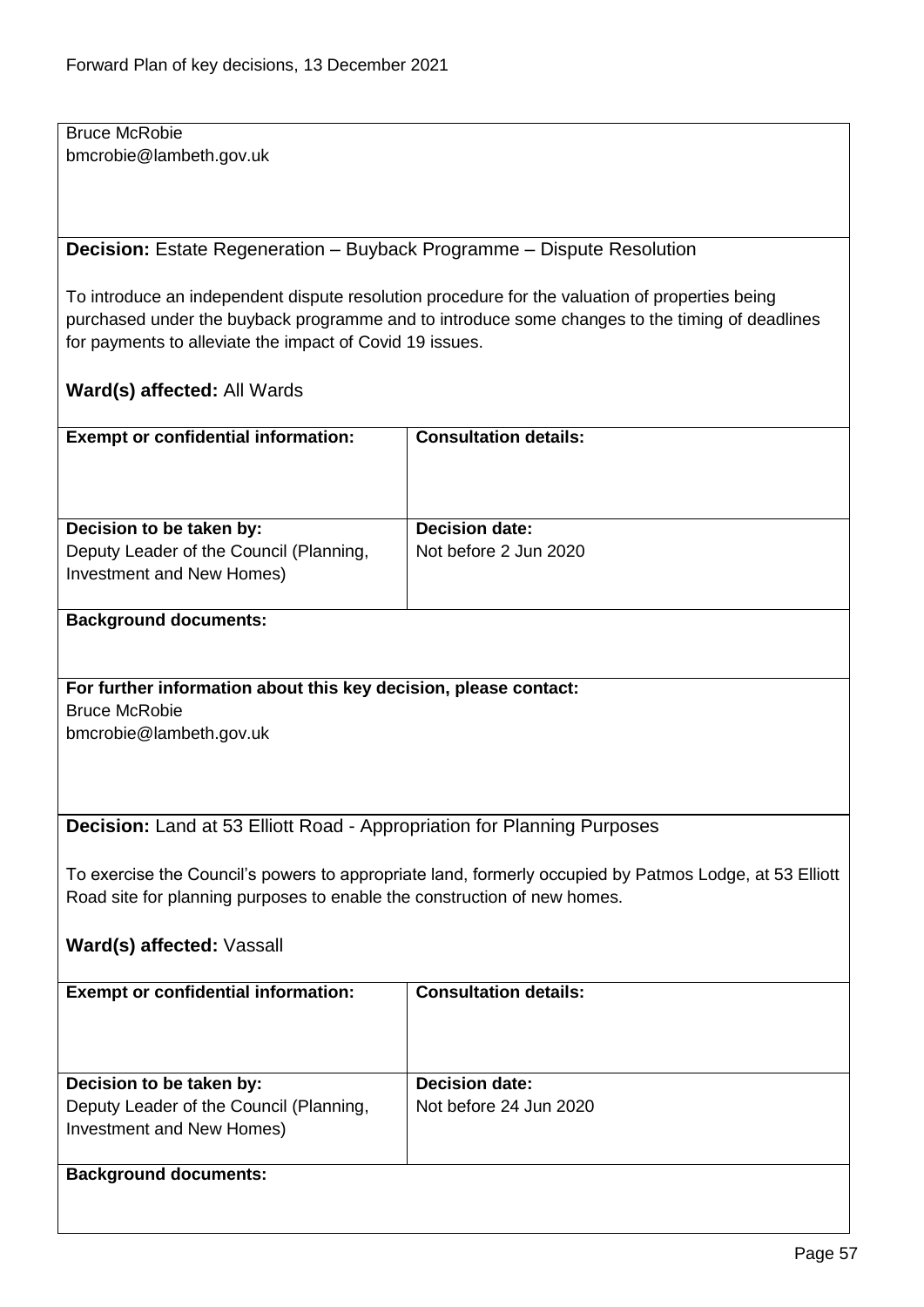Bruce McRobie
bmcrobie@lambeth.gov.uk

**Decision:** Estate Regeneration – Buyback Programme – Dispute Resolution

To introduce an independent dispute resolution procedure for the valuation of properties being purchased under the buyback programme and to introduce some changes to the timing of deadlines for payments to alleviate the impact of Covid 19 issues.

**Ward(s) affected:** All Wards

| **Exempt or confidential information:** | **Consultation details:** |
|---|---|
| | |
| **Decision to be taken by:** Deputy Leader of the Council (Planning, Investment and New Homes) | **Decision date:** Not before 2 Jun 2020 |

**Background documents:**

**For further information about this key decision, please contact:**
Bruce McRobie
bmcrobie@lambeth.gov.uk

**Decision:** Land at 53 Elliott Road - Appropriation for Planning Purposes

To exercise the Council's powers to appropriate land, formerly occupied by Patmos Lodge, at 53 Elliott Road site for planning purposes to enable the construction of new homes.

**Ward(s) affected:** Vassall

| **Exempt or confidential information:** | **Consultation details:** |
|---|---|
| | |
| **Decision to be taken by:** Deputy Leader of the Council (Planning, Investment and New Homes) | **Decision date:** Not before 24 Jun 2020 |

**Background documents:**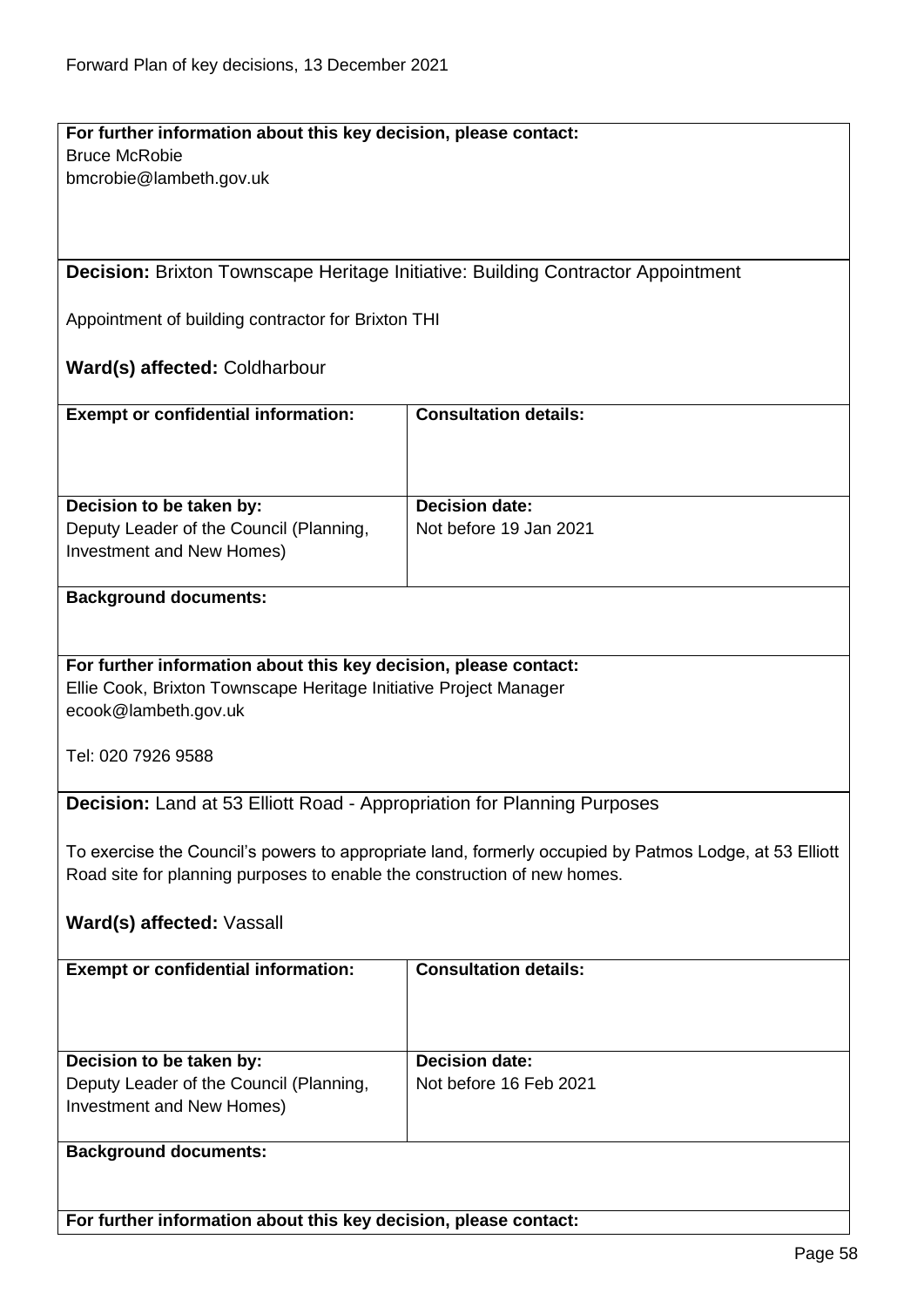**For further information about this key decision, please contact:**
Bruce McRobie
bmcrobie@lambeth.gov.uk

**Decision:** Brixton Townscape Heritage Initiative: Building Contractor Appointment

Appointment of building contractor for Brixton THI

**Ward(s) affected:** Coldharbour

| **Exempt or confidential information:** | **Consultation details:** |
| --- | --- |
| | |
| **Decision to be taken by:** Deputy Leader of the Council (Planning, Investment and New Homes) | **Decision date:** Not before 19 Jan 2021 |

**Background documents:**

**For further information about this key decision, please contact:**
Ellie Cook, Brixton Townscape Heritage Initiative Project Manager
ecook@lambeth.gov.uk

Tel: 020 7926 9588

**Decision:** Land at 53 Elliott Road - Appropriation for Planning Purposes

To exercise the Council's powers to appropriate land, formerly occupied by Patmos Lodge, at 53 Elliott Road site for planning purposes to enable the construction of new homes.

**Ward(s) affected:** Vassall

| **Exempt or confidential information:** | **Consultation details:** |
| --- | --- |
| | |
| **Decision to be taken by:** Deputy Leader of the Council (Planning, Investment and New Homes) | **Decision date:** Not before 16 Feb 2021 |

**Background documents:**

**For further information about this key decision, please contact:**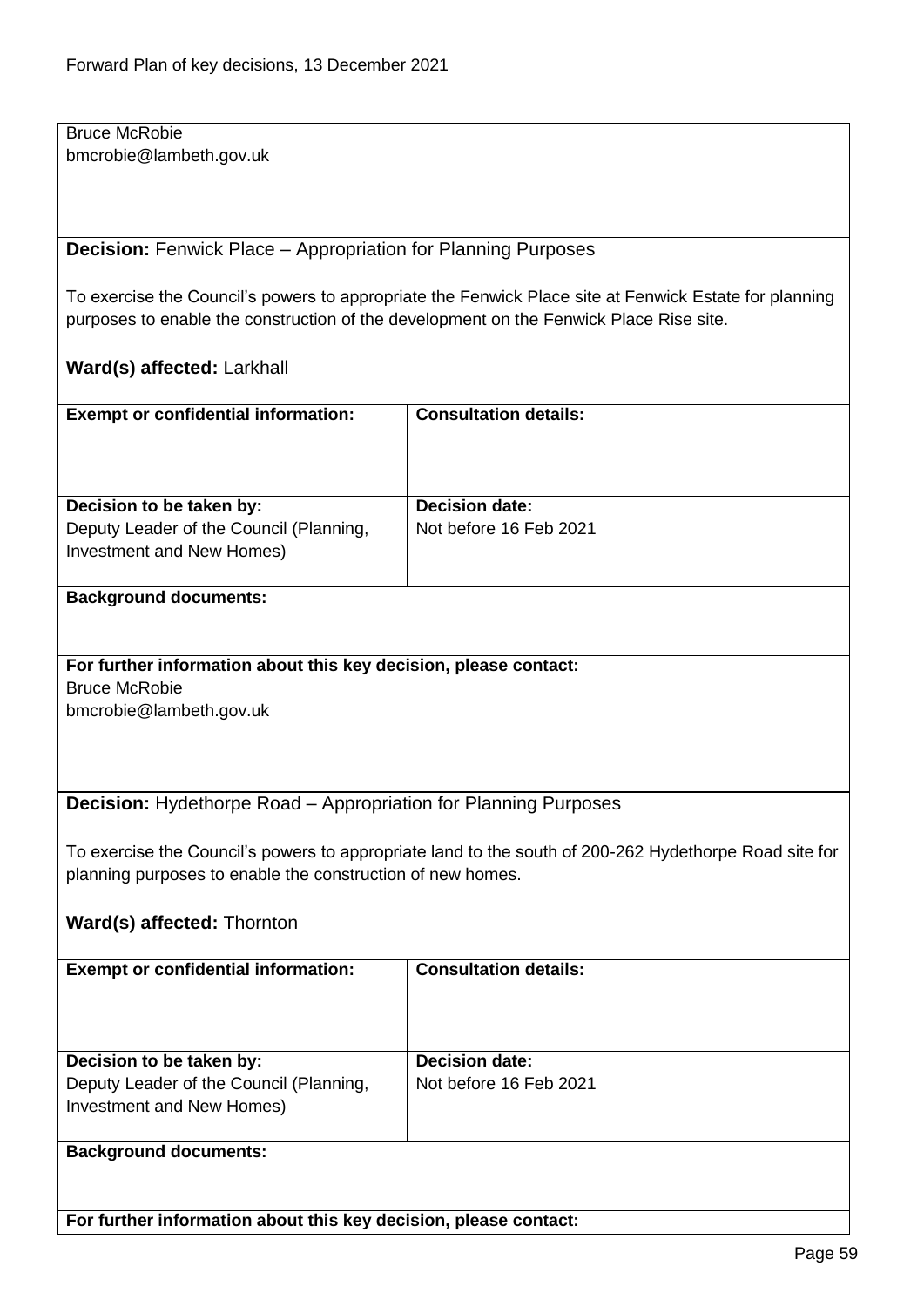Bruce McRobie
bmcrobie@lambeth.gov.uk

**Decision:** Fenwick Place – Appropriation for Planning Purposes

To exercise the Council's powers to appropriate the Fenwick Place site at Fenwick Estate for planning purposes to enable the construction of the development on the Fenwick Place Rise site.

**Ward(s) affected:** Larkhall

| **Exempt or confidential information:** | **Consultation details:** |
| --- | --- |
| **Decision to be taken by:** Deputy Leader of the Council (Planning, Investment and New Homes) | **Decision date:** Not before 16 Feb 2021 |

**Background documents:**

**For further information about this key decision, please contact:**
Bruce McRobie
bmcrobie@lambeth.gov.uk

**Decision:** Hydethorpe Road – Appropriation for Planning Purposes

To exercise the Council's powers to appropriate land to the south of 200-262 Hydethorpe Road site for planning purposes to enable the construction of new homes.

**Ward(s) affected:** Thornton

| **Exempt or confidential information:** | **Consultation details:** |
| --- | --- |
| **Decision to be taken by:** Deputy Leader of the Council (Planning, Investment and New Homes) | **Decision date:** Not before 16 Feb 2021 |

**Background documents:**

**For further information about this key decision, please contact:**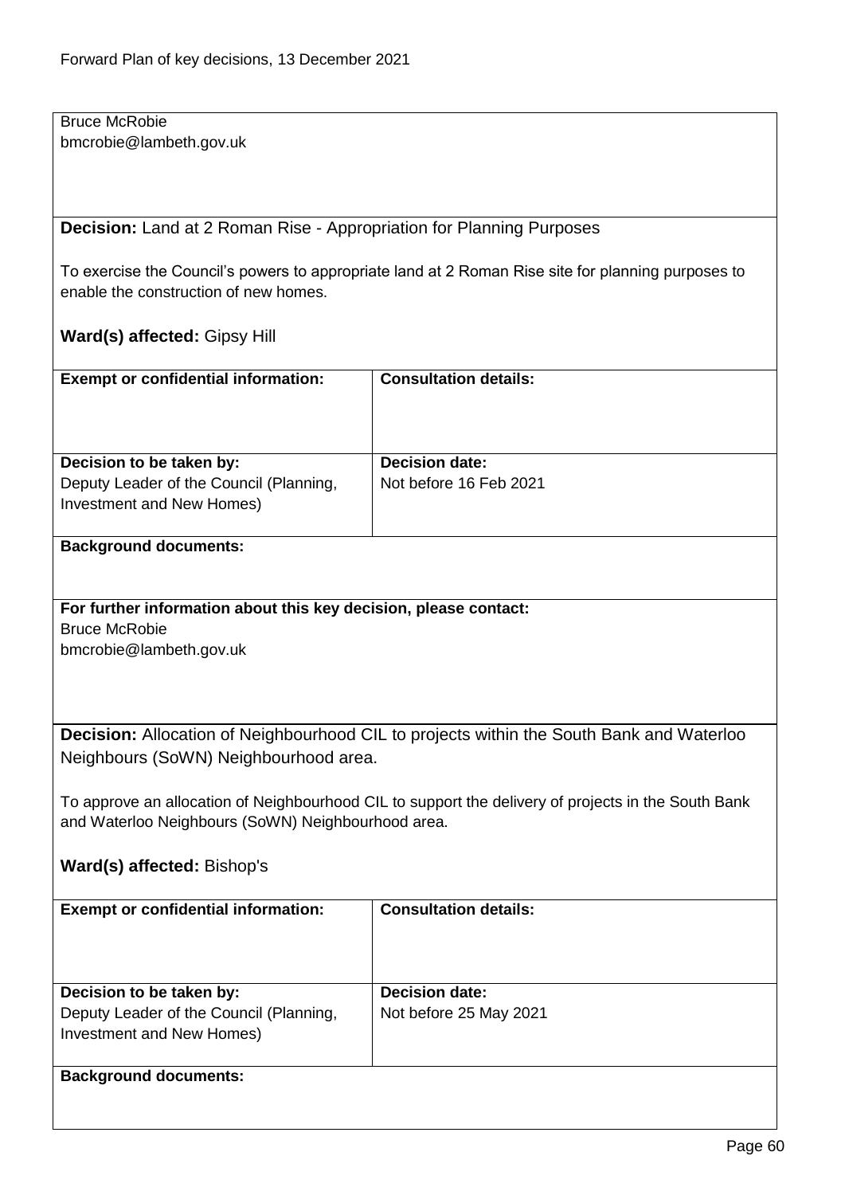Bruce McRobie
bmcrobie@lambeth.gov.uk

**Decision:** Land at 2 Roman Rise - Appropriation for Planning Purposes

To exercise the Council's powers to appropriate land at 2 Roman Rise site for planning purposes to enable the construction of new homes.

**Ward(s) affected:** Gipsy Hill

| **Exempt or confidential information:** | **Consultation details:** |
|---|---|
| | |
| **Decision to be taken by:** Deputy Leader of the Council (Planning, Investment and New Homes) | **Decision date:** Not before 16 Feb 2021 |

**Background documents:**

**For further information about this key decision, please contact:**
Bruce McRobie
bmcrobie@lambeth.gov.uk

**Decision:** Allocation of Neighbourhood CIL to projects within the South Bank and Waterloo Neighbours (SoWN) Neighbourhood area.

To approve an allocation of Neighbourhood CIL to support the delivery of projects in the South Bank and Waterloo Neighbours (SoWN) Neighbourhood area.

**Ward(s) affected:** Bishop's

| **Exempt or confidential information:** | **Consultation details:** |
|---|---|
| | |
| **Decision to be taken by:** Deputy Leader of the Council (Planning, Investment and New Homes) | **Decision date:** Not before 25 May 2021 |

**Background documents:**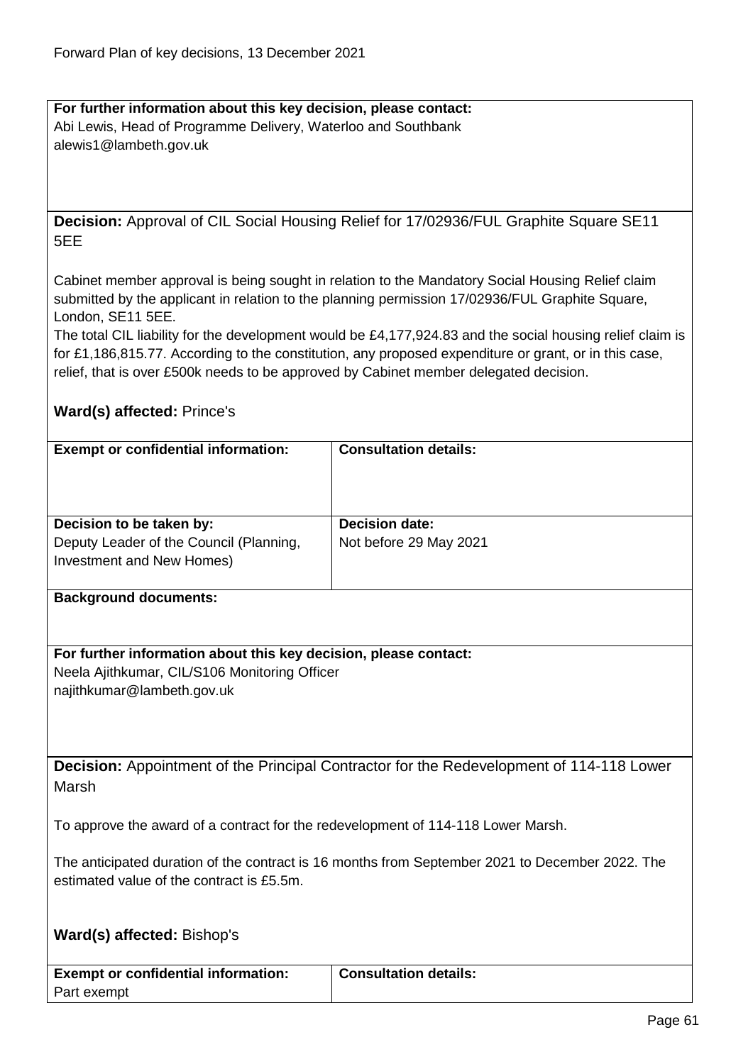**For further information about this key decision, please contact:**
Abi Lewis, Head of Programme Delivery, Waterloo and Southbank
alewis1@lambeth.gov.uk

**Decision:** Approval of CIL Social Housing Relief for 17/02936/FUL Graphite Square SE11 5EE

Cabinet member approval is being sought in relation to the Mandatory Social Housing Relief claim submitted by the applicant in relation to the planning permission 17/02936/FUL Graphite Square, London, SE11 5EE.
The total CIL liability for the development would be £4,177,924.83 and the social housing relief claim is for £1,186,815.77. According to the constitution, any proposed expenditure or grant, or in this case, relief, that is over £500k needs to be approved by Cabinet member delegated decision.

**Ward(s) affected:** Prince's

| **Exempt or confidential information:** | **Consultation details:** |
|---|---|
| **Decision to be taken by:** Deputy Leader of the Council (Planning, Investment and New Homes) | **Decision date:** Not before 29 May 2021 |

**Background documents:**

**For further information about this key decision, please contact:**
Neela Ajithkumar, CIL/S106 Monitoring Officer
najithkumar@lambeth.gov.uk

**Decision:** Appointment of the Principal Contractor for the Redevelopment of 114-118 Lower Marsh

To approve the award of a contract for the redevelopment of 114-118 Lower Marsh.

The anticipated duration of the contract is 16 months from September 2021 to December 2022. The estimated value of the contract is £5.5m.

**Ward(s) affected:** Bishop's

| **Exempt or confidential information:** | **Consultation details:** |
|---|---|
| Part exempt | |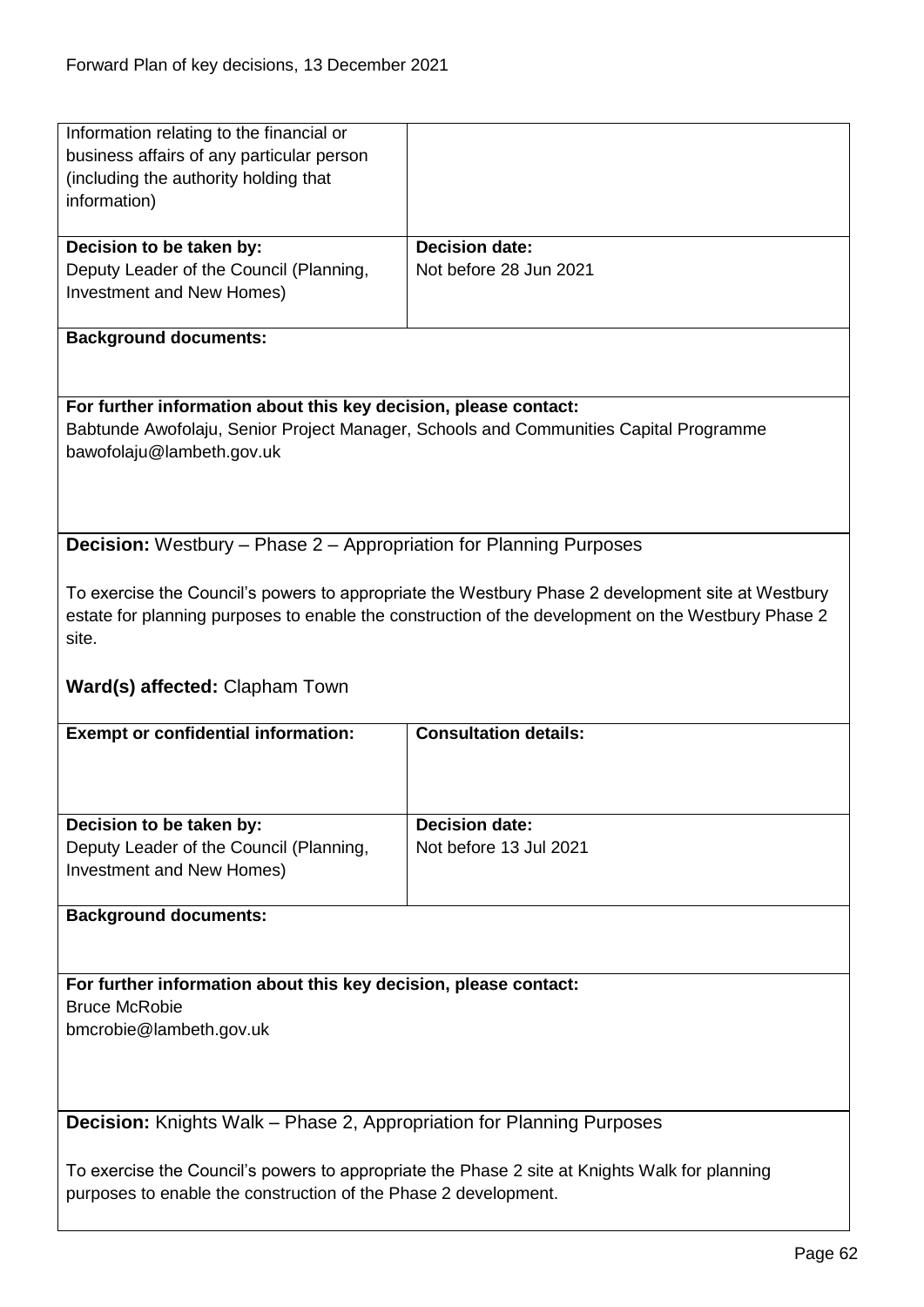| Information relating to the financial or business affairs of any particular person (including the authority holding that information) | |
|---|---|
| **Decision to be taken by:**<br>Deputy Leader of the Council (Planning, Investment and New Homes) | **Decision date:**<br>Not before 28 Jun 2021 |

**Background documents:**

**For further information about this key decision, please contact:**
Babtunde Awofolaju, Senior Project Manager, Schools and Communities Capital Programme
bawofolaju@lambeth.gov.uk

**Decision:** Westbury – Phase 2 – Appropriation for Planning Purposes

To exercise the Council's powers to appropriate the Westbury Phase 2 development site at Westbury estate for planning purposes to enable the construction of the development on the Westbury Phase 2 site.

**Ward(s) affected:** Clapham Town

| **Exempt or confidential information:** | **Consultation details:** |
|---|---|
| **Decision to be taken by:**<br>Deputy Leader of the Council (Planning, Investment and New Homes) | **Decision date:**<br>Not before 13 Jul 2021 |

**Background documents:**

**For further information about this key decision, please contact:**
Bruce McRobie
bmcrobie@lambeth.gov.uk

**Decision:** Knights Walk – Phase 2, Appropriation for Planning Purposes

To exercise the Council's powers to appropriate the Phase 2 site at Knights Walk for planning purposes to enable the construction of the Phase 2 development.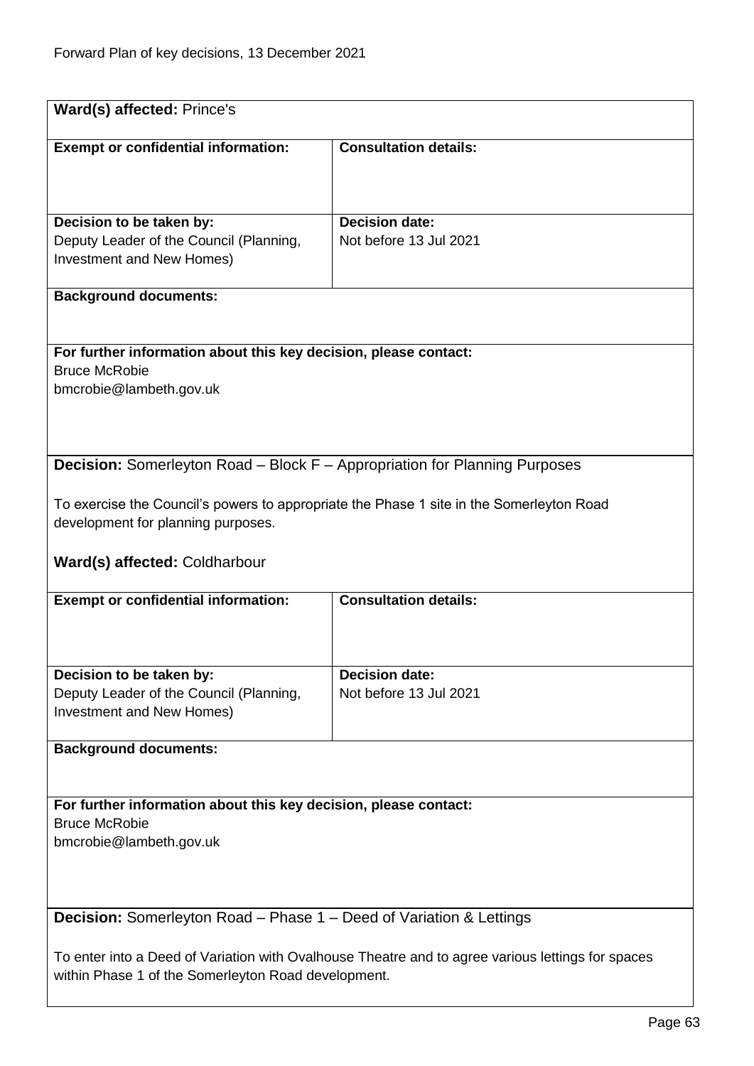**Ward(s) affected:** Prince's

| **Exempt or confidential information:** | **Consultation details:** |
| --- | --- |
| **Decision to be taken by:** Deputy Leader of the Council (Planning, Investment and New Homes) | **Decision date:** Not before 13 Jul 2021 |

**Background documents:**

**For further information about this key decision, please contact:**
Bruce McRobie
bmcrobie@lambeth.gov.uk

**Decision:** Somerleyton Road – Block F – Appropriation for Planning Purposes

To exercise the Council's powers to appropriate the Phase 1 site in the Somerleyton Road development for planning purposes.

**Ward(s) affected:** Coldharbour

| **Exempt or confidential information:** | **Consultation details:** |
| --- | --- |
| **Decision to be taken by:** Deputy Leader of the Council (Planning, Investment and New Homes) | **Decision date:** Not before 13 Jul 2021 |

**Background documents:**

**For further information about this key decision, please contact:**
Bruce McRobie
bmcrobie@lambeth.gov.uk

**Decision:** Somerleyton Road – Phase 1 – Deed of Variation & Lettings

To enter into a Deed of Variation with Ovalhouse Theatre and to agree various lettings for spaces within Phase 1 of the Somerleyton Road development.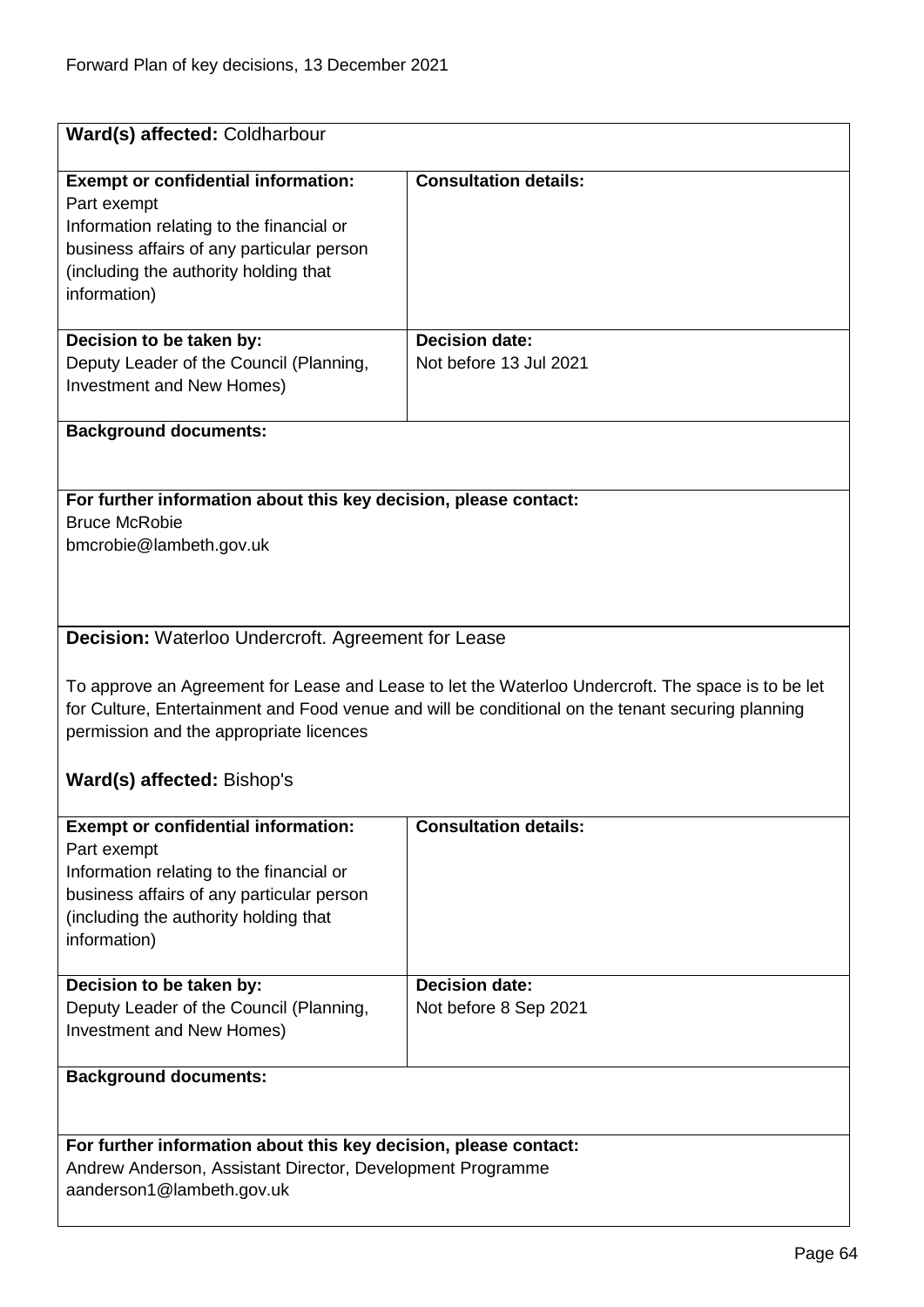**Ward(s) affected:** Coldharbour

| **Exempt or confidential information:** | **Consultation details:** |
|---|---|
| Part exempt<br>Information relating to the financial or business affairs of any particular person (including the authority holding that information) | |
| **Decision to be taken by:**<br>Deputy Leader of the Council (Planning, Investment and New Homes) | **Decision date:**<br>Not before 13 Jul 2021 |

**Background documents:**

**For further information about this key decision, please contact:**
Bruce McRobie
bmcrobie@lambeth.gov.uk

**Decision:** Waterloo Undercroft. Agreement for Lease

To approve an Agreement for Lease and Lease to let the Waterloo Undercroft. The space is to be let for Culture, Entertainment and Food venue and will be conditional on the tenant securing planning permission and the appropriate licences

**Ward(s) affected:** Bishop's

| **Exempt or confidential information:** | **Consultation details:** |
|---|---|
| Part exempt<br>Information relating to the financial or business affairs of any particular person (including the authority holding that information) | |
| **Decision to be taken by:**<br>Deputy Leader of the Council (Planning, Investment and New Homes) | **Decision date:**<br>Not before 8 Sep 2021 |

**Background documents:**

**For further information about this key decision, please contact:**
Andrew Anderson, Assistant Director, Development Programme
aanderson1@lambeth.gov.uk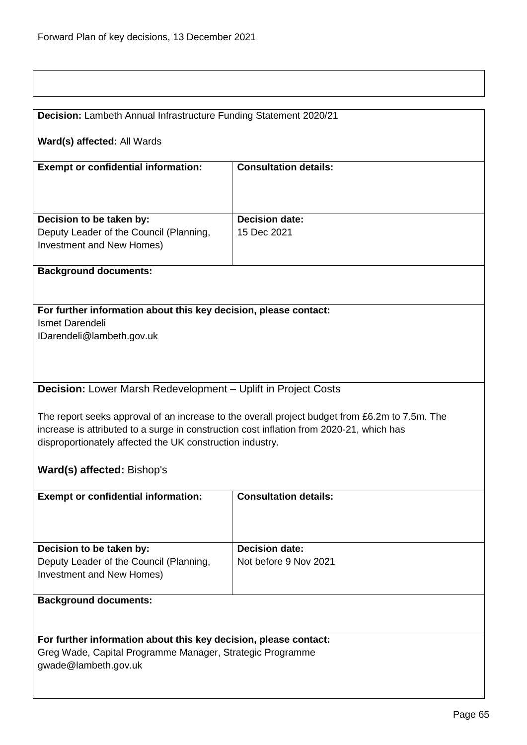**Decision:** Lambeth Annual Infrastructure Funding Statement 2020/21

**Ward(s) affected:** All Wards

| **Exempt or confidential information:** | **Consultation details:** |
| --- | --- |
| | |
| **Decision to be taken by:** Deputy Leader of the Council (Planning, Investment and New Homes) | **Decision date:** 15 Dec 2021 |

**Background documents:**

**For further information about this key decision, please contact:**
Ismet Darendeli
IDarendeli@lambeth.gov.uk

**Decision:** Lower Marsh Redevelopment – Uplift in Project Costs

The report seeks approval of an increase to the overall project budget from £6.2m to 7.5m. The increase is attributed to a surge in construction cost inflation from 2020-21, which has disproportionately affected the UK construction industry.

**Ward(s) affected:** Bishop's

| **Exempt or confidential information:** | **Consultation details:** |
| --- | --- |
| | |
| **Decision to be taken by:** Deputy Leader of the Council (Planning, Investment and New Homes) | **Decision date:** Not before 9 Nov 2021 |

**Background documents:**

**For further information about this key decision, please contact:**
Greg Wade, Capital Programme Manager, Strategic Programme
gwade@lambeth.gov.uk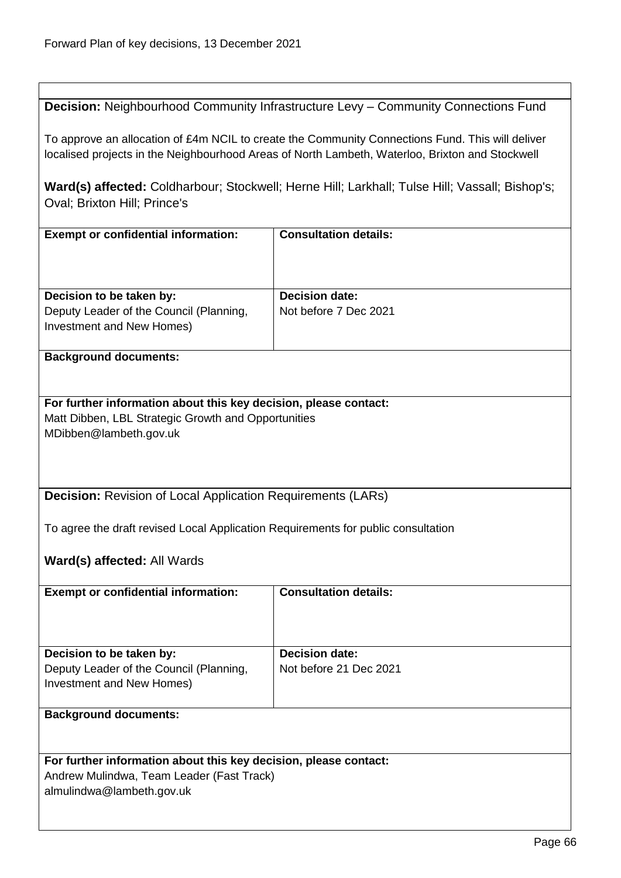**Decision:** Neighbourhood Community Infrastructure Levy – Community Connections Fund

To approve an allocation of £4m NCIL to create the Community Connections Fund. This will deliver localised projects in the Neighbourhood Areas of North Lambeth, Waterloo, Brixton and Stockwell

**Ward(s) affected:** Coldharbour; Stockwell; Herne Hill; Larkhall; Tulse Hill; Vassall; Bishop's; Oval; Brixton Hill; Prince's

| **Exempt or confidential information:** | **Consultation details:** |
|---|---|
| **Decision to be taken by:**<br>Deputy Leader of the Council (Planning, Investment and New Homes) | **Decision date:**<br>Not before 7 Dec 2021 |

**Background documents:**

**For further information about this key decision, please contact:**
Matt Dibben, LBL Strategic Growth and Opportunities
MDibben@lambeth.gov.uk

**Decision:** Revision of Local Application Requirements (LARs)

To agree the draft revised Local Application Requirements for public consultation

**Ward(s) affected:** All Wards

| **Exempt or confidential information:** | **Consultation details:** |
|---|---|
| **Decision to be taken by:**<br>Deputy Leader of the Council (Planning, Investment and New Homes) | **Decision date:**<br>Not before 21 Dec 2021 |

**Background documents:**

**For further information about this key decision, please contact:**
Andrew Mulindwa, Team Leader (Fast Track)
almulindwa@lambeth.gov.uk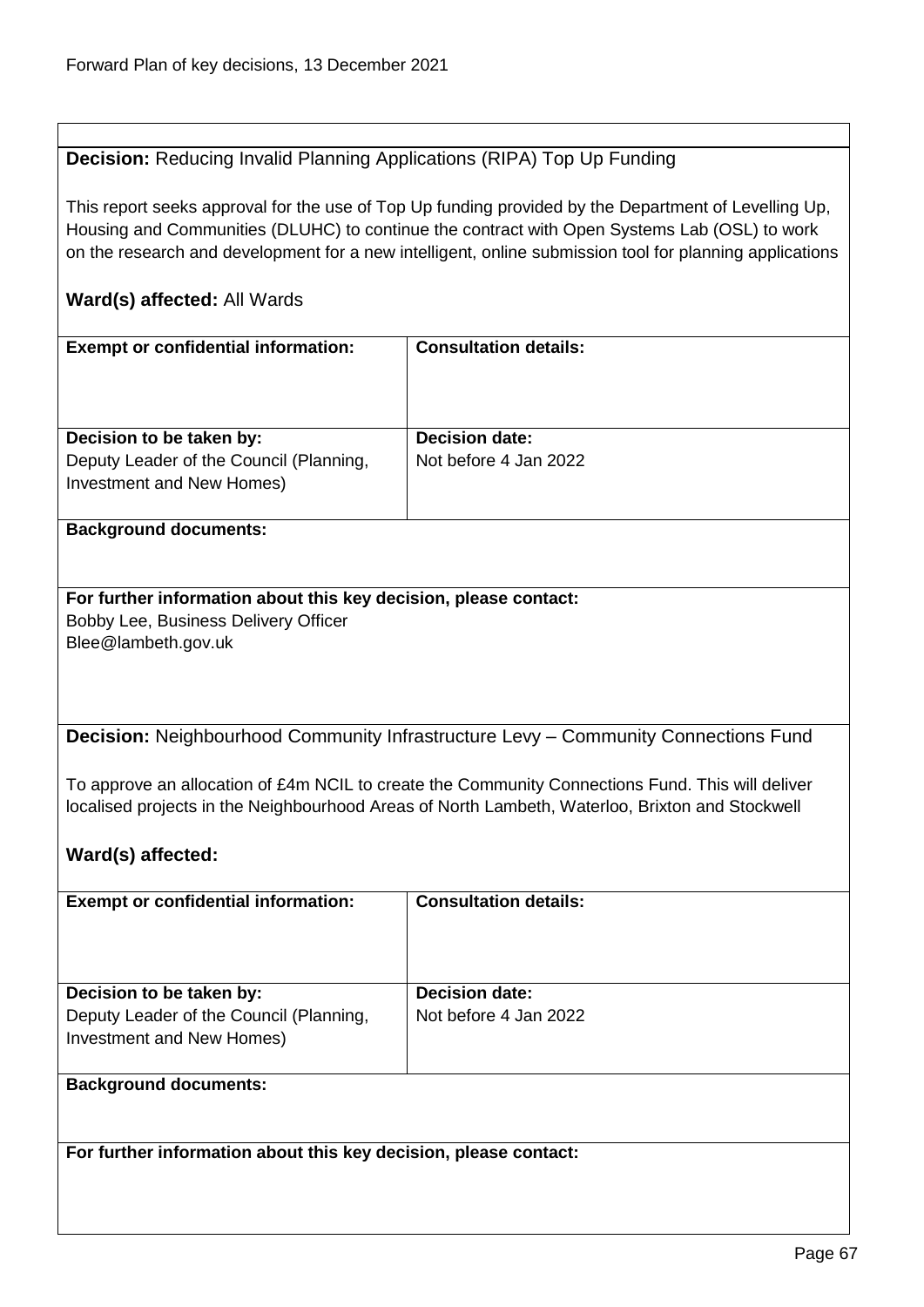**Decision:** Reducing Invalid Planning Applications (RIPA) Top Up Funding

This report seeks approval for the use of Top Up funding provided by the Department of Levelling Up, Housing and Communities (DLUHC) to continue the contract with Open Systems Lab (OSL) to work on the research and development for a new intelligent, online submission tool for planning applications

**Ward(s) affected:** All Wards

| **Exempt or confidential information:** | **Consultation details:** |
|---|---|
| **Decision to be taken by:**<br>Deputy Leader of the Council (Planning, Investment and New Homes) | **Decision date:**<br>Not before 4 Jan 2022 |

**Background documents:**

**For further information about this key decision, please contact:**
Bobby Lee, Business Delivery Officer
Blee@lambeth.gov.uk

**Decision:** Neighbourhood Community Infrastructure Levy – Community Connections Fund

To approve an allocation of £4m NCIL to create the Community Connections Fund. This will deliver localised projects in the Neighbourhood Areas of North Lambeth, Waterloo, Brixton and Stockwell

**Ward(s) affected:**

| **Exempt or confidential information:** | **Consultation details:** |
|---|---|
| **Decision to be taken by:**<br>Deputy Leader of the Council (Planning, Investment and New Homes) | **Decision date:**<br>Not before 4 Jan 2022 |

**Background documents:**

**For further information about this key decision, please contact:**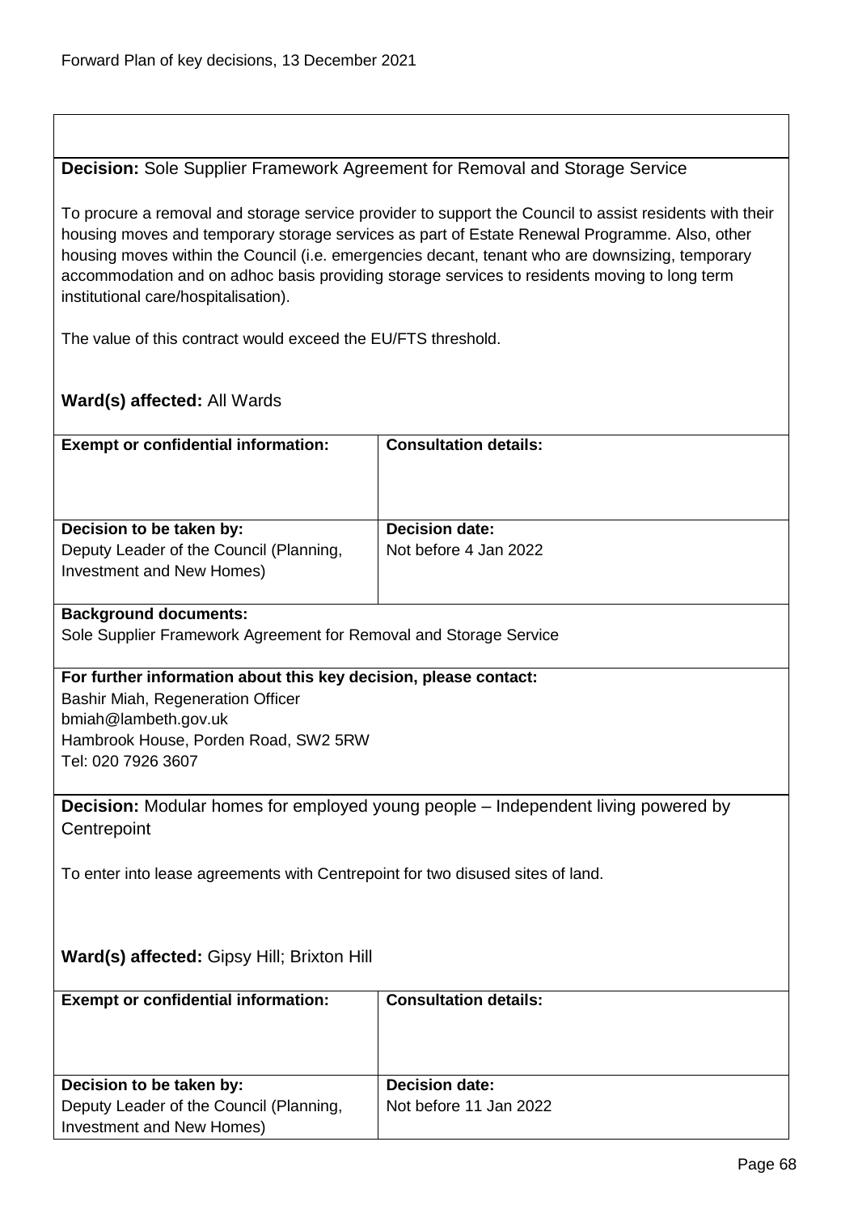**Decision:** Sole Supplier Framework Agreement for Removal and Storage Service

To procure a removal and storage service provider to support the Council to assist residents with their housing moves and temporary storage services as part of Estate Renewal Programme. Also, other housing moves within the Council (i.e. emergencies decant, tenant who are downsizing, temporary accommodation and on adhoc basis providing storage services to residents moving to long term institutional care/hospitalisation).

The value of this contract would exceed the EU/FTS threshold.

**Ward(s) affected:** All Wards

| **Exempt or confidential information:** | **Consultation details:** |
| --- | --- |
| **Decision to be taken by:**<br>Deputy Leader of the Council (Planning, Investment and New Homes) | **Decision date:**<br>Not before 4 Jan 2022 |

**Background documents:**
Sole Supplier Framework Agreement for Removal and Storage Service

**For further information about this key decision, please contact:**
Bashir Miah, Regeneration Officer
bmiah@lambeth.gov.uk
Hambrook House, Porden Road, SW2 5RW
Tel: 020 7926 3607

**Decision:** Modular homes for employed young people – Independent living powered by Centrepoint

To enter into lease agreements with Centrepoint for two disused sites of land.

**Ward(s) affected:** Gipsy Hill; Brixton Hill

| **Exempt or confidential information:** | **Consultation details:** |
| --- | --- |
| **Decision to be taken by:**<br>Deputy Leader of the Council (Planning, Investment and New Homes) | **Decision date:**<br>Not before 11 Jan 2022 |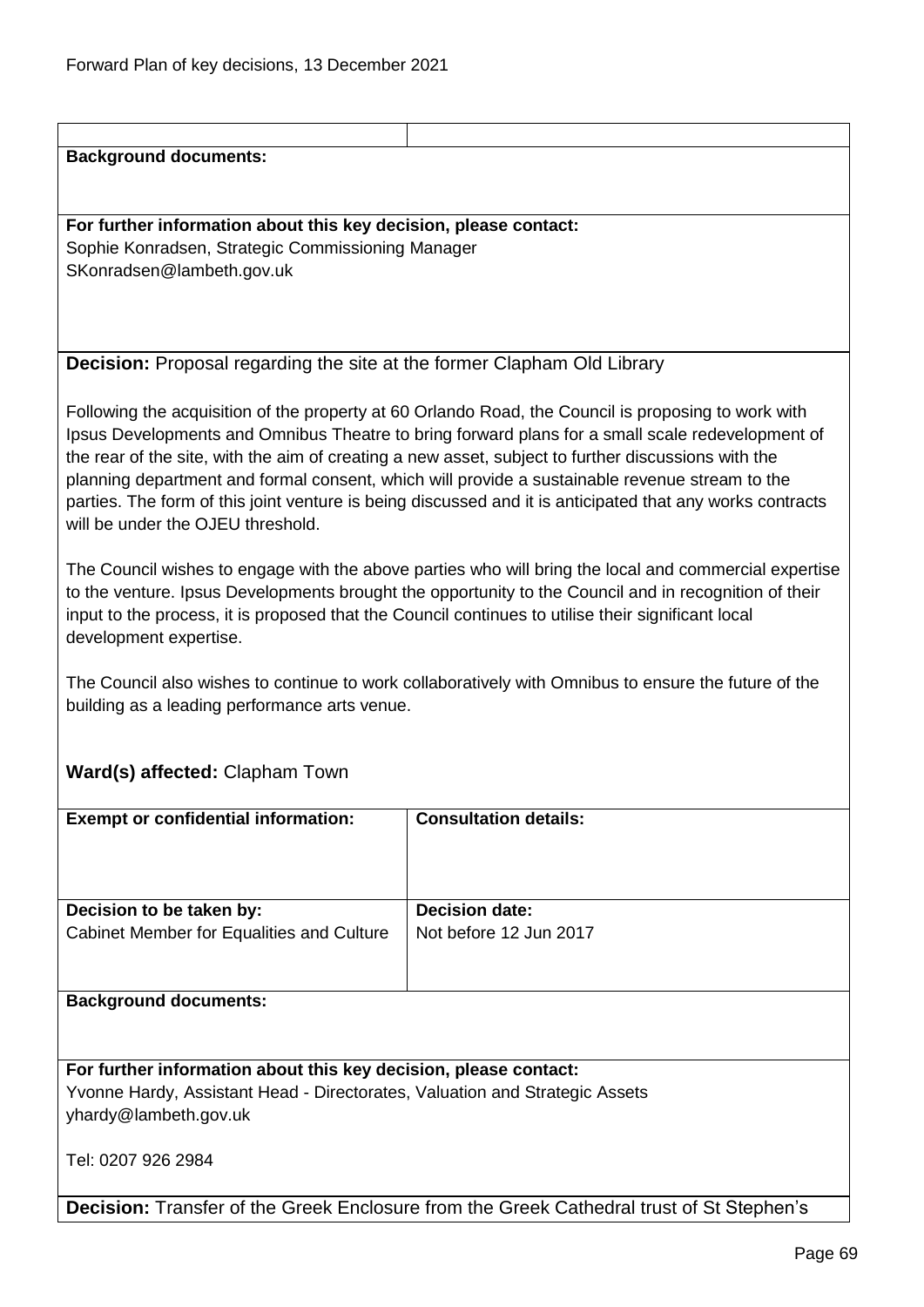**Background documents:**

**For further information about this key decision, please contact:**
Sophie Konradsen, Strategic Commissioning Manager
SKonradsen@lambeth.gov.uk

**Decision:** Proposal regarding the site at the former Clapham Old Library

Following the acquisition of the property at 60 Orlando Road, the Council is proposing to work with Ipsus Developments and Omnibus Theatre to bring forward plans for a small scale redevelopment of the rear of the site, with the aim of creating a new asset, subject to further discussions with the planning department and formal consent, which will provide a sustainable revenue stream to the parties. The form of this joint venture is being discussed and it is anticipated that any works contracts will be under the OJEU threshold.

The Council wishes to engage with the above parties who will bring the local and commercial expertise to the venture. Ipsus Developments brought the opportunity to the Council and in recognition of their input to the process, it is proposed that the Council continues to utilise their significant local development expertise.

The Council also wishes to continue to work collaboratively with Omnibus to ensure the future of the building as a leading performance arts venue.

**Ward(s) affected:** Clapham Town

| **Exempt or confidential information:** | **Consultation details:** |
| --- | --- |
| **Decision to be taken by:** Cabinet Member for Equalities and Culture | **Decision date:** Not before 12 Jun 2017 |

**Background documents:**

**For further information about this key decision, please contact:**
Yvonne Hardy, Assistant Head - Directorates, Valuation and Strategic Assets
yhardy@lambeth.gov.uk

Tel: 0207 926 2984

**Decision:** Transfer of the Greek Enclosure from the Greek Cathedral trust of St Stephen's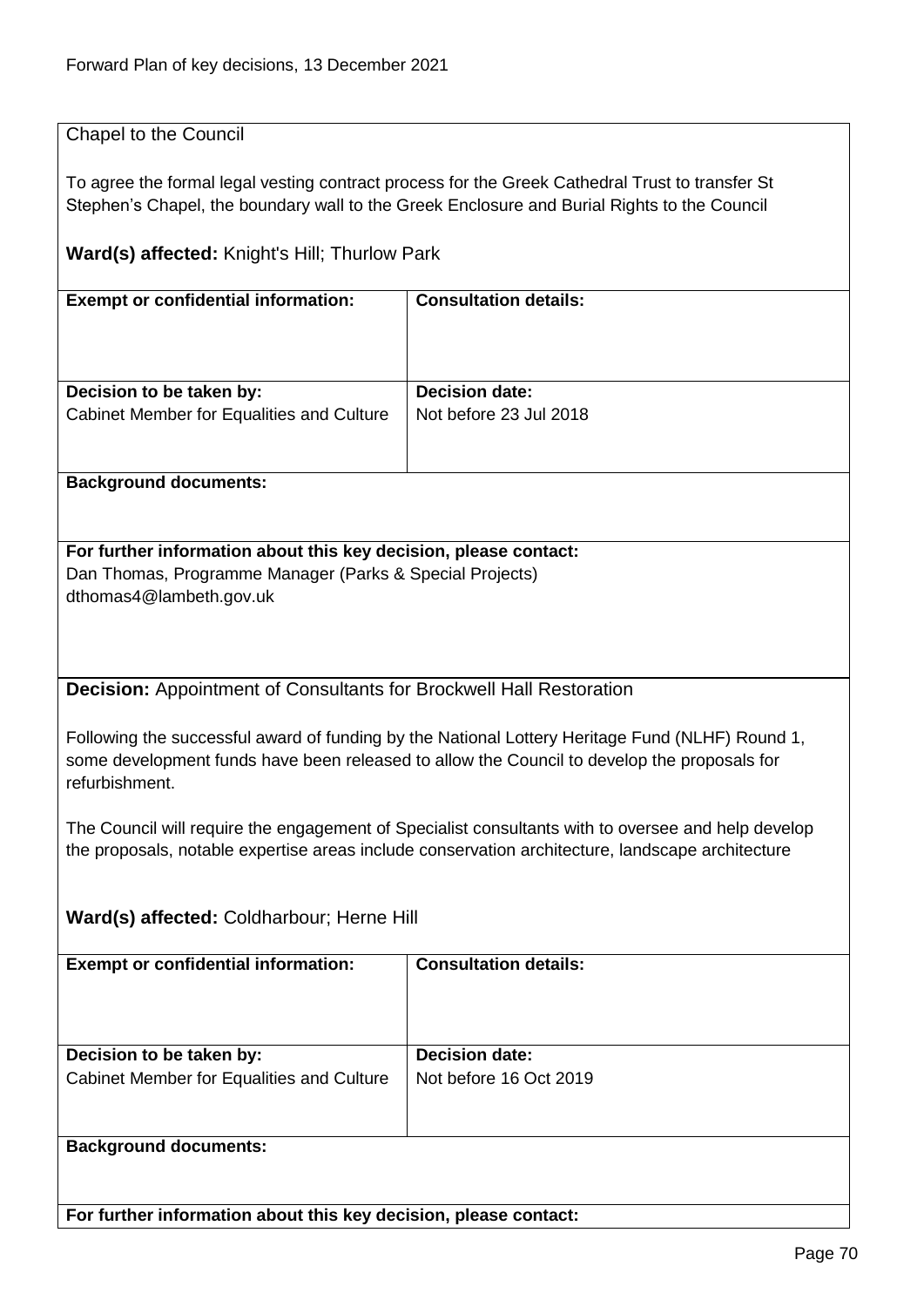Chapel to the Council

To agree the formal legal vesting contract process for the Greek Cathedral Trust to transfer St Stephen's Chapel, the boundary wall to the Greek Enclosure and Burial Rights to the Council

**Ward(s) affected:** Knight's Hill; Thurlow Park

| **Exempt or confidential information:** | **Consultation details:** |
|---|---|
| **Decision to be taken by:**<br>Cabinet Member for Equalities and Culture | **Decision date:**<br>Not before 23 Jul 2018 |

**Background documents:**

**For further information about this key decision, please contact:**
Dan Thomas, Programme Manager (Parks & Special Projects)
dthomas4@lambeth.gov.uk

**Decision:** Appointment of Consultants for Brockwell Hall Restoration

Following the successful award of funding by the National Lottery Heritage Fund (NLHF) Round 1, some development funds have been released to allow the Council to develop the proposals for refurbishment.

The Council will require the engagement of Specialist consultants with to oversee and help develop the proposals, notable expertise areas include conservation architecture, landscape architecture

**Ward(s) affected:** Coldharbour; Herne Hill

| **Exempt or confidential information:** | **Consultation details:** |
|---|---|
| **Decision to be taken by:**<br>Cabinet Member for Equalities and Culture | **Decision date:**<br>Not before 16 Oct 2019 |

**Background documents:**

**For further information about this key decision, please contact:**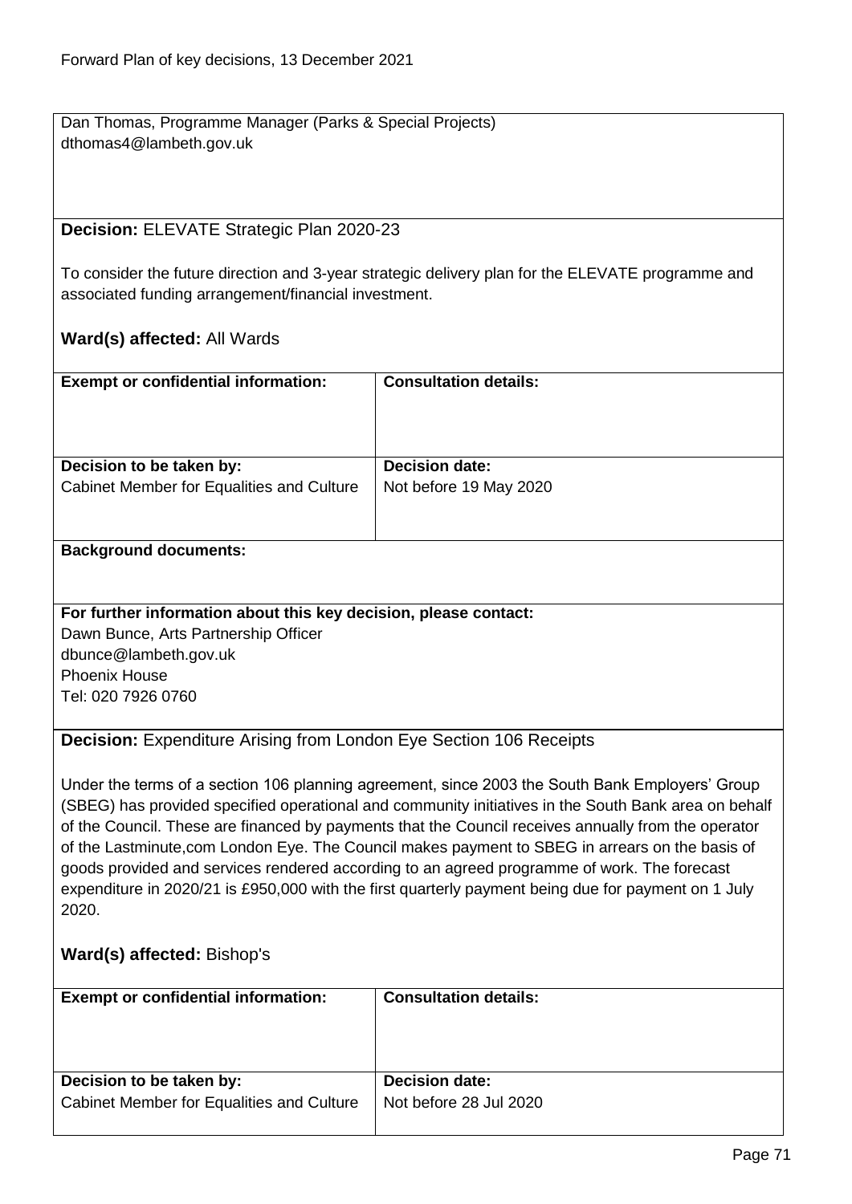Dan Thomas, Programme Manager (Parks & Special Projects)
dthomas4@lambeth.gov.uk

**Decision:** ELEVATE Strategic Plan 2020-23

To consider the future direction and 3-year strategic delivery plan for the ELEVATE programme and associated funding arrangement/financial investment.

**Ward(s) affected:** All Wards

| **Exempt or confidential information:** | **Consultation details:** |
| --- | --- |
| | |
| **Decision to be taken by:** Cabinet Member for Equalities and Culture | **Decision date:** Not before 19 May 2020 |

**Background documents:**

**For further information about this key decision, please contact:**
Dawn Bunce, Arts Partnership Officer
dbunce@lambeth.gov.uk
Phoenix House
Tel: 020 7926 0760

**Decision:** Expenditure Arising from London Eye Section 106 Receipts

Under the terms of a section 106 planning agreement, since 2003 the South Bank Employers' Group (SBEG) has provided specified operational and community initiatives in the South Bank area on behalf of the Council. These are financed by payments that the Council receives annually from the operator of the Lastminute,com London Eye. The Council makes payment to SBEG in arrears on the basis of goods provided and services rendered according to an agreed programme of work. The forecast expenditure in 2020/21 is £950,000 with the first quarterly payment being due for payment on 1 July 2020.

**Ward(s) affected:** Bishop's

| **Exempt or confidential information:** | **Consultation details:** |
| --- | --- |
| | |
| **Decision to be taken by:** Cabinet Member for Equalities and Culture | **Decision date:** Not before 28 Jul 2020 |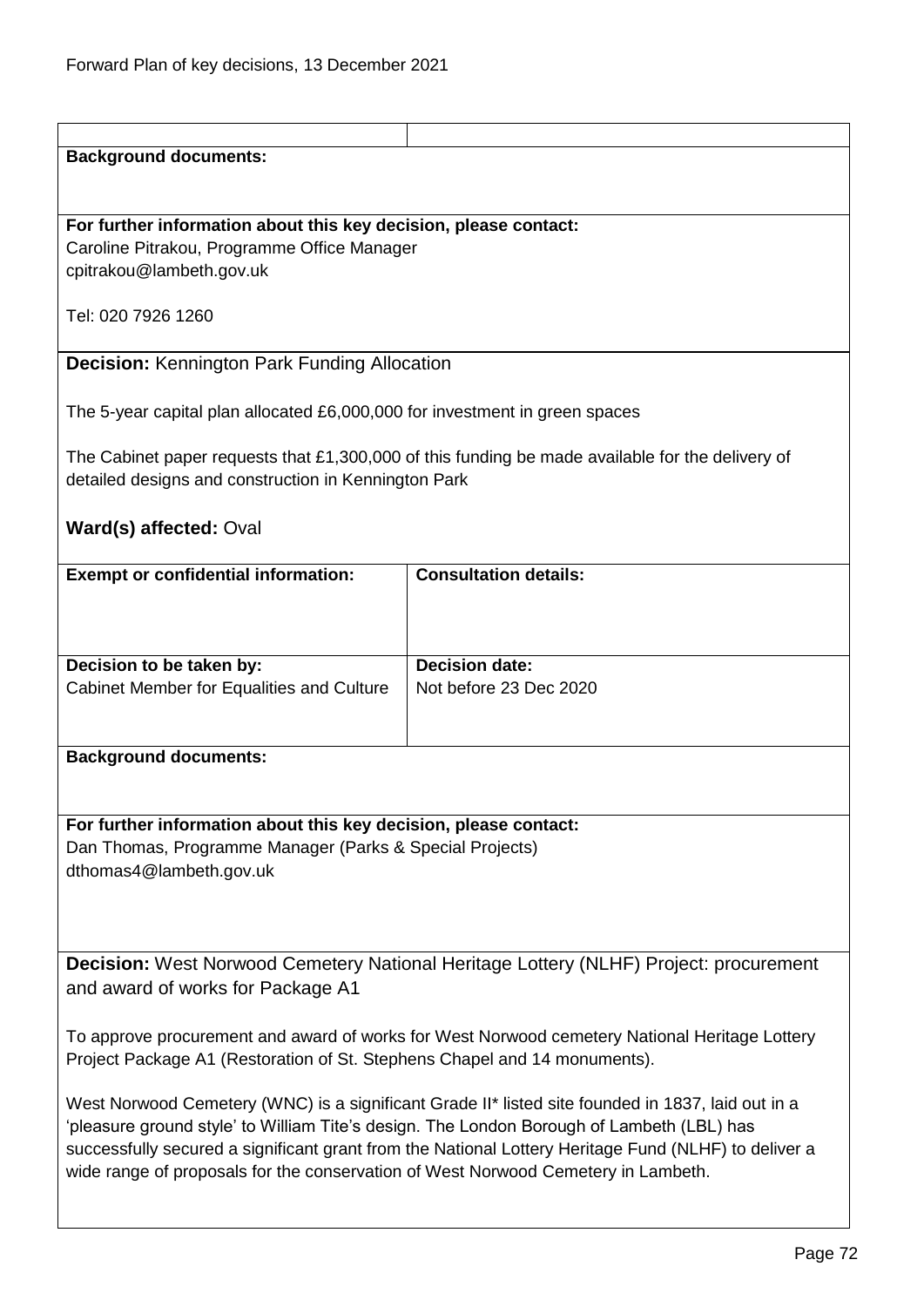| | |
|---|---|
| **Background documents:** | |
| **For further information about this key decision, please contact:**<br>Caroline Pitrakou, Programme Office Manager<br>cpitrakou@lambeth.gov.uk<br><br>Tel: 020 7926 1260 | |

**Decision:** Kennington Park Funding Allocation

The 5-year capital plan allocated £6,000,000 for investment in green spaces

The Cabinet paper requests that £1,300,000 of this funding be made available for the delivery of detailed designs and construction in Kennington Park

**Ward(s) affected:** Oval

| **Exempt or confidential information:** | **Consultation details:** |
|---|---|
| **Decision to be taken by:**<br>Cabinet Member for Equalities and Culture | **Decision date:**<br>Not before 23 Dec 2020 |

**Background documents:**

**For further information about this key decision, please contact:**
Dan Thomas, Programme Manager (Parks & Special Projects)
dthomas4@lambeth.gov.uk

**Decision:** West Norwood Cemetery National Heritage Lottery (NLHF) Project: procurement and award of works for Package A1

To approve procurement and award of works for West Norwood cemetery National Heritage Lottery Project Package A1 (Restoration of St. Stephens Chapel and 14 monuments).

West Norwood Cemetery (WNC) is a significant Grade II* listed site founded in 1837, laid out in a 'pleasure ground style' to William Tite's design. The London Borough of Lambeth (LBL) has successfully secured a significant grant from the National Lottery Heritage Fund (NLHF) to deliver a wide range of proposals for the conservation of West Norwood Cemetery in Lambeth.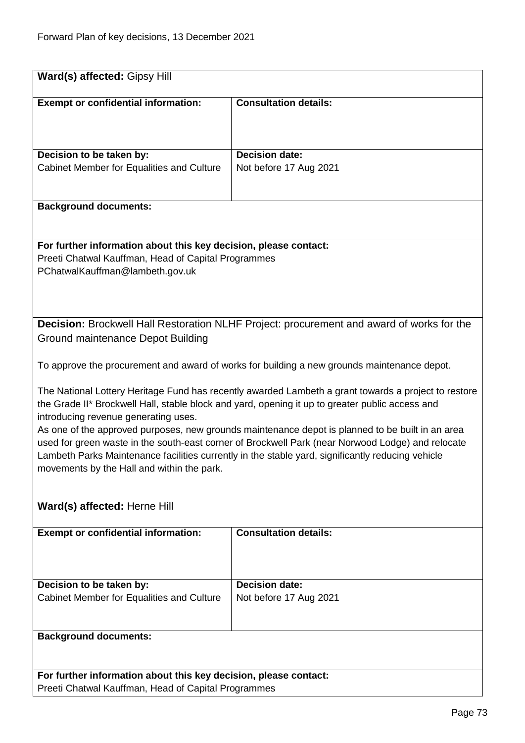**Ward(s) affected:** Gipsy Hill

| **Exempt or confidential information:** | **Consultation details:** |
| --- | --- |
| | |
| **Decision to be taken by:** Cabinet Member for Equalities and Culture | **Decision date:** Not before 17 Aug 2021 |

**Background documents:**

**For further information about this key decision, please contact:**
Preeti Chatwal Kauffman, Head of Capital Programmes
PChatwalKauffman@lambeth.gov.uk

**Decision:** Brockwell Hall Restoration NLHF Project: procurement and award of works for the Ground maintenance Depot Building

To approve the procurement and award of works for building a new grounds maintenance depot.

The National Lottery Heritage Fund has recently awarded Lambeth a grant towards a project to restore the Grade II* Brockwell Hall, stable block and yard, opening it up to greater public access and introducing revenue generating uses.
As one of the approved purposes, new grounds maintenance depot is planned to be built in an area used for green waste in the south-east corner of Brockwell Park (near Norwood Lodge) and relocate Lambeth Parks Maintenance facilities currently in the stable yard, significantly reducing vehicle movements by the Hall and within the park.

**Ward(s) affected:** Herne Hill

| **Exempt or confidential information:** | **Consultation details:** |
| --- | --- |
| | |
| **Decision to be taken by:** Cabinet Member for Equalities and Culture | **Decision date:** Not before 17 Aug 2021 |

**Background documents:**

**For further information about this key decision, please contact:**
Preeti Chatwal Kauffman, Head of Capital Programmes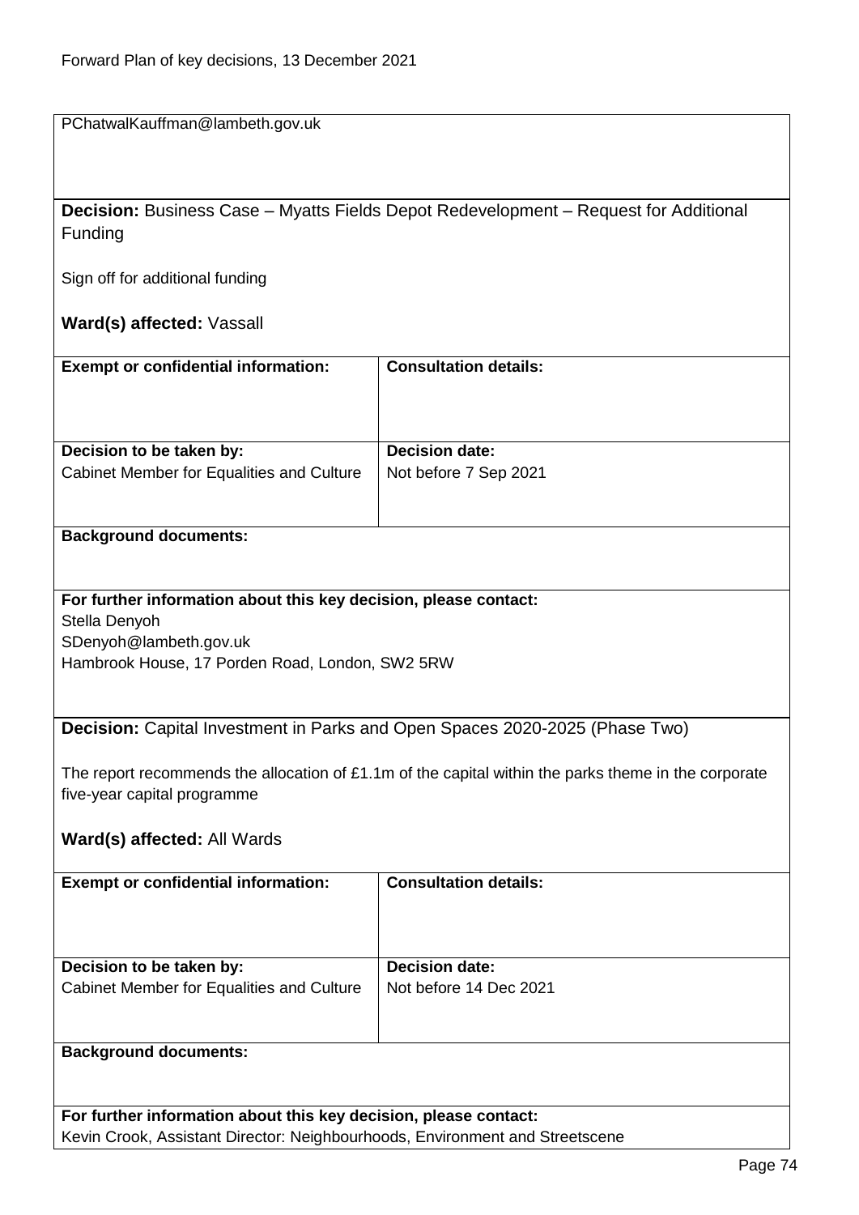PChatwalKauffman@lambeth.gov.uk

**Decision:** Business Case – Myatts Fields Depot Redevelopment – Request for Additional Funding

Sign off for additional funding

**Ward(s) affected:** Vassall

| **Exempt or confidential information:** | **Consultation details:** |
|---|---|
| | |

| **Decision to be taken by:** | **Decision date:** |
|---|---|
| Cabinet Member for Equalities and Culture | Not before 7 Sep 2021 |

**Background documents:**

**For further information about this key decision, please contact:**
Stella Denyoh
SDenyoh@lambeth.gov.uk
Hambrook House, 17 Porden Road, London, SW2 5RW

**Decision:** Capital Investment in Parks and Open Spaces 2020-2025 (Phase Two)

The report recommends the allocation of £1.1m of the capital within the parks theme in the corporate five-year capital programme

**Ward(s) affected:** All Wards

| **Exempt or confidential information:** | **Consultation details:** |
|---|---|
| | |

| **Decision to be taken by:** | **Decision date:** |
|---|---|
| Cabinet Member for Equalities and Culture | Not before 14 Dec 2021 |

**Background documents:**

**For further information about this key decision, please contact:**
Kevin Crook, Assistant Director: Neighbourhoods, Environment and Streetscene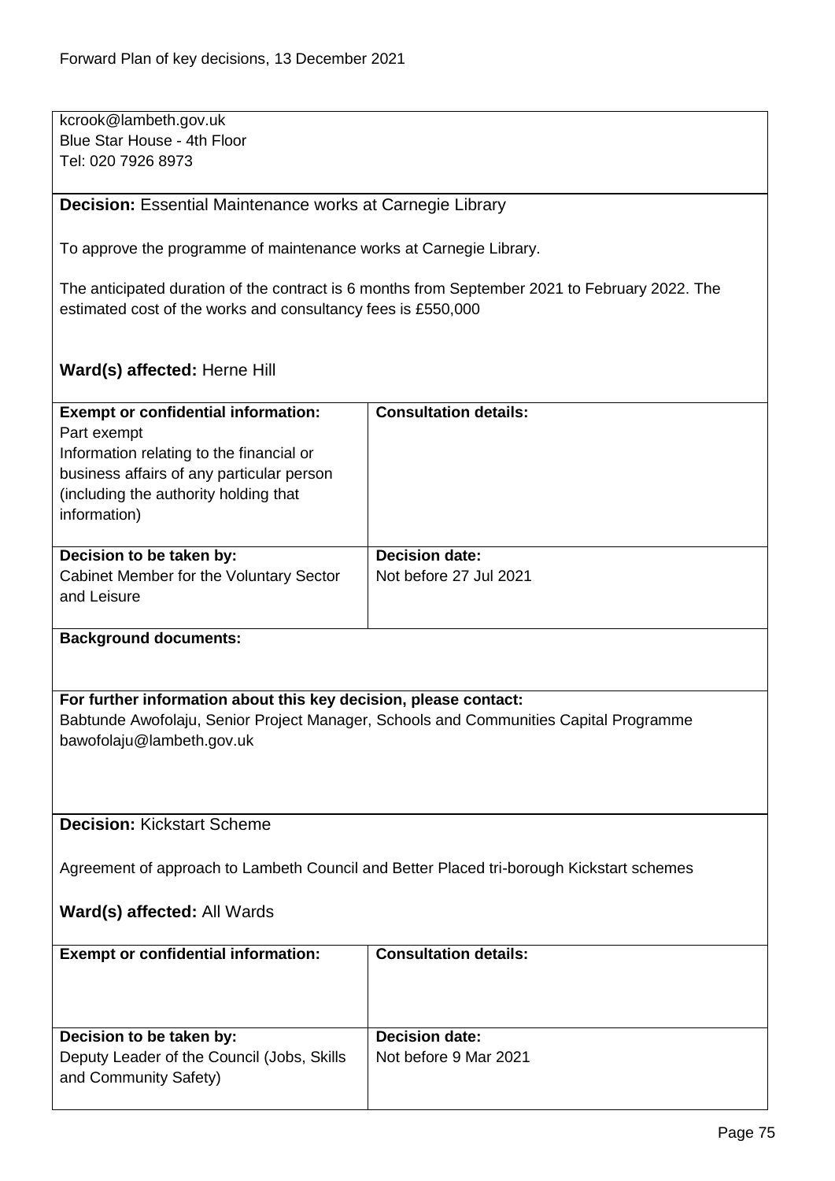kcrook@lambeth.gov.uk
Blue Star House - 4th Floor
Tel: 020 7926 8973

**Decision:** Essential Maintenance works at Carnegie Library

To approve the programme of maintenance works at Carnegie Library.

The anticipated duration of the contract is 6 months from September 2021 to February 2022. The estimated cost of the works and consultancy fees is £550,000

**Ward(s) affected:** Herne Hill

| **Exempt or confidential information:** | **Consultation details:** |
| --- | --- |
| Part exempt<br>Information relating to the financial or business affairs of any particular person (including the authority holding that information) | |
| **Decision to be taken by:** | **Decision date:** |
| Cabinet Member for the Voluntary Sector and Leisure | Not before 27 Jul 2021 |

**Background documents:**

**For further information about this key decision, please contact:**
Babtunde Awofolaju, Senior Project Manager, Schools and Communities Capital Programme
bawofolaju@lambeth.gov.uk

**Decision:** Kickstart Scheme

Agreement of approach to Lambeth Council and Better Placed tri-borough Kickstart schemes

**Ward(s) affected:** All Wards

| **Exempt or confidential information:** | **Consultation details:** |
| --- | --- |
| | |
| **Decision to be taken by:** | **Decision date:** |
| Deputy Leader of the Council (Jobs, Skills and Community Safety) | Not before 9 Mar 2021 |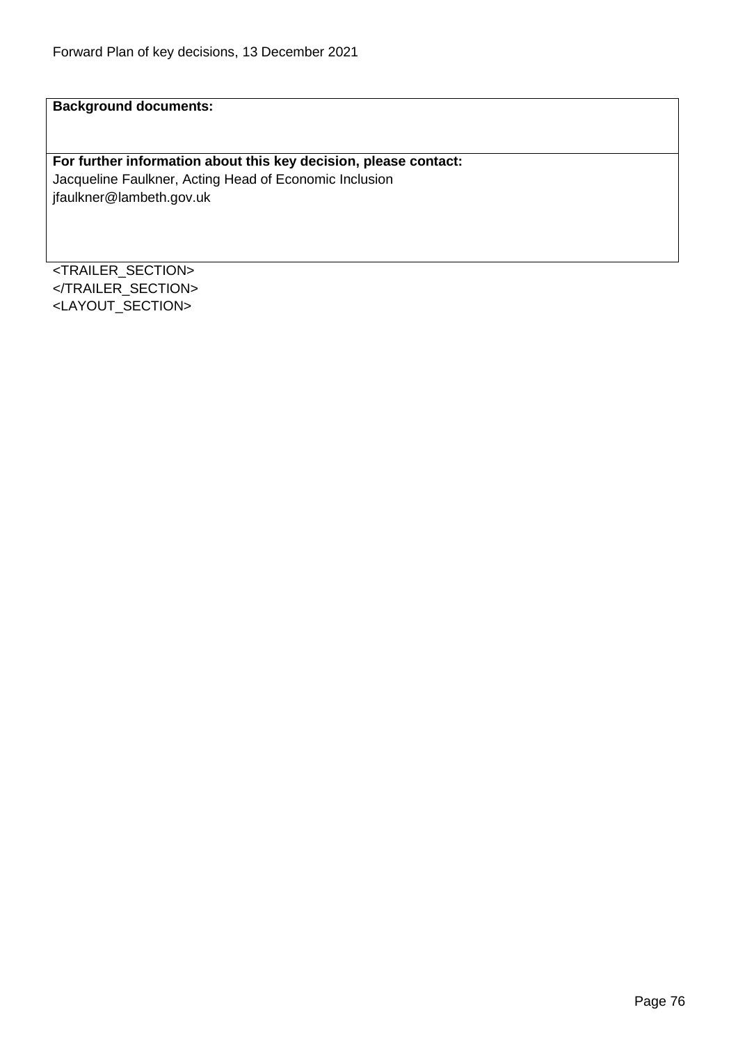**Background documents:**

**For further information about this key decision, please contact:**
Jacqueline Faulkner, Acting Head of Economic Inclusion
jfaulkner@lambeth.gov.uk

<TRAILER_SECTION>
</TRAILER_SECTION>
<LAYOUT_SECTION>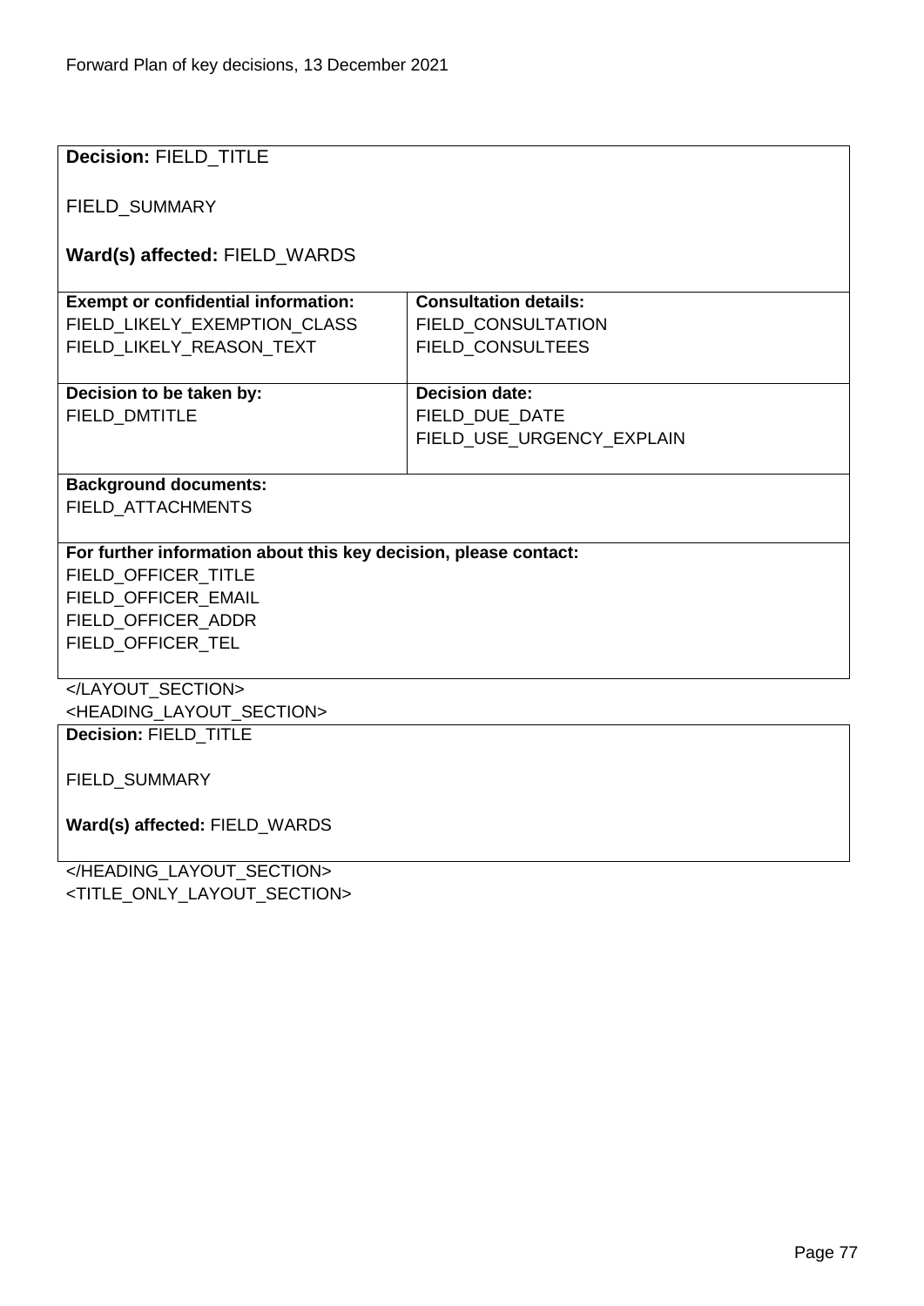**Decision:** FIELD_TITLE

FIELD_SUMMARY

**Ward(s) affected:** FIELD_WARDS

| **Exempt or confidential information:** | **Consultation details:** |
| --- | --- |
| FIELD_LIKELY_EXEMPTION_CLASS<br>FIELD_LIKELY_REASON_TEXT | FIELD_CONSULTATION<br>FIELD_CONSULTEES |
| **Decision to be taken by:**<br>FIELD_DMTITLE | **Decision date:**<br>FIELD_DUE_DATE<br>FIELD_USE_URGENCY_EXPLAIN |

**Background documents:**
FIELD_ATTACHMENTS

**For further information about this key decision, please contact:**
FIELD_OFFICER_TITLE
FIELD_OFFICER_EMAIL
FIELD_OFFICER_ADDR
FIELD_OFFICER_TEL

</LAYOUT_SECTION>
<HEADING_LAYOUT_SECTION>

**Decision:** FIELD_TITLE

FIELD_SUMMARY

**Ward(s) affected:** FIELD_WARDS

</HEADING_LAYOUT_SECTION>
<TITLE_ONLY_LAYOUT_SECTION>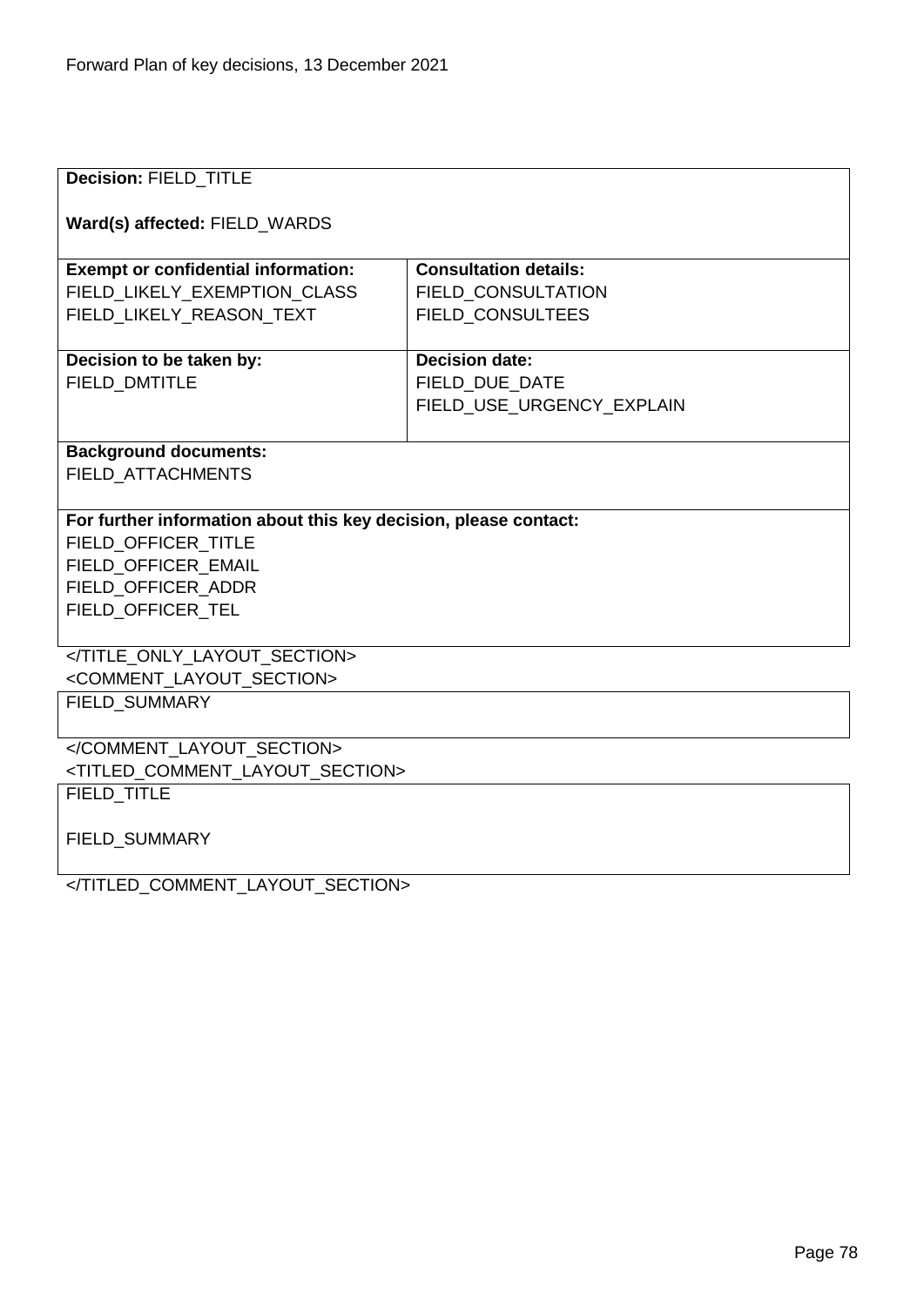| **Decision:** FIELD_TITLE<br><br>**Ward(s) affected:** FIELD_WARDS | |
|---|---|
| **Exempt or confidential information:**<br>FIELD_LIKELY_EXEMPTION_CLASS<br>FIELD_LIKELY_REASON_TEXT | **Consultation details:**<br>FIELD_CONSULTATION<br>FIELD_CONSULTEES |
| **Decision to be taken by:**<br>FIELD_DMTITLE | **Decision date:**<br>FIELD_DUE_DATE<br>FIELD_USE_URGENCY_EXPLAIN |
| **Background documents:**<br>FIELD_ATTACHMENTS | |
| **For further information about this key decision, please contact:**<br>FIELD_OFFICER_TITLE<br>FIELD_OFFICER_EMAIL<br>FIELD_OFFICER_ADDR<br>FIELD_OFFICER_TEL | |

</TITLE_ONLY_LAYOUT_SECTION>
<COMMENT_LAYOUT_SECTION>

| |
|---|
| FIELD_SUMMARY |

</COMMENT_LAYOUT_SECTION>
<TITLED_COMMENT_LAYOUT_SECTION>

| |
|---|
| FIELD_TITLE<br><br>FIELD_SUMMARY |

</TITLED_COMMENT_LAYOUT_SECTION>